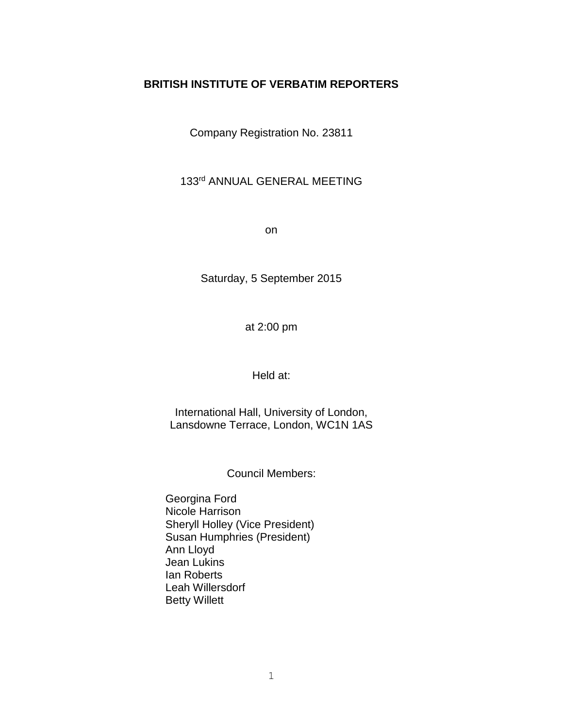# BRITISH INSTITUTE OF VERBATIM REPORTERS

Company Registration No. 23811

133rd ANNUAL GENERAL MEETING

on

Saturday, 5 September 2015

at 2:00 pm

Held at:

International Hall, University of London,
Lansdowne Terrace, London, WC1N 1AS

Council Members:

Georgina Ford
Nicole Harrison
Sheryll Holley (Vice President)
Susan Humphries (President)
Ann Lloyd
Jean Lukins
Ian Roberts
Leah Willersdorf
Betty Willett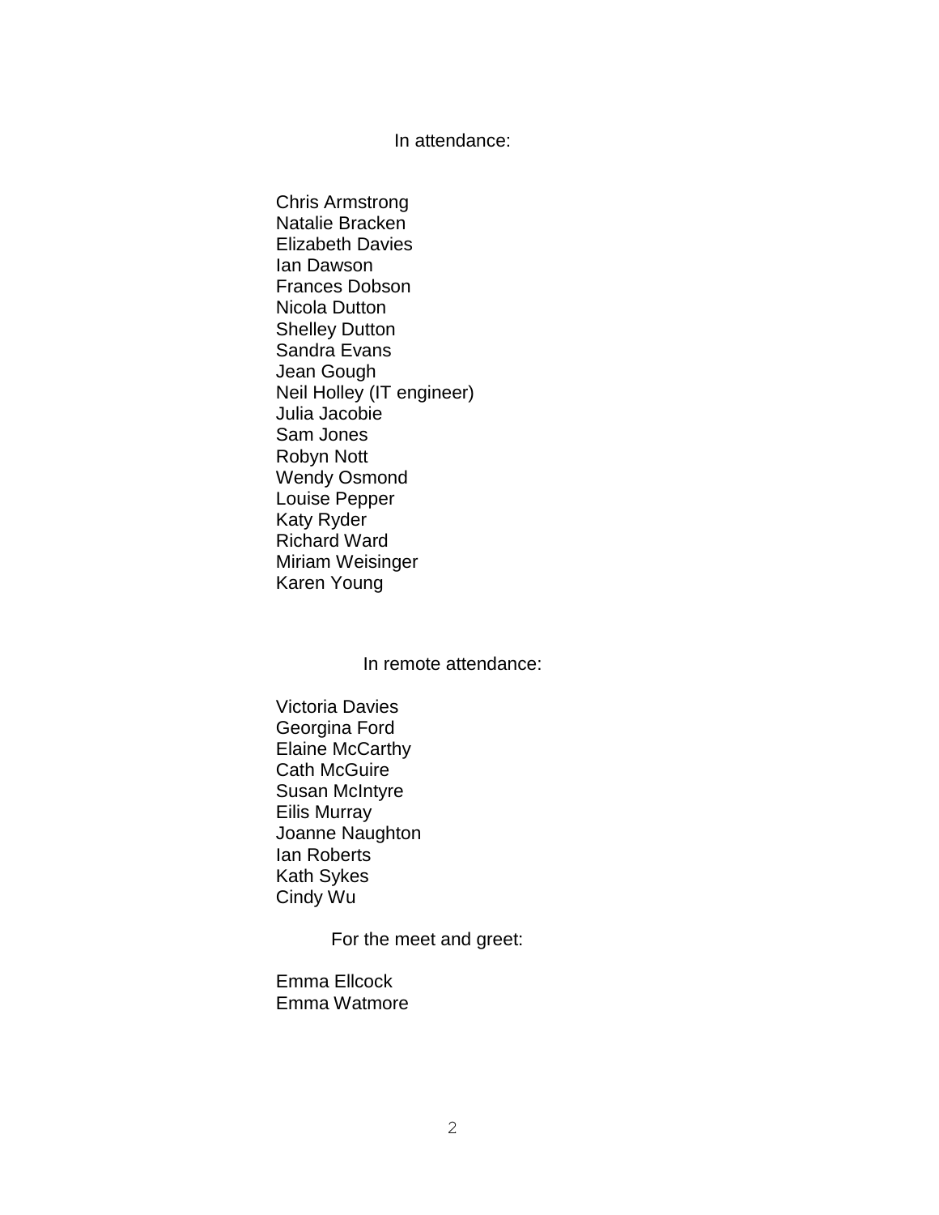In attendance:

Chris Armstrong
Natalie Bracken
Elizabeth Davies
Ian Dawson
Frances Dobson
Nicola Dutton
Shelley Dutton
Sandra Evans
Jean Gough
Neil Holley (IT engineer)
Julia Jacobie
Sam Jones
Robyn Nott
Wendy Osmond
Louise Pepper
Katy Ryder
Richard Ward
Miriam Weisinger
Karen Young

In remote attendance:

Victoria Davies
Georgina Ford
Elaine McCarthy
Cath McGuire
Susan McIntyre
Eilis Murray
Joanne Naughton
Ian Roberts
Kath Sykes
Cindy Wu

For the meet and greet:

Emma Ellcock
Emma Watmore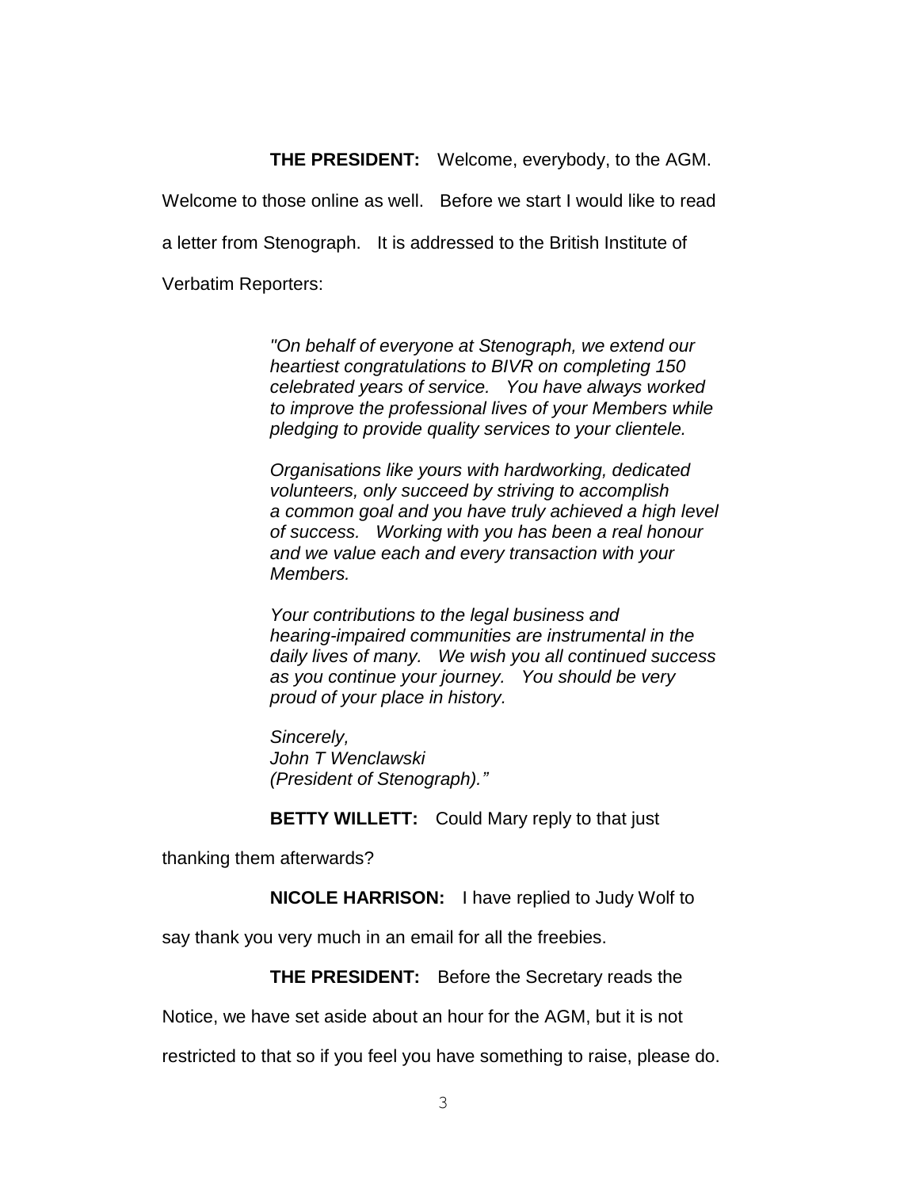**THE PRESIDENT:** Welcome, everybody, to the AGM. Welcome to those online as well. Before we start I would like to read a letter from Stenograph. It is addressed to the British Institute of Verbatim Reporters:

> *"On behalf of everyone at Stenograph, we extend our heartiest congratulations to BIVR on completing 150 celebrated years of service. You have always worked to improve the professional lives of your Members while pledging to provide quality services to your clientele.*
>
> *Organisations like yours with hardworking, dedicated volunteers, only succeed by striving to accomplish a common goal and you have truly achieved a high level of success. Working with you has been a real honour and we value each and every transaction with your Members.*
>
> *Your contributions to the legal business and hearing-impaired communities are instrumental in the daily lives of many. We wish you all continued success as you continue your journey. You should be very proud of your place in history.*
>
> *Sincerely,*
> *John T Wenclawski*
> *(President of Stenograph)."*

**BETTY WILLETT:** Could Mary reply to that just thanking them afterwards?

**NICOLE HARRISON:** I have replied to Judy Wolf to say thank you very much in an email for all the freebies.

**THE PRESIDENT:** Before the Secretary reads the Notice, we have set aside about an hour for the AGM, but it is not restricted to that so if you feel you have something to raise, please do.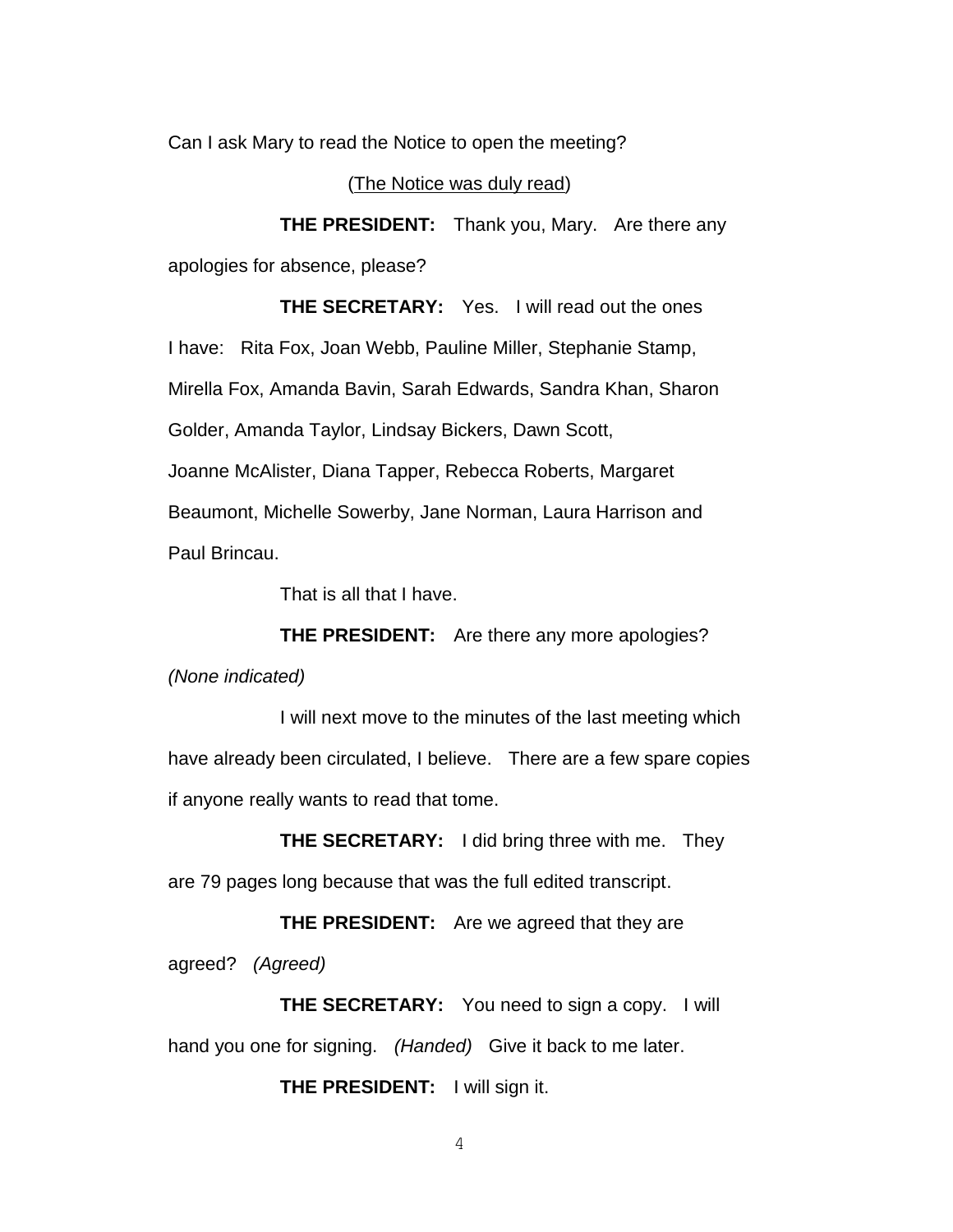Can I ask Mary to read the Notice to open the meeting?

(The Notice was duly read)

**THE PRESIDENT:** Thank you, Mary. Are there any apologies for absence, please?

**THE SECRETARY:** Yes. I will read out the ones I have: Rita Fox, Joan Webb, Pauline Miller, Stephanie Stamp, Mirella Fox, Amanda Bavin, Sarah Edwards, Sandra Khan, Sharon Golder, Amanda Taylor, Lindsay Bickers, Dawn Scott, Joanne McAlister, Diana Tapper, Rebecca Roberts, Margaret Beaumont, Michelle Sowerby, Jane Norman, Laura Harrison and Paul Brincau.

That is all that I have.

**THE PRESIDENT:** Are there any more apologies? *(None indicated)*

I will next move to the minutes of the last meeting which have already been circulated, I believe. There are a few spare copies if anyone really wants to read that tome.

**THE SECRETARY:** I did bring three with me. They are 79 pages long because that was the full edited transcript.

**THE PRESIDENT:** Are we agreed that they are agreed? *(Agreed)*

**THE SECRETARY:** You need to sign a copy. I will hand you one for signing. *(Handed)* Give it back to me later.

**THE PRESIDENT:** I will sign it.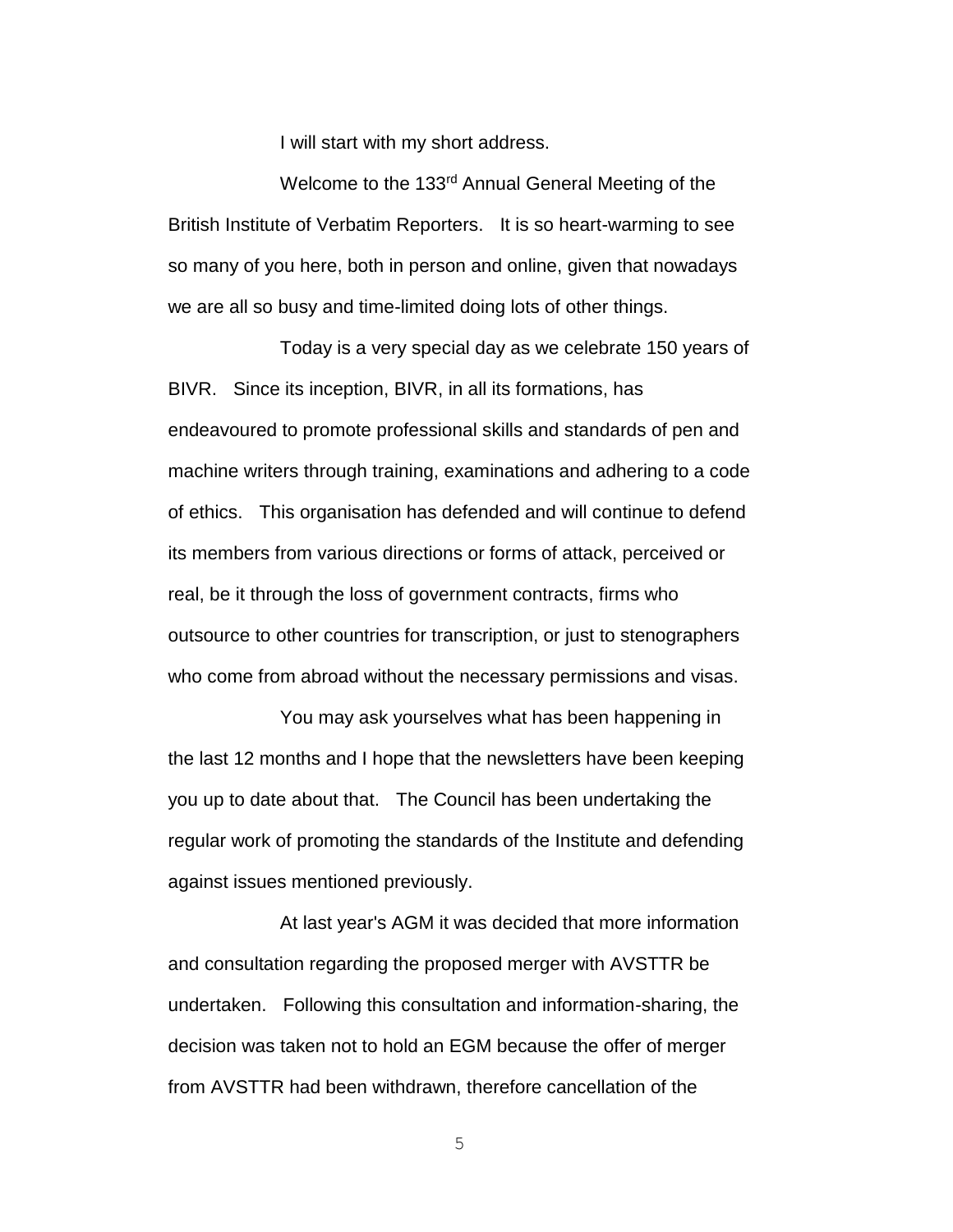I will start with my short address.

Welcome to the 133rd Annual General Meeting of the British Institute of Verbatim Reporters. It is so heart-warming to see so many of you here, both in person and online, given that nowadays we are all so busy and time-limited doing lots of other things.

Today is a very special day as we celebrate 150 years of BIVR. Since its inception, BIVR, in all its formations, has endeavoured to promote professional skills and standards of pen and machine writers through training, examinations and adhering to a code of ethics. This organisation has defended and will continue to defend its members from various directions or forms of attack, perceived or real, be it through the loss of government contracts, firms who outsource to other countries for transcription, or just to stenographers who come from abroad without the necessary permissions and visas.

You may ask yourselves what has been happening in the last 12 months and I hope that the newsletters have been keeping you up to date about that. The Council has been undertaking the regular work of promoting the standards of the Institute and defending against issues mentioned previously.

At last year's AGM it was decided that more information and consultation regarding the proposed merger with AVSTTR be undertaken. Following this consultation and information-sharing, the decision was taken not to hold an EGM because the offer of merger from AVSTTR had been withdrawn, therefore cancellation of the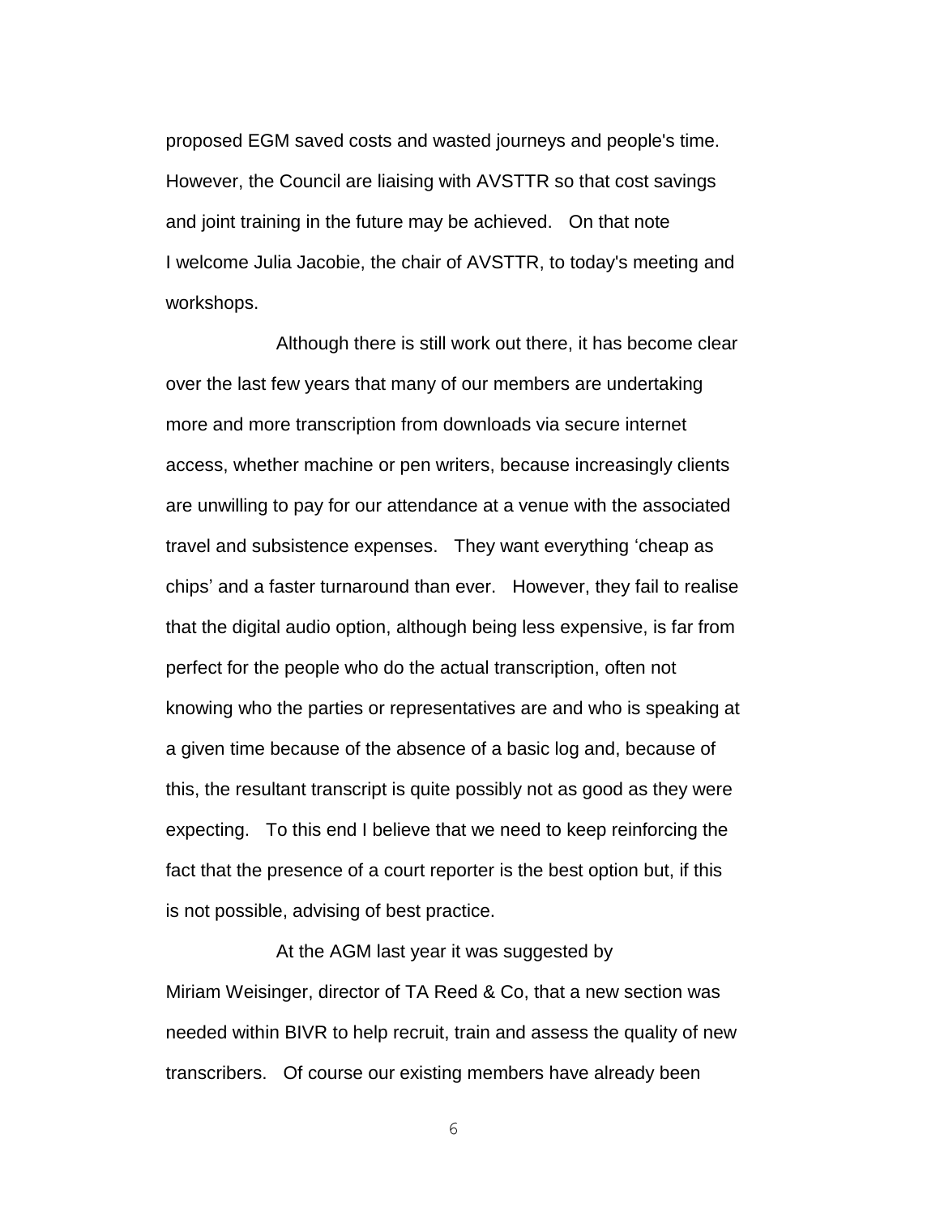proposed EGM saved costs and wasted journeys and people's time. However, the Council are liaising with AVSTTR so that cost savings and joint training in the future may be achieved. On that note I welcome Julia Jacobie, the chair of AVSTTR, to today's meeting and workshops.

Although there is still work out there, it has become clear over the last few years that many of our members are undertaking more and more transcription from downloads via secure internet access, whether machine or pen writers, because increasingly clients are unwilling to pay for our attendance at a venue with the associated travel and subsistence expenses. They want everything 'cheap as chips' and a faster turnaround than ever. However, they fail to realise that the digital audio option, although being less expensive, is far from perfect for the people who do the actual transcription, often not knowing who the parties or representatives are and who is speaking at a given time because of the absence of a basic log and, because of this, the resultant transcript is quite possibly not as good as they were expecting. To this end I believe that we need to keep reinforcing the fact that the presence of a court reporter is the best option but, if this is not possible, advising of best practice.

At the AGM last year it was suggested by Miriam Weisinger, director of TA Reed & Co, that a new section was needed within BIVR to help recruit, train and assess the quality of new transcribers. Of course our existing members have already been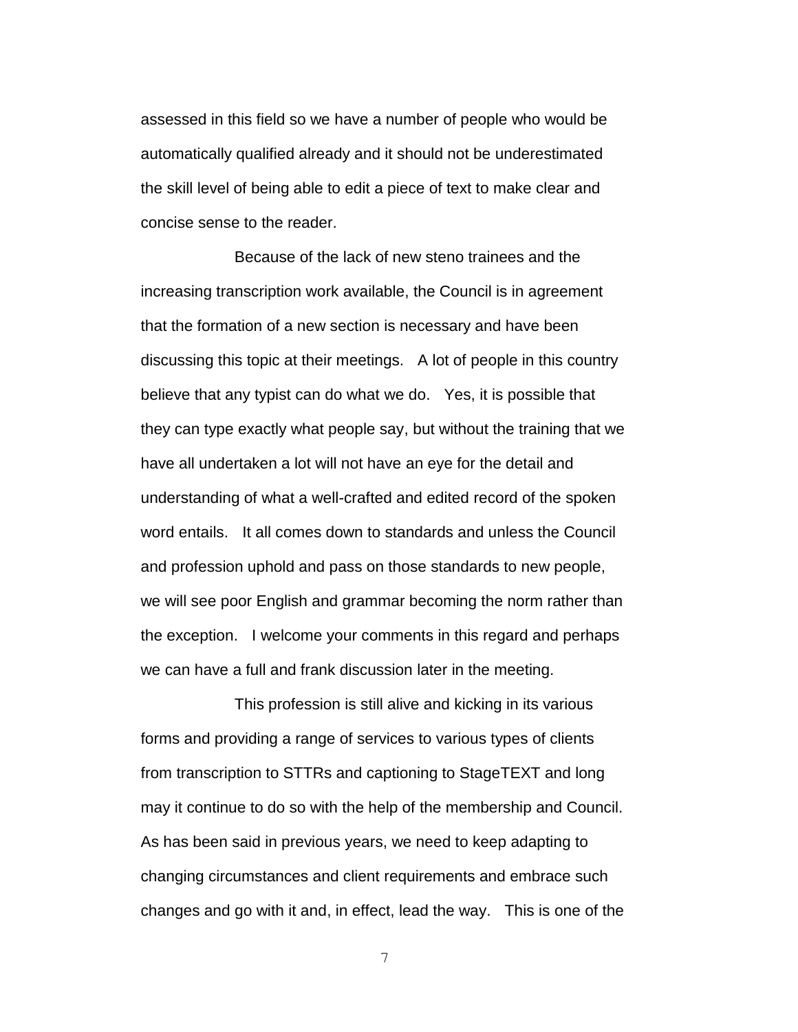assessed in this field so we have a number of people who would be automatically qualified already and it should not be underestimated the skill level of being able to edit a piece of text to make clear and concise sense to the reader.

Because of the lack of new steno trainees and the increasing transcription work available, the Council is in agreement that the formation of a new section is necessary and have been discussing this topic at their meetings. A lot of people in this country believe that any typist can do what we do. Yes, it is possible that they can type exactly what people say, but without the training that we have all undertaken a lot will not have an eye for the detail and understanding of what a well-crafted and edited record of the spoken word entails. It all comes down to standards and unless the Council and profession uphold and pass on those standards to new people, we will see poor English and grammar becoming the norm rather than the exception. I welcome your comments in this regard and perhaps we can have a full and frank discussion later in the meeting.

This profession is still alive and kicking in its various forms and providing a range of services to various types of clients from transcription to STTRs and captioning to StageTEXT and long may it continue to do so with the help of the membership and Council. As has been said in previous years, we need to keep adapting to changing circumstances and client requirements and embrace such changes and go with it and, in effect, lead the way. This is one of the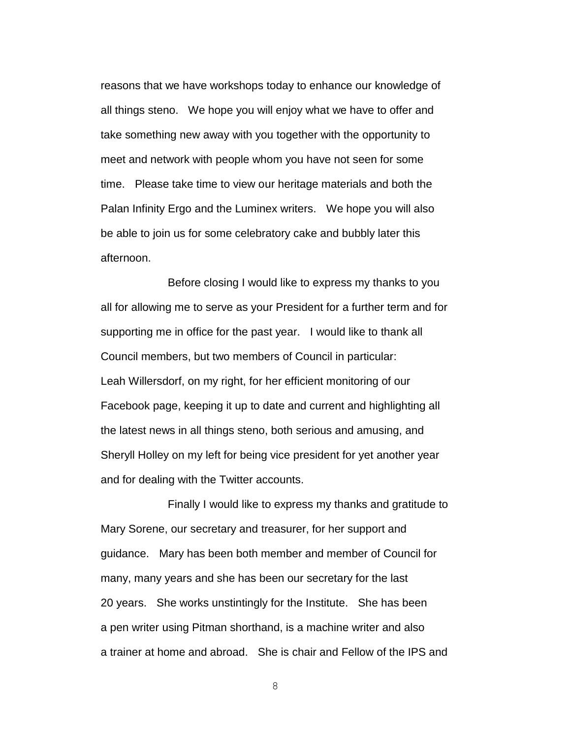reasons that we have workshops today to enhance our knowledge of all things steno. We hope you will enjoy what we have to offer and take something new away with you together with the opportunity to meet and network with people whom you have not seen for some time. Please take time to view our heritage materials and both the Palan Infinity Ergo and the Luminex writers. We hope you will also be able to join us for some celebratory cake and bubbly later this afternoon.

Before closing I would like to express my thanks to you all for allowing me to serve as your President for a further term and for supporting me in office for the past year. I would like to thank all Council members, but two members of Council in particular: Leah Willersdorf, on my right, for her efficient monitoring of our Facebook page, keeping it up to date and current and highlighting all the latest news in all things steno, both serious and amusing, and Sheryll Holley on my left for being vice president for yet another year and for dealing with the Twitter accounts.

Finally I would like to express my thanks and gratitude to Mary Sorene, our secretary and treasurer, for her support and guidance. Mary has been both member and member of Council for many, many years and she has been our secretary for the last 20 years. She works unstintingly for the Institute. She has been a pen writer using Pitman shorthand, is a machine writer and also a trainer at home and abroad. She is chair and Fellow of the IPS and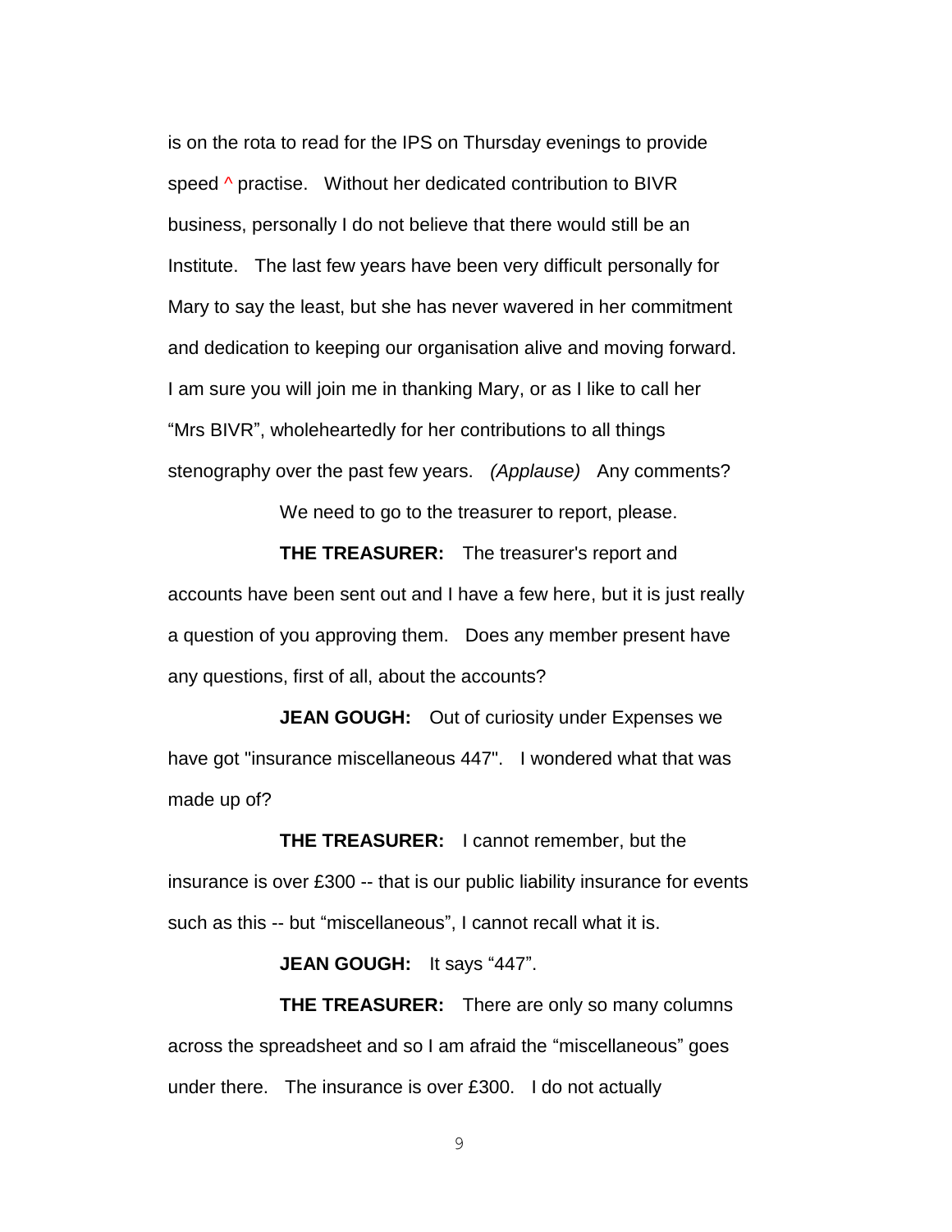is on the rota to read for the IPS on Thursday evenings to provide speed ^ practise. Without her dedicated contribution to BIVR business, personally I do not believe that there would still be an Institute. The last few years have been very difficult personally for Mary to say the least, but she has never wavered in her commitment and dedication to keeping our organisation alive and moving forward. I am sure you will join me in thanking Mary, or as I like to call her "Mrs BIVR", wholeheartedly for her contributions to all things stenography over the past few years. *(Applause)* Any comments?

We need to go to the treasurer to report, please.

**THE TREASURER:** The treasurer's report and accounts have been sent out and I have a few here, but it is just really a question of you approving them. Does any member present have any questions, first of all, about the accounts?

**JEAN GOUGH:** Out of curiosity under Expenses we have got "insurance miscellaneous 447". I wondered what that was made up of?

**THE TREASURER:** I cannot remember, but the insurance is over £300 -- that is our public liability insurance for events such as this -- but "miscellaneous", I cannot recall what it is.

**JEAN GOUGH:** It says "447".

**THE TREASURER:** There are only so many columns across the spreadsheet and so I am afraid the "miscellaneous" goes under there. The insurance is over £300. I do not actually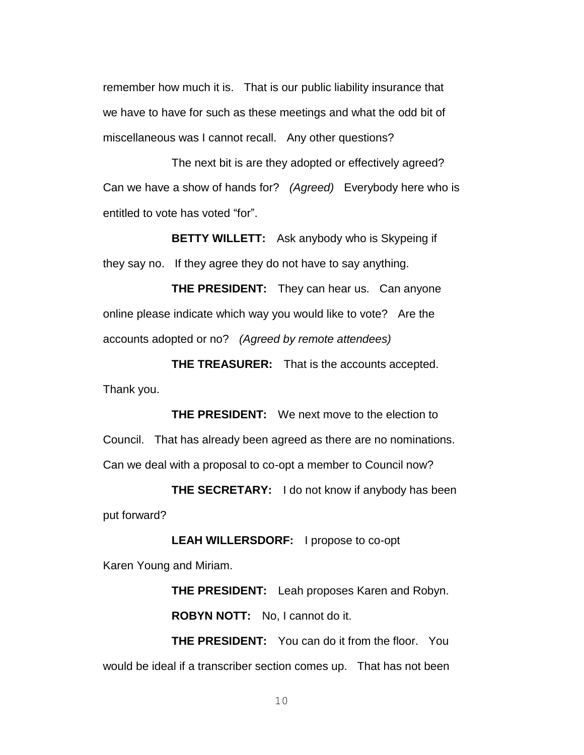remember how much it is. That is our public liability insurance that we have to have for such as these meetings and what the odd bit of miscellaneous was I cannot recall. Any other questions?

The next bit is are they adopted or effectively agreed? Can we have a show of hands for? *(Agreed)* Everybody here who is entitled to vote has voted "for".

**BETTY WILLETT:** Ask anybody who is Skypeing if they say no. If they agree they do not have to say anything.

**THE PRESIDENT:** They can hear us. Can anyone online please indicate which way you would like to vote? Are the accounts adopted or no? *(Agreed by remote attendees)*

**THE TREASURER:** That is the accounts accepted. Thank you.

**THE PRESIDENT:** We next move to the election to Council. That has already been agreed as there are no nominations. Can we deal with a proposal to co-opt a member to Council now?

**THE SECRETARY:** I do not know if anybody has been put forward?

**LEAH WILLERSDORF:** I propose to co-opt Karen Young and Miriam.

**THE PRESIDENT:** Leah proposes Karen and Robyn.

**ROBYN NOTT:** No, I cannot do it.

**THE PRESIDENT:** You can do it from the floor. You would be ideal if a transcriber section comes up. That has not been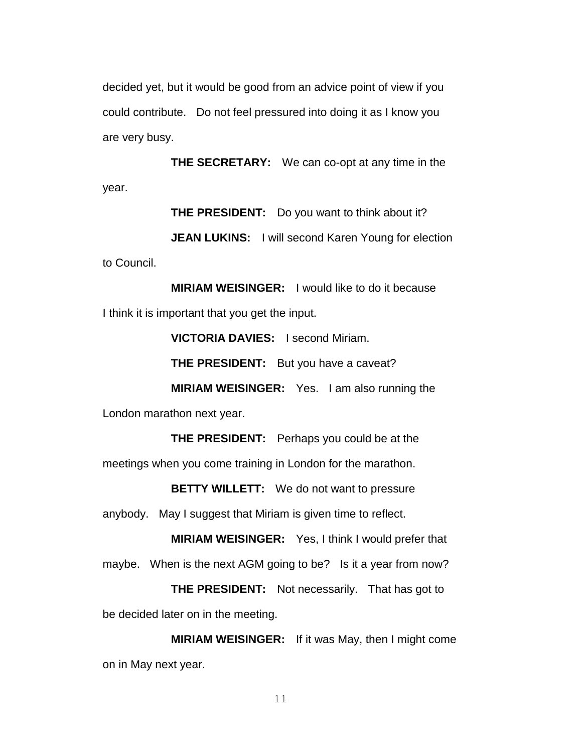decided yet, but it would be good from an advice point of view if you could contribute. Do not feel pressured into doing it as I know you are very busy.

**THE SECRETARY:** We can co-opt at any time in the year.

**THE PRESIDENT:** Do you want to think about it?

**JEAN LUKINS:** I will second Karen Young for election to Council.

**MIRIAM WEISINGER:** I would like to do it because I think it is important that you get the input.

**VICTORIA DAVIES:** I second Miriam.

**THE PRESIDENT:** But you have a caveat?

**MIRIAM WEISINGER:** Yes. I am also running the London marathon next year.

**THE PRESIDENT:** Perhaps you could be at the meetings when you come training in London for the marathon.

**BETTY WILLETT:** We do not want to pressure anybody. May I suggest that Miriam is given time to reflect.

**MIRIAM WEISINGER:** Yes, I think I would prefer that maybe. When is the next AGM going to be? Is it a year from now?

**THE PRESIDENT:** Not necessarily. That has got to be decided later on in the meeting.

**MIRIAM WEISINGER:** If it was May, then I might come on in May next year.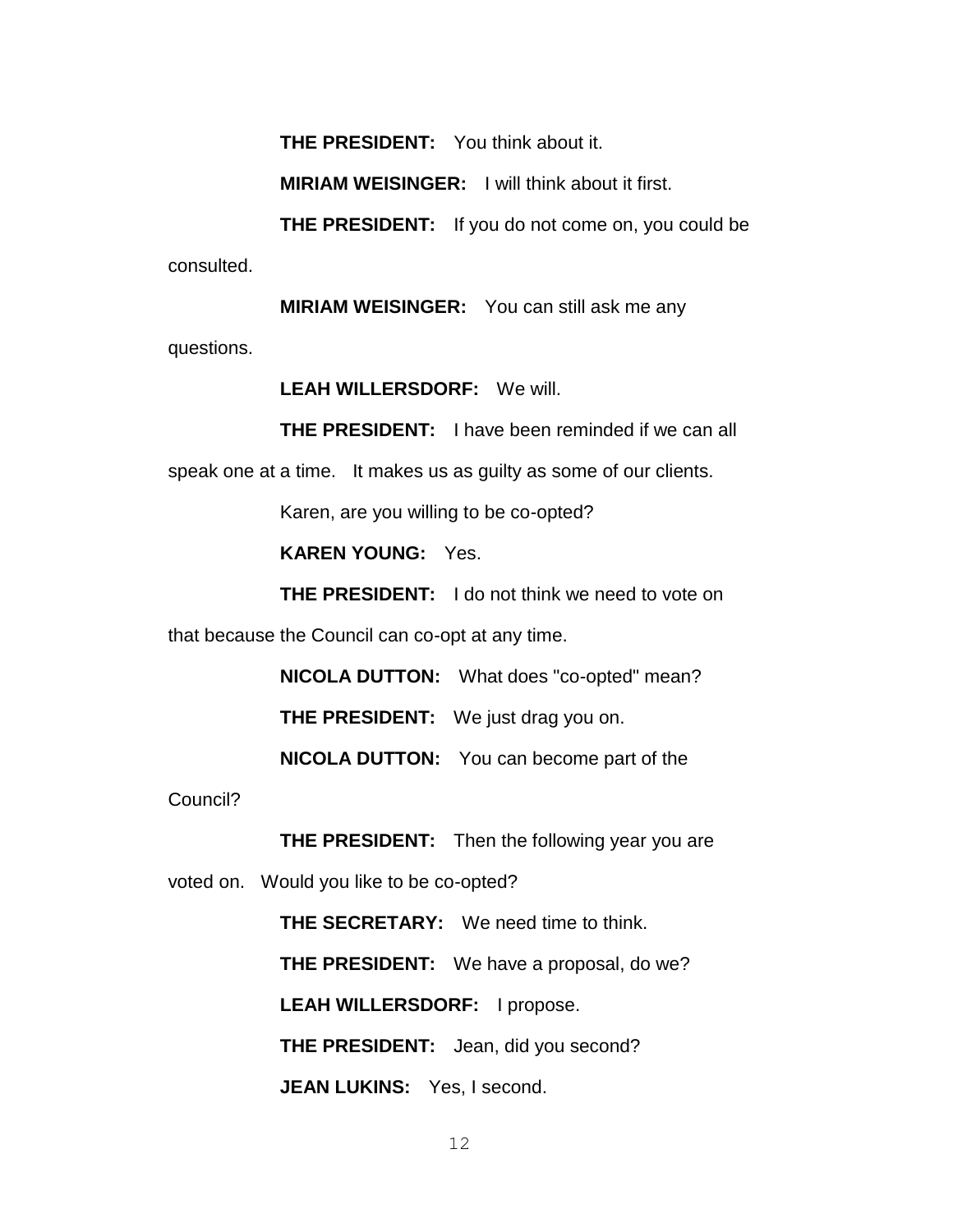**THE PRESIDENT:** You think about it.

**MIRIAM WEISINGER:** I will think about it first.

**THE PRESIDENT:** If you do not come on, you could be consulted.

**MIRIAM WEISINGER:** You can still ask me any questions.

**LEAH WILLERSDORF:** We will.

**THE PRESIDENT:** I have been reminded if we can all speak one at a time. It makes us as guilty as some of our clients.

Karen, are you willing to be co-opted?

**KAREN YOUNG:** Yes.

**THE PRESIDENT:** I do not think we need to vote on that because the Council can co-opt at any time.

**NICOLA DUTTON:** What does "co-opted" mean?

**THE PRESIDENT:** We just drag you on.

**NICOLA DUTTON:** You can become part of the Council?

**THE PRESIDENT:** Then the following year you are voted on. Would you like to be co-opted?

**THE SECRETARY:** We need time to think.

**THE PRESIDENT:** We have a proposal, do we?

**LEAH WILLERSDORF:** I propose.

**THE PRESIDENT:** Jean, did you second?

**JEAN LUKINS:** Yes, I second.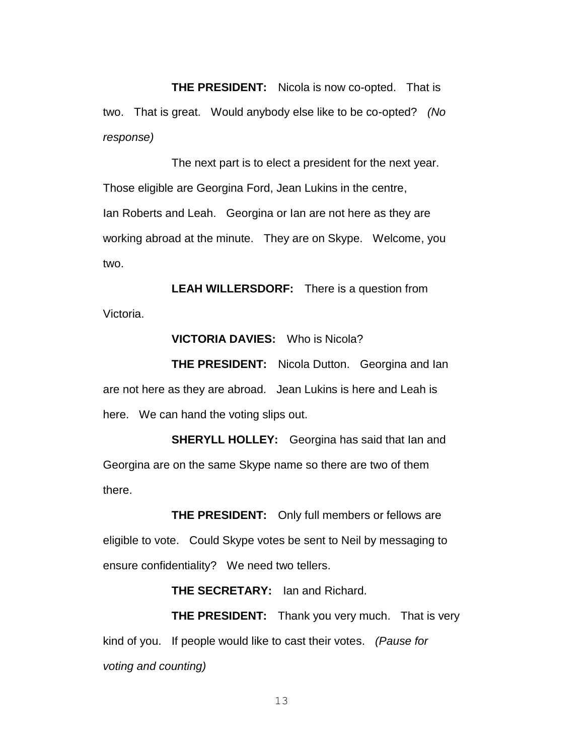**THE PRESIDENT:** Nicola is now co-opted. That is two. That is great. Would anybody else like to be co-opted? *(No response)*

The next part is to elect a president for the next year. Those eligible are Georgina Ford, Jean Lukins in the centre, Ian Roberts and Leah. Georgina or Ian are not here as they are working abroad at the minute. They are on Skype. Welcome, you two.

**LEAH WILLERSDORF:** There is a question from Victoria.

**VICTORIA DAVIES:** Who is Nicola?

**THE PRESIDENT:** Nicola Dutton. Georgina and Ian are not here as they are abroad. Jean Lukins is here and Leah is here. We can hand the voting slips out.

**SHERYLL HOLLEY:** Georgina has said that Ian and Georgina are on the same Skype name so there are two of them there.

**THE PRESIDENT:** Only full members or fellows are eligible to vote. Could Skype votes be sent to Neil by messaging to ensure confidentiality? We need two tellers.

**THE SECRETARY:** Ian and Richard.

**THE PRESIDENT:** Thank you very much. That is very kind of you. If people would like to cast their votes. *(Pause for voting and counting)*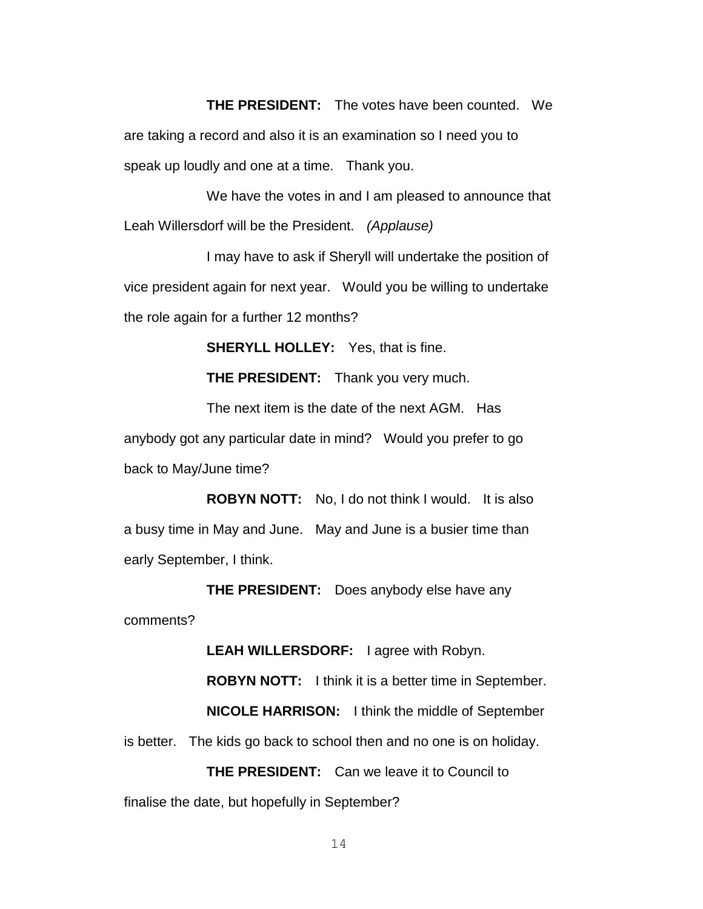**THE PRESIDENT:** The votes have been counted. We are taking a record and also it is an examination so I need you to speak up loudly and one at a time. Thank you.

We have the votes in and I am pleased to announce that Leah Willersdorf will be the President. *(Applause)*

I may have to ask if Sheryll will undertake the position of vice president again for next year. Would you be willing to undertake the role again for a further 12 months?

**SHERYLL HOLLEY:** Yes, that is fine.

**THE PRESIDENT:** Thank you very much.

The next item is the date of the next AGM. Has anybody got any particular date in mind? Would you prefer to go back to May/June time?

**ROBYN NOTT:** No, I do not think I would. It is also a busy time in May and June. May and June is a busier time than early September, I think.

**THE PRESIDENT:** Does anybody else have any comments?

**LEAH WILLERSDORF:** I agree with Robyn.

**ROBYN NOTT:** I think it is a better time in September.

**NICOLE HARRISON:** I think the middle of September is better. The kids go back to school then and no one is on holiday.

**THE PRESIDENT:** Can we leave it to Council to finalise the date, but hopefully in September?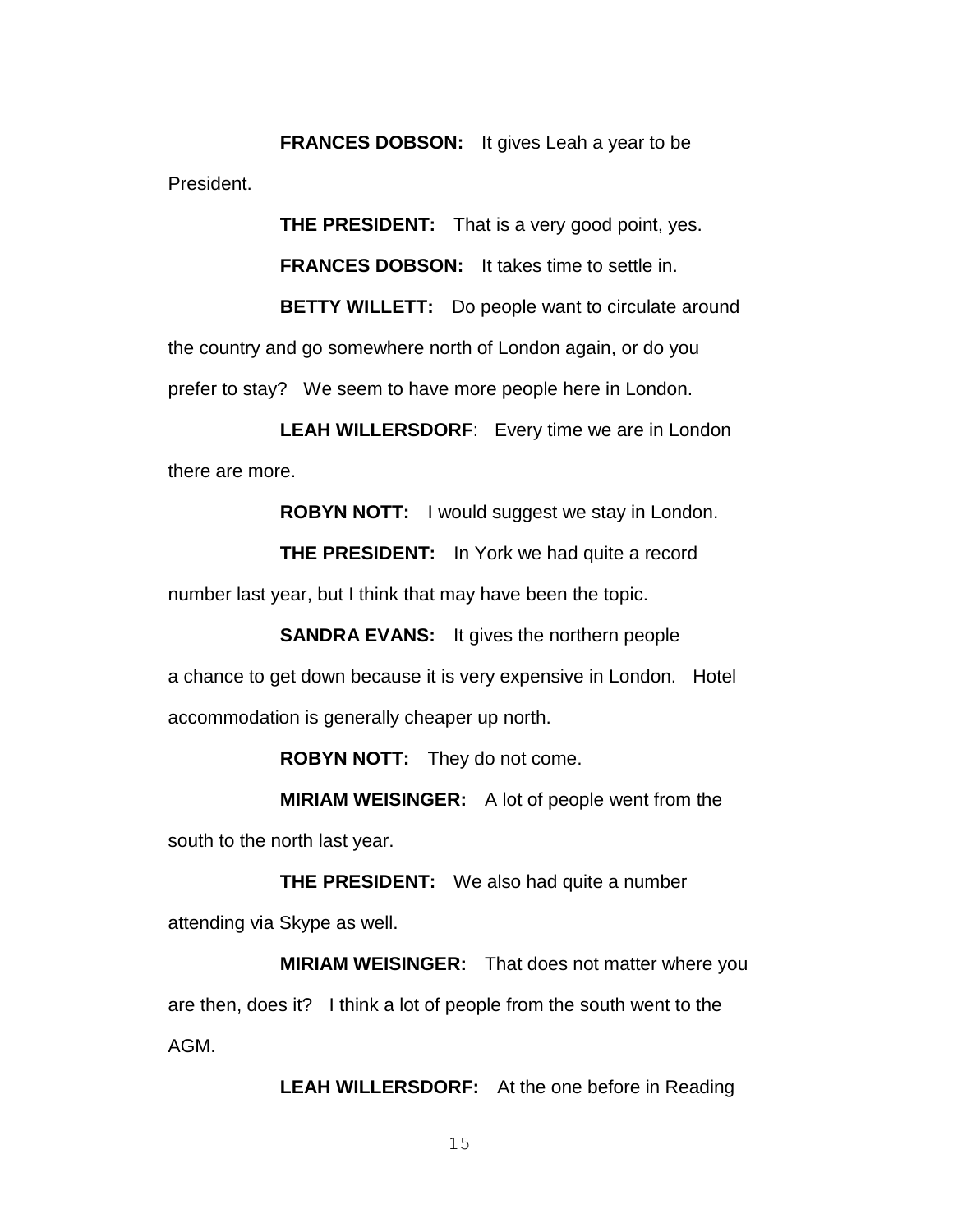**FRANCES DOBSON:** It gives Leah a year to be President.

**THE PRESIDENT:** That is a very good point, yes.

**FRANCES DOBSON:** It takes time to settle in.

**BETTY WILLETT:** Do people want to circulate around the country and go somewhere north of London again, or do you prefer to stay? We seem to have more people here in London.

**LEAH WILLERSDORF**: Every time we are in London there are more.

**ROBYN NOTT:** I would suggest we stay in London.

**THE PRESIDENT:** In York we had quite a record number last year, but I think that may have been the topic.

**SANDRA EVANS:** It gives the northern people a chance to get down because it is very expensive in London. Hotel accommodation is generally cheaper up north.

**ROBYN NOTT:** They do not come.

**MIRIAM WEISINGER:** A lot of people went from the south to the north last year.

**THE PRESIDENT:** We also had quite a number attending via Skype as well.

**MIRIAM WEISINGER:** That does not matter where you are then, does it? I think a lot of people from the south went to the AGM.

**LEAH WILLERSDORF:** At the one before in Reading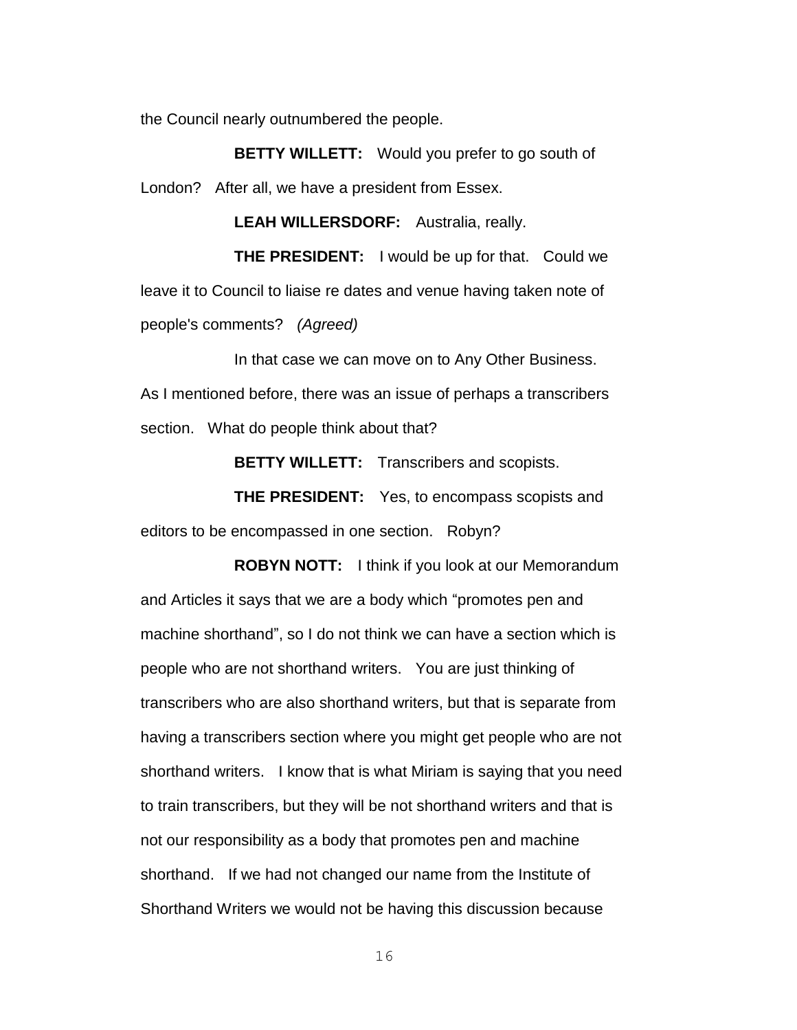the Council nearly outnumbered the people.

**BETTY WILLETT:** Would you prefer to go south of London? After all, we have a president from Essex.

**LEAH WILLERSDORF:** Australia, really.

**THE PRESIDENT:** I would be up for that. Could we leave it to Council to liaise re dates and venue having taken note of people's comments? *(Agreed)*

In that case we can move on to Any Other Business. As I mentioned before, there was an issue of perhaps a transcribers section. What do people think about that?

**BETTY WILLETT:** Transcribers and scopists.

**THE PRESIDENT:** Yes, to encompass scopists and editors to be encompassed in one section. Robyn?

**ROBYN NOTT:** I think if you look at our Memorandum and Articles it says that we are a body which "promotes pen and machine shorthand", so I do not think we can have a section which is people who are not shorthand writers. You are just thinking of transcribers who are also shorthand writers, but that is separate from having a transcribers section where you might get people who are not shorthand writers. I know that is what Miriam is saying that you need to train transcribers, but they will be not shorthand writers and that is not our responsibility as a body that promotes pen and machine shorthand. If we had not changed our name from the Institute of Shorthand Writers we would not be having this discussion because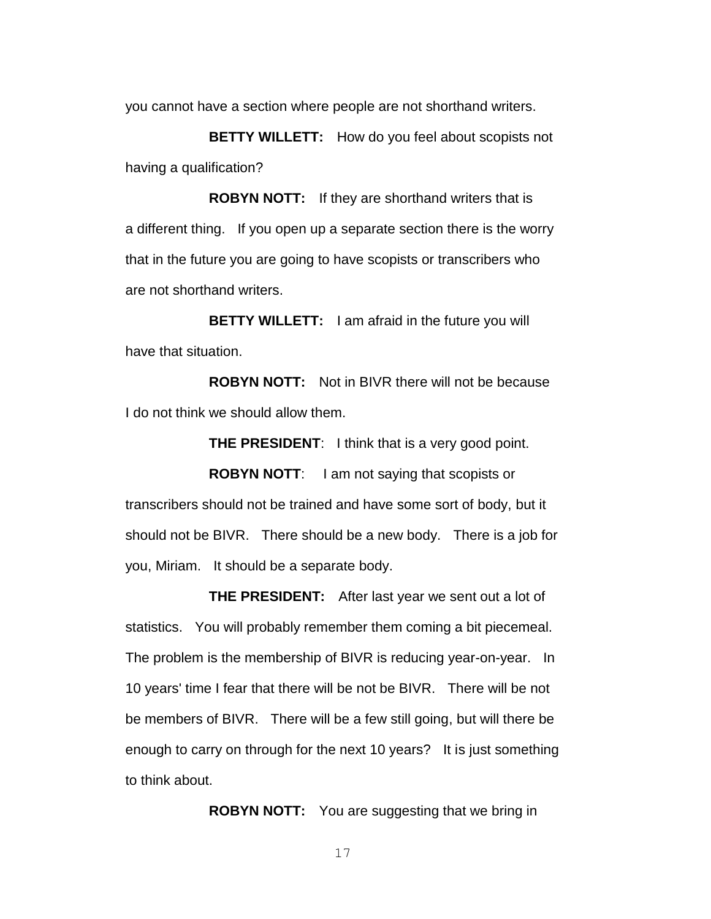you cannot have a section where people are not shorthand writers.

**BETTY WILLETT:** How do you feel about scopists not having a qualification?

**ROBYN NOTT:** If they are shorthand writers that is a different thing. If you open up a separate section there is the worry that in the future you are going to have scopists or transcribers who are not shorthand writers.

**BETTY WILLETT:** I am afraid in the future you will have that situation.

**ROBYN NOTT:** Not in BIVR there will not be because I do not think we should allow them.

**THE PRESIDENT**: I think that is a very good point.

**ROBYN NOTT**: I am not saying that scopists or transcribers should not be trained and have some sort of body, but it should not be BIVR. There should be a new body. There is a job for you, Miriam. It should be a separate body.

**THE PRESIDENT:** After last year we sent out a lot of statistics. You will probably remember them coming a bit piecemeal. The problem is the membership of BIVR is reducing year-on-year. In 10 years' time I fear that there will be not be BIVR. There will be not be members of BIVR. There will be a few still going, but will there be enough to carry on through for the next 10 years? It is just something to think about.

**ROBYN NOTT:** You are suggesting that we bring in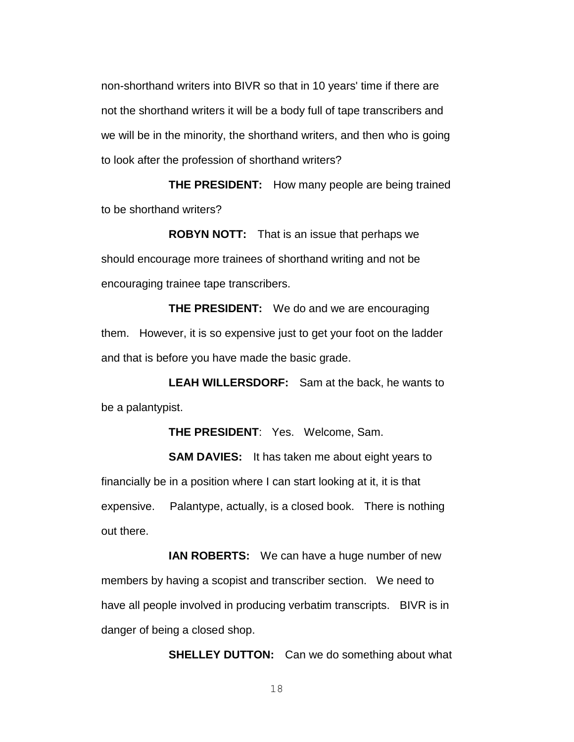non-shorthand writers into BIVR so that in 10 years' time if there are not the shorthand writers it will be a body full of tape transcribers and we will be in the minority, the shorthand writers, and then who is going to look after the profession of shorthand writers?

**THE PRESIDENT:** How many people are being trained to be shorthand writers?

**ROBYN NOTT:** That is an issue that perhaps we should encourage more trainees of shorthand writing and not be encouraging trainee tape transcribers.

**THE PRESIDENT:** We do and we are encouraging them. However, it is so expensive just to get your foot on the ladder and that is before you have made the basic grade.

**LEAH WILLERSDORF:** Sam at the back, he wants to be a palantypist.

**THE PRESIDENT**: Yes. Welcome, Sam.

**SAM DAVIES:** It has taken me about eight years to financially be in a position where I can start looking at it, it is that expensive. Palantype, actually, is a closed book. There is nothing out there.

**IAN ROBERTS:** We can have a huge number of new members by having a scopist and transcriber section. We need to have all people involved in producing verbatim transcripts. BIVR is in danger of being a closed shop.

**SHELLEY DUTTON:** Can we do something about what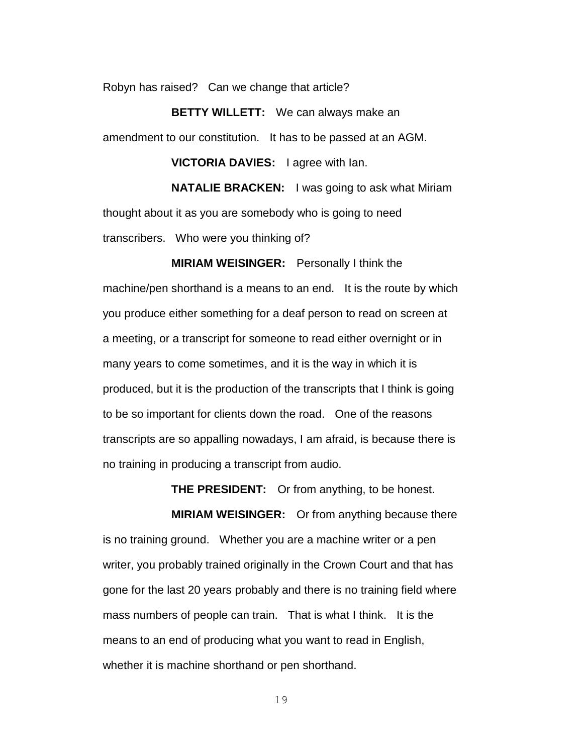Robyn has raised? Can we change that article?

**BETTY WILLETT:** We can always make an amendment to our constitution. It has to be passed at an AGM.

**VICTORIA DAVIES:** I agree with Ian.

**NATALIE BRACKEN:** I was going to ask what Miriam thought about it as you are somebody who is going to need transcribers. Who were you thinking of?

**MIRIAM WEISINGER:** Personally I think the machine/pen shorthand is a means to an end. It is the route by which you produce either something for a deaf person to read on screen at a meeting, or a transcript for someone to read either overnight or in many years to come sometimes, and it is the way in which it is produced, but it is the production of the transcripts that I think is going to be so important for clients down the road. One of the reasons transcripts are so appalling nowadays, I am afraid, is because there is no training in producing a transcript from audio.

**THE PRESIDENT:** Or from anything, to be honest.

**MIRIAM WEISINGER:** Or from anything because there is no training ground. Whether you are a machine writer or a pen writer, you probably trained originally in the Crown Court and that has gone for the last 20 years probably and there is no training field where mass numbers of people can train. That is what I think. It is the means to an end of producing what you want to read in English, whether it is machine shorthand or pen shorthand.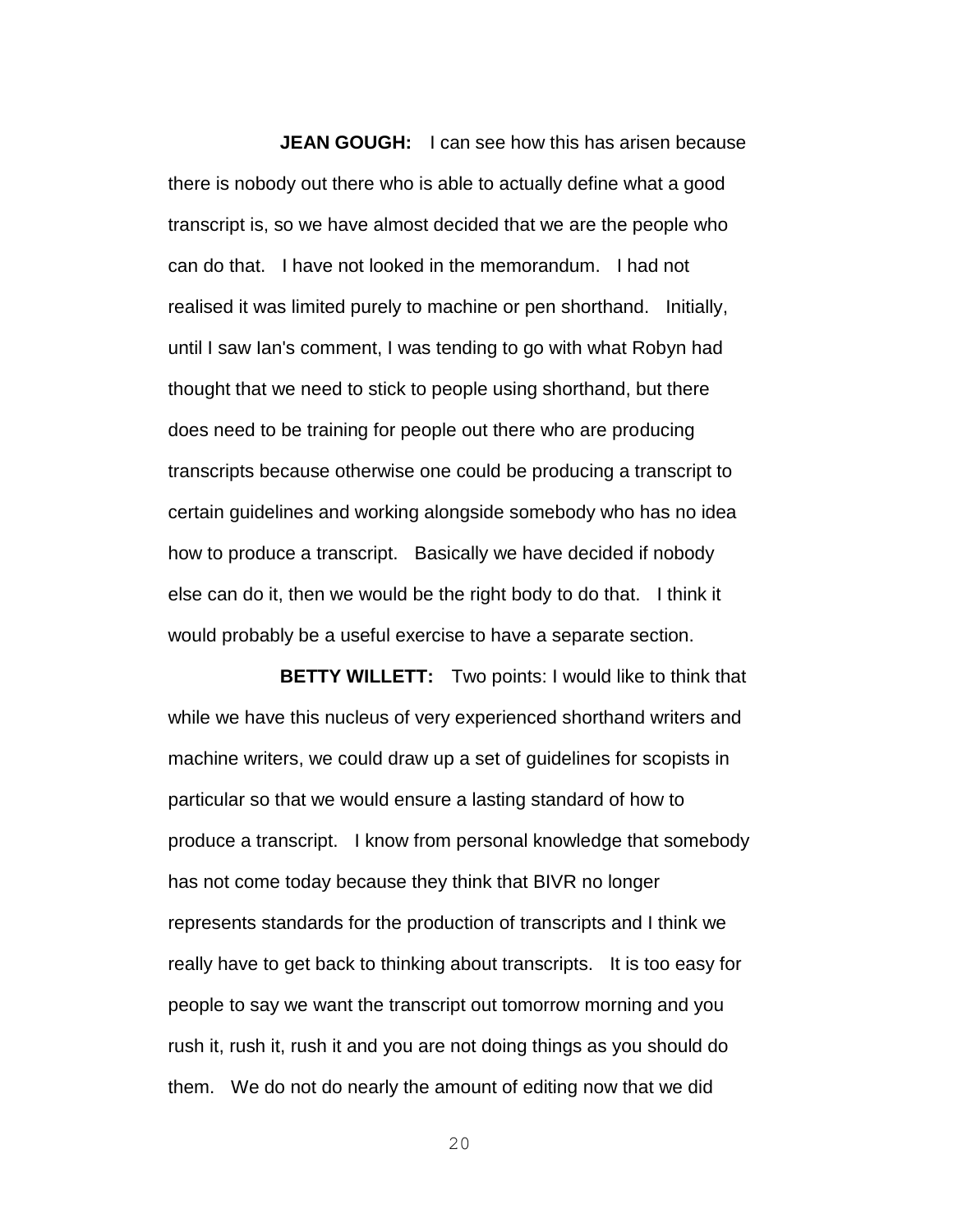**JEAN GOUGH:** I can see how this has arisen because there is nobody out there who is able to actually define what a good transcript is, so we have almost decided that we are the people who can do that. I have not looked in the memorandum. I had not realised it was limited purely to machine or pen shorthand. Initially, until I saw Ian's comment, I was tending to go with what Robyn had thought that we need to stick to people using shorthand, but there does need to be training for people out there who are producing transcripts because otherwise one could be producing a transcript to certain guidelines and working alongside somebody who has no idea how to produce a transcript. Basically we have decided if nobody else can do it, then we would be the right body to do that. I think it would probably be a useful exercise to have a separate section.

**BETTY WILLETT:** Two points: I would like to think that while we have this nucleus of very experienced shorthand writers and machine writers, we could draw up a set of guidelines for scopists in particular so that we would ensure a lasting standard of how to produce a transcript. I know from personal knowledge that somebody has not come today because they think that BIVR no longer represents standards for the production of transcripts and I think we really have to get back to thinking about transcripts. It is too easy for people to say we want the transcript out tomorrow morning and you rush it, rush it, rush it and you are not doing things as you should do them. We do not do nearly the amount of editing now that we did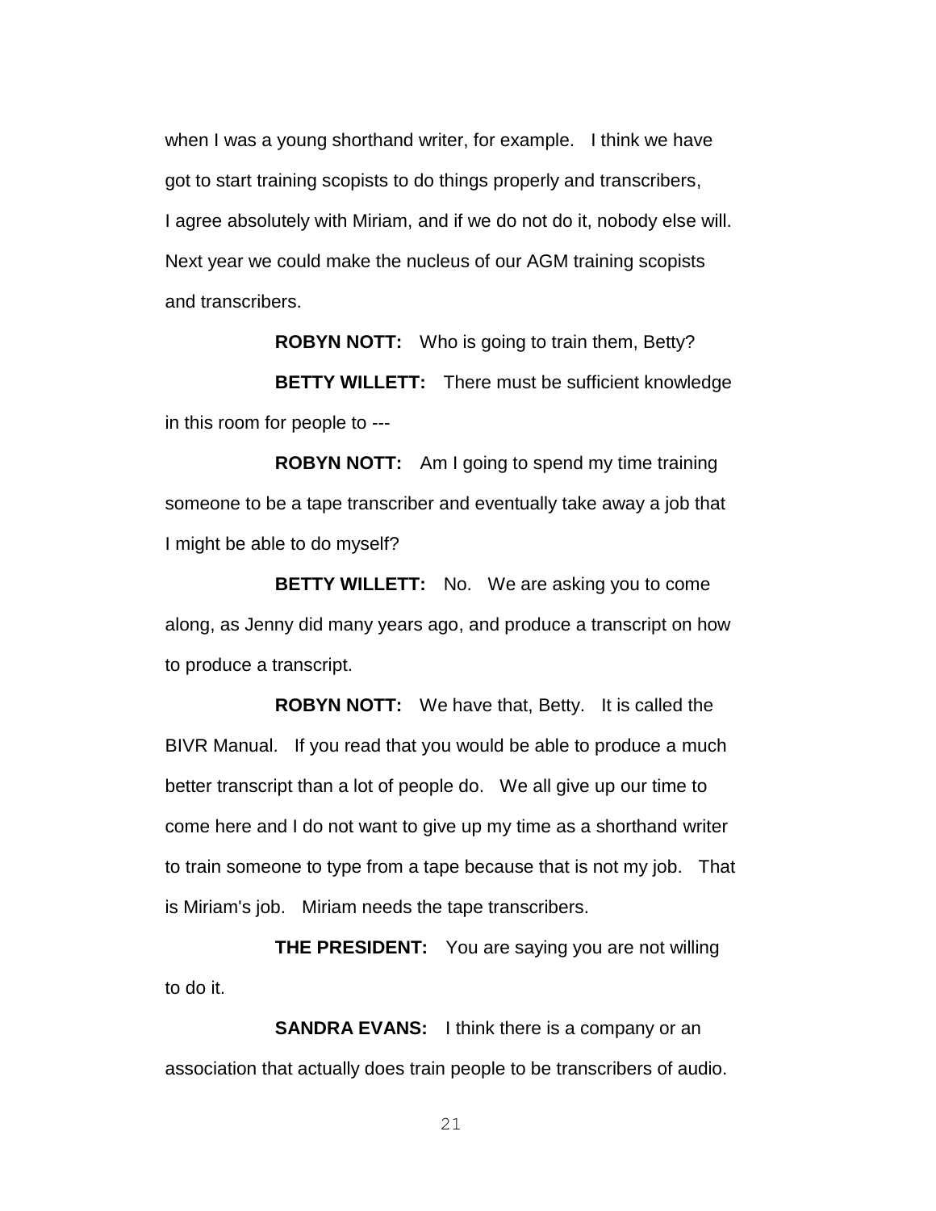when I was a young shorthand writer, for example. I think we have got to start training scopists to do things properly and transcribers, I agree absolutely with Miriam, and if we do not do it, nobody else will. Next year we could make the nucleus of our AGM training scopists and transcribers.

**ROBYN NOTT:** Who is going to train them, Betty?

**BETTY WILLETT:** There must be sufficient knowledge in this room for people to ---

**ROBYN NOTT:** Am I going to spend my time training someone to be a tape transcriber and eventually take away a job that I might be able to do myself?

**BETTY WILLETT:** No. We are asking you to come along, as Jenny did many years ago, and produce a transcript on how to produce a transcript.

**ROBYN NOTT:** We have that, Betty. It is called the BIVR Manual. If you read that you would be able to produce a much better transcript than a lot of people do. We all give up our time to come here and I do not want to give up my time as a shorthand writer to train someone to type from a tape because that is not my job. That is Miriam's job. Miriam needs the tape transcribers.

**THE PRESIDENT:** You are saying you are not willing to do it.

**SANDRA EVANS:** I think there is a company or an association that actually does train people to be transcribers of audio.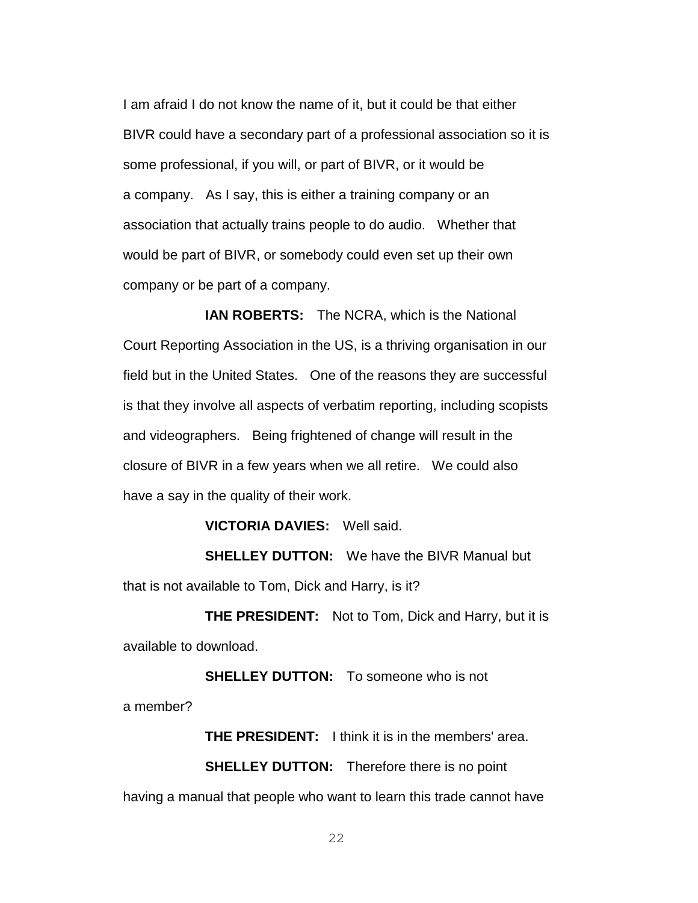I am afraid I do not know the name of it, but it could be that either BIVR could have a secondary part of a professional association so it is some professional, if you will, or part of BIVR, or it would be a company. As I say, this is either a training company or an association that actually trains people to do audio. Whether that would be part of BIVR, or somebody could even set up their own company or be part of a company.

**IAN ROBERTS:** The NCRA, which is the National Court Reporting Association in the US, is a thriving organisation in our field but in the United States. One of the reasons they are successful is that they involve all aspects of verbatim reporting, including scopists and videographers. Being frightened of change will result in the closure of BIVR in a few years when we all retire. We could also have a say in the quality of their work.

**VICTORIA DAVIES:** Well said.

**SHELLEY DUTTON:** We have the BIVR Manual but that is not available to Tom, Dick and Harry, is it?

**THE PRESIDENT:** Not to Tom, Dick and Harry, but it is available to download.

**SHELLEY DUTTON:** To someone who is not a member?

**THE PRESIDENT:** I think it is in the members' area.

**SHELLEY DUTTON:** Therefore there is no point having a manual that people who want to learn this trade cannot have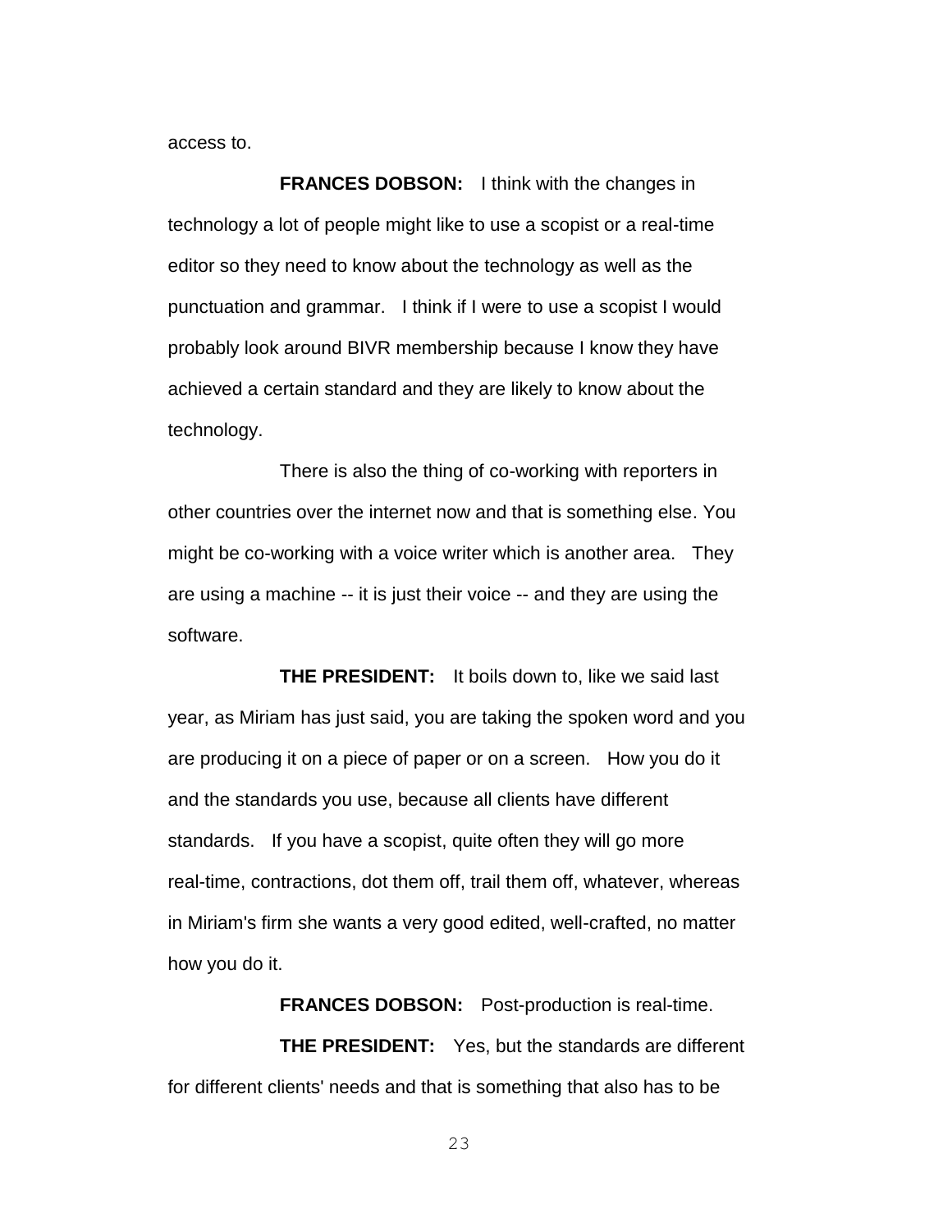access to.

**FRANCES DOBSON:** I think with the changes in technology a lot of people might like to use a scopist or a real-time editor so they need to know about the technology as well as the punctuation and grammar. I think if I were to use a scopist I would probably look around BIVR membership because I know they have achieved a certain standard and they are likely to know about the technology.

There is also the thing of co-working with reporters in other countries over the internet now and that is something else. You might be co-working with a voice writer which is another area. They are using a machine -- it is just their voice -- and they are using the software.

**THE PRESIDENT:** It boils down to, like we said last year, as Miriam has just said, you are taking the spoken word and you are producing it on a piece of paper or on a screen. How you do it and the standards you use, because all clients have different standards. If you have a scopist, quite often they will go more real-time, contractions, dot them off, trail them off, whatever, whereas in Miriam's firm she wants a very good edited, well-crafted, no matter how you do it.

**FRANCES DOBSON:** Post-production is real-time.

**THE PRESIDENT:** Yes, but the standards are different for different clients' needs and that is something that also has to be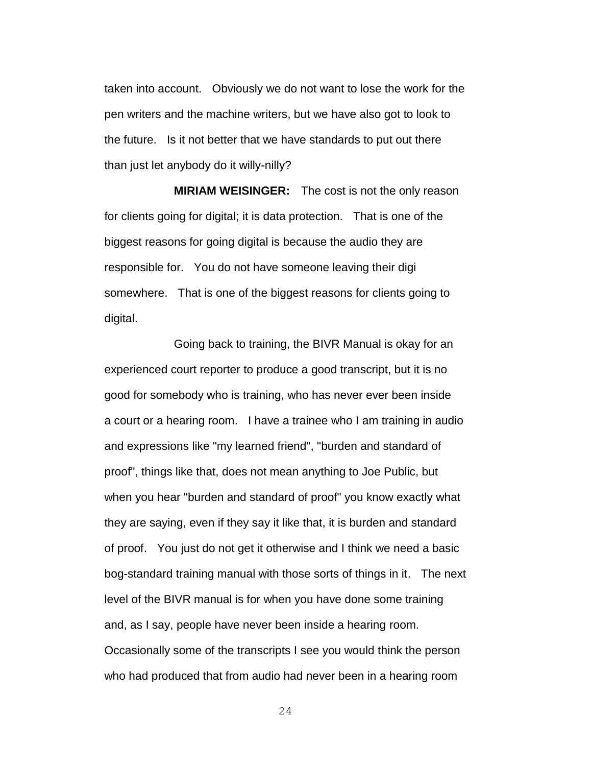taken into account. Obviously we do not want to lose the work for the pen writers and the machine writers, but we have also got to look to the future. Is it not better that we have standards to put out there than just let anybody do it willy-nilly?

**MIRIAM WEISINGER:** The cost is not the only reason for clients going for digital; it is data protection. That is one of the biggest reasons for going digital is because the audio they are responsible for. You do not have someone leaving their digi somewhere. That is one of the biggest reasons for clients going to digital.

Going back to training, the BIVR Manual is okay for an experienced court reporter to produce a good transcript, but it is no good for somebody who is training, who has never ever been inside a court or a hearing room. I have a trainee who I am training in audio and expressions like "my learned friend", "burden and standard of proof", things like that, does not mean anything to Joe Public, but when you hear "burden and standard of proof" you know exactly what they are saying, even if they say it like that, it is burden and standard of proof. You just do not get it otherwise and I think we need a basic bog-standard training manual with those sorts of things in it. The next level of the BIVR manual is for when you have done some training and, as I say, people have never been inside a hearing room. Occasionally some of the transcripts I see you would think the person who had produced that from audio had never been in a hearing room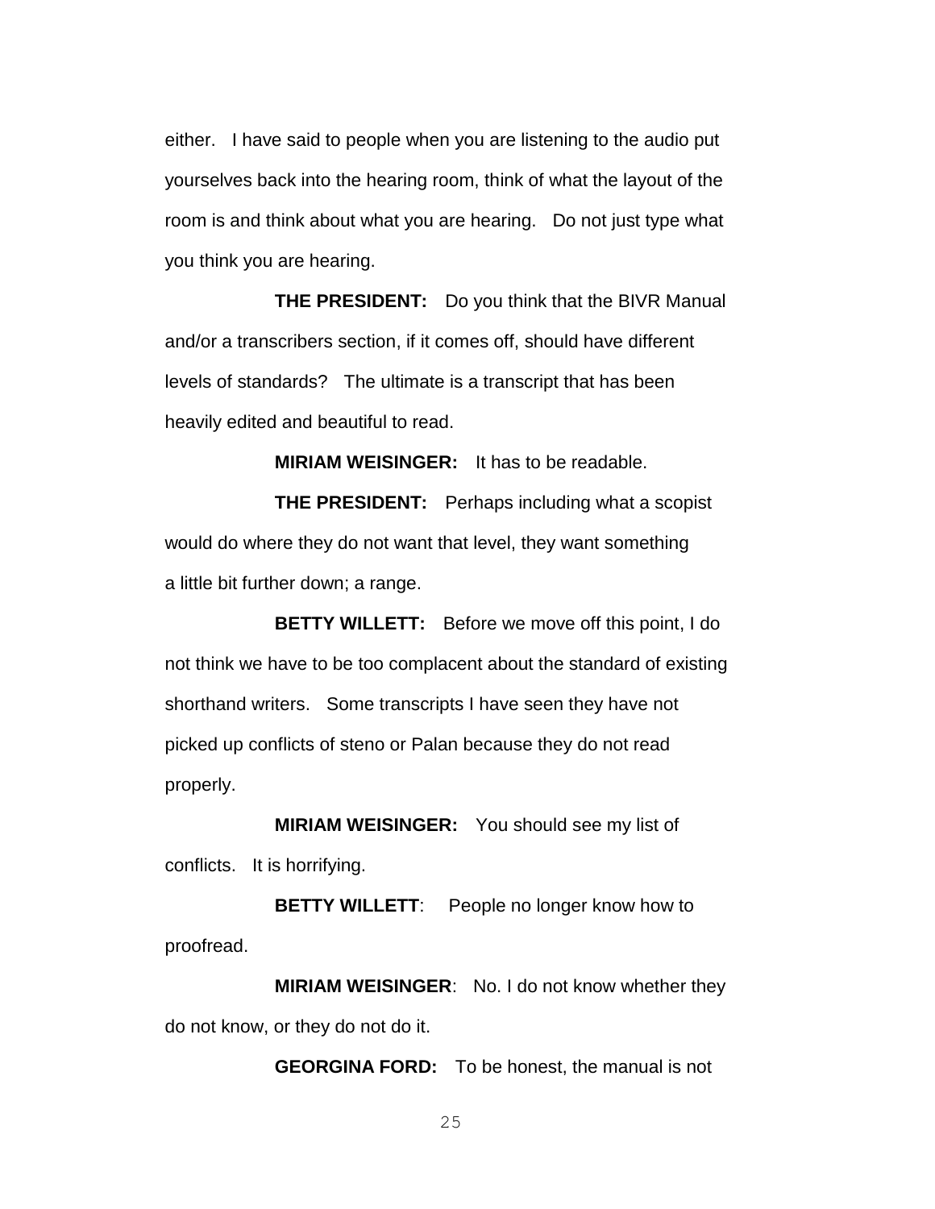either. I have said to people when you are listening to the audio put yourselves back into the hearing room, think of what the layout of the room is and think about what you are hearing. Do not just type what you think you are hearing.

**THE PRESIDENT:** Do you think that the BIVR Manual and/or a transcribers section, if it comes off, should have different levels of standards? The ultimate is a transcript that has been heavily edited and beautiful to read.

**MIRIAM WEISINGER:** It has to be readable.

**THE PRESIDENT:** Perhaps including what a scopist would do where they do not want that level, they want something a little bit further down; a range.

**BETTY WILLETT:** Before we move off this point, I do not think we have to be too complacent about the standard of existing shorthand writers. Some transcripts I have seen they have not picked up conflicts of steno or Palan because they do not read properly.

**MIRIAM WEISINGER:** You should see my list of conflicts. It is horrifying.

**BETTY WILLETT**: People no longer know how to proofread.

**MIRIAM WEISINGER**: No. I do not know whether they do not know, or they do not do it.

**GEORGINA FORD:** To be honest, the manual is not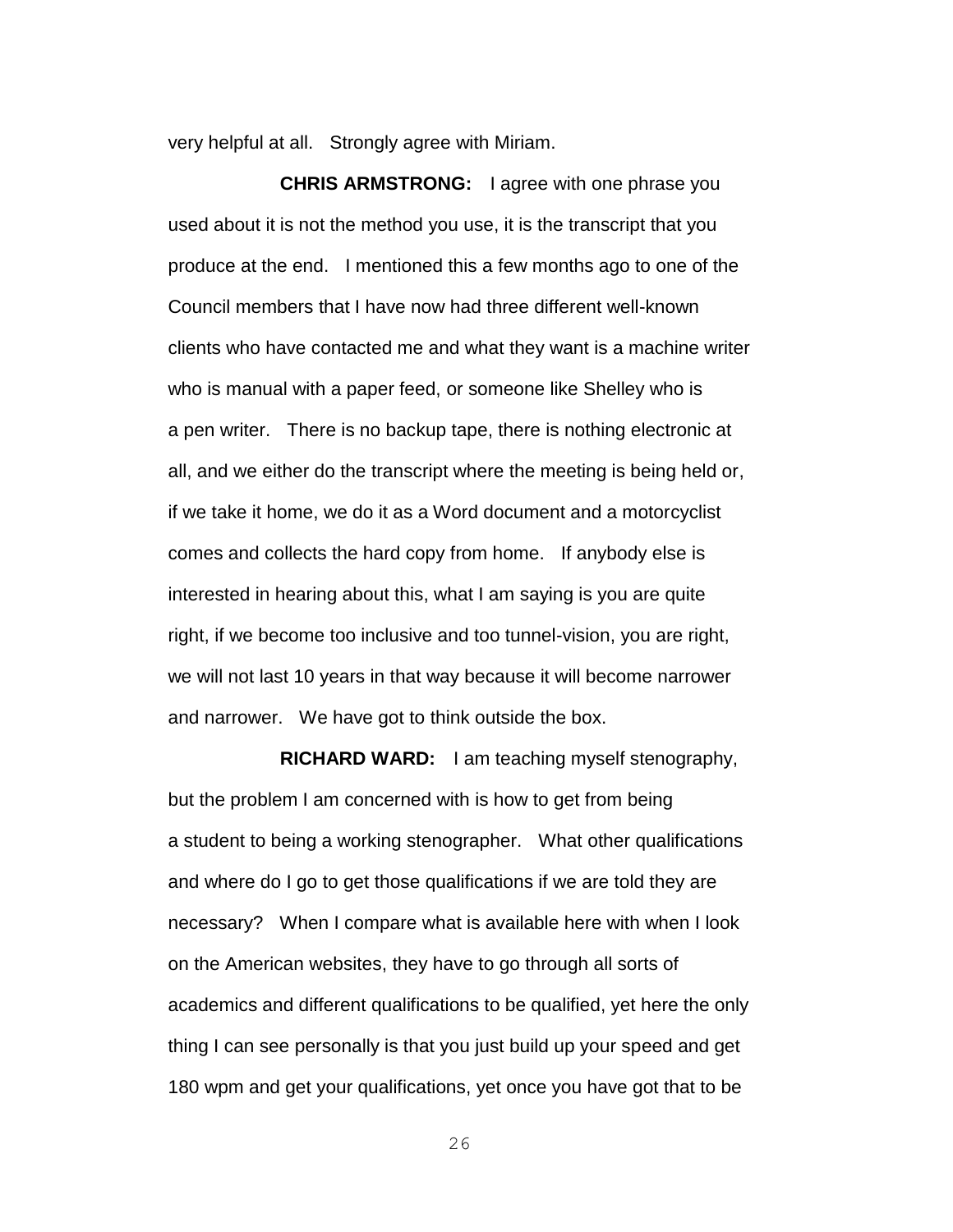very helpful at all. Strongly agree with Miriam.

**CHRIS ARMSTRONG:** I agree with one phrase you used about it is not the method you use, it is the transcript that you produce at the end. I mentioned this a few months ago to one of the Council members that I have now had three different well-known clients who have contacted me and what they want is a machine writer who is manual with a paper feed, or someone like Shelley who is a pen writer. There is no backup tape, there is nothing electronic at all, and we either do the transcript where the meeting is being held or, if we take it home, we do it as a Word document and a motorcyclist comes and collects the hard copy from home. If anybody else is interested in hearing about this, what I am saying is you are quite right, if we become too inclusive and too tunnel-vision, you are right, we will not last 10 years in that way because it will become narrower and narrower. We have got to think outside the box.

**RICHARD WARD:** I am teaching myself stenography, but the problem I am concerned with is how to get from being a student to being a working stenographer. What other qualifications and where do I go to get those qualifications if we are told they are necessary? When I compare what is available here with when I look on the American websites, they have to go through all sorts of academics and different qualifications to be qualified, yet here the only thing I can see personally is that you just build up your speed and get 180 wpm and get your qualifications, yet once you have got that to be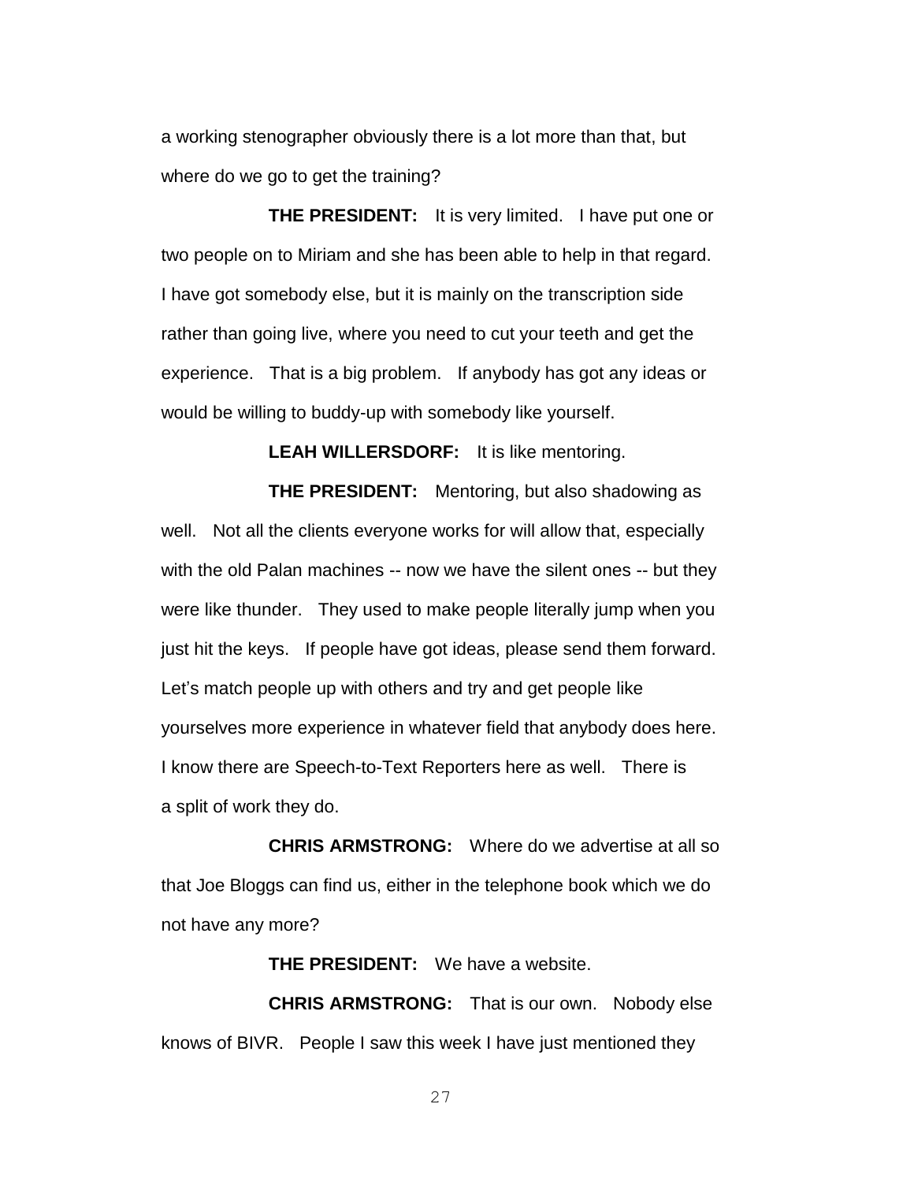a working stenographer obviously there is a lot more than that, but where do we go to get the training?

**THE PRESIDENT:** It is very limited. I have put one or two people on to Miriam and she has been able to help in that regard. I have got somebody else, but it is mainly on the transcription side rather than going live, where you need to cut your teeth and get the experience. That is a big problem. If anybody has got any ideas or would be willing to buddy-up with somebody like yourself.

**LEAH WILLERSDORF:** It is like mentoring.

**THE PRESIDENT:** Mentoring, but also shadowing as well. Not all the clients everyone works for will allow that, especially with the old Palan machines -- now we have the silent ones -- but they were like thunder. They used to make people literally jump when you just hit the keys. If people have got ideas, please send them forward. Let's match people up with others and try and get people like yourselves more experience in whatever field that anybody does here. I know there are Speech-to-Text Reporters here as well. There is a split of work they do.

**CHRIS ARMSTRONG:** Where do we advertise at all so that Joe Bloggs can find us, either in the telephone book which we do not have any more?

**THE PRESIDENT:** We have a website.

**CHRIS ARMSTRONG:** That is our own. Nobody else knows of BIVR. People I saw this week I have just mentioned they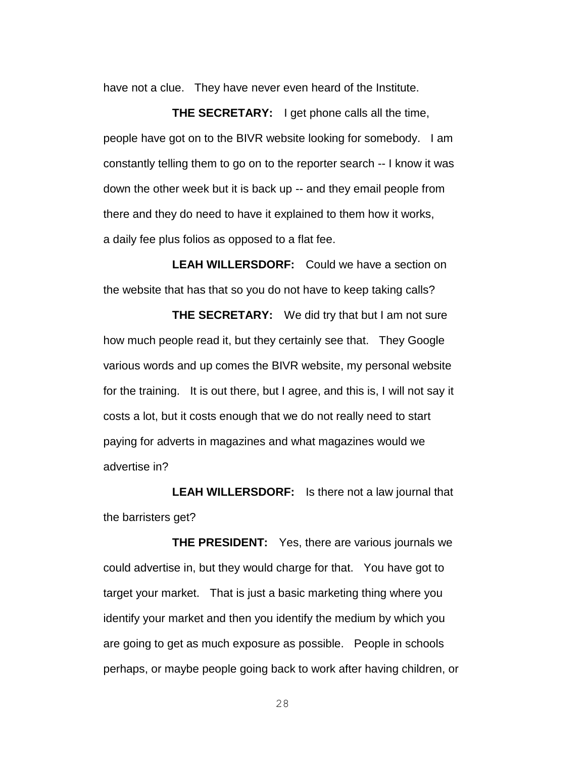have not a clue. They have never even heard of the Institute.

**THE SECRETARY:** I get phone calls all the time, people have got on to the BIVR website looking for somebody. I am constantly telling them to go on to the reporter search -- I know it was down the other week but it is back up -- and they email people from there and they do need to have it explained to them how it works, a daily fee plus folios as opposed to a flat fee.

**LEAH WILLERSDORF:** Could we have a section on the website that has that so you do not have to keep taking calls?

**THE SECRETARY:** We did try that but I am not sure how much people read it, but they certainly see that. They Google various words and up comes the BIVR website, my personal website for the training. It is out there, but I agree, and this is, I will not say it costs a lot, but it costs enough that we do not really need to start paying for adverts in magazines and what magazines would we advertise in?

**LEAH WILLERSDORF:** Is there not a law journal that the barristers get?

**THE PRESIDENT:** Yes, there are various journals we could advertise in, but they would charge for that. You have got to target your market. That is just a basic marketing thing where you identify your market and then you identify the medium by which you are going to get as much exposure as possible. People in schools perhaps, or maybe people going back to work after having children, or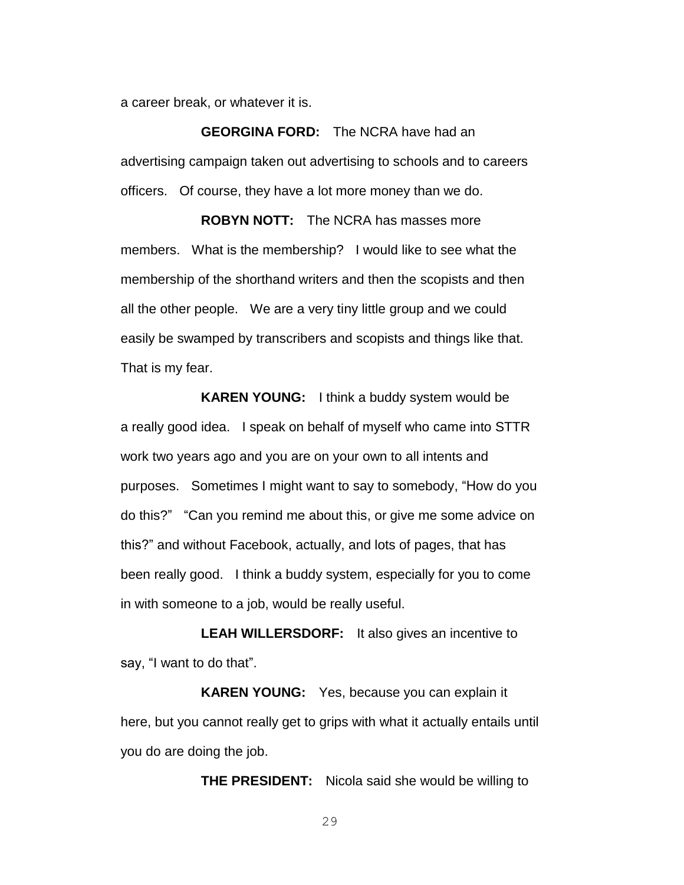a career break, or whatever it is.

**GEORGINA FORD:** The NCRA have had an advertising campaign taken out advertising to schools and to careers officers. Of course, they have a lot more money than we do.

**ROBYN NOTT:** The NCRA has masses more members. What is the membership? I would like to see what the membership of the shorthand writers and then the scopists and then all the other people. We are a very tiny little group and we could easily be swamped by transcribers and scopists and things like that. That is my fear.

**KAREN YOUNG:** I think a buddy system would be a really good idea. I speak on behalf of myself who came into STTR work two years ago and you are on your own to all intents and purposes. Sometimes I might want to say to somebody, "How do you do this?" "Can you remind me about this, or give me some advice on this?" and without Facebook, actually, and lots of pages, that has been really good. I think a buddy system, especially for you to come in with someone to a job, would be really useful.

**LEAH WILLERSDORF:** It also gives an incentive to say, "I want to do that".

**KAREN YOUNG:** Yes, because you can explain it here, but you cannot really get to grips with what it actually entails until you do are doing the job.

**THE PRESIDENT:** Nicola said she would be willing to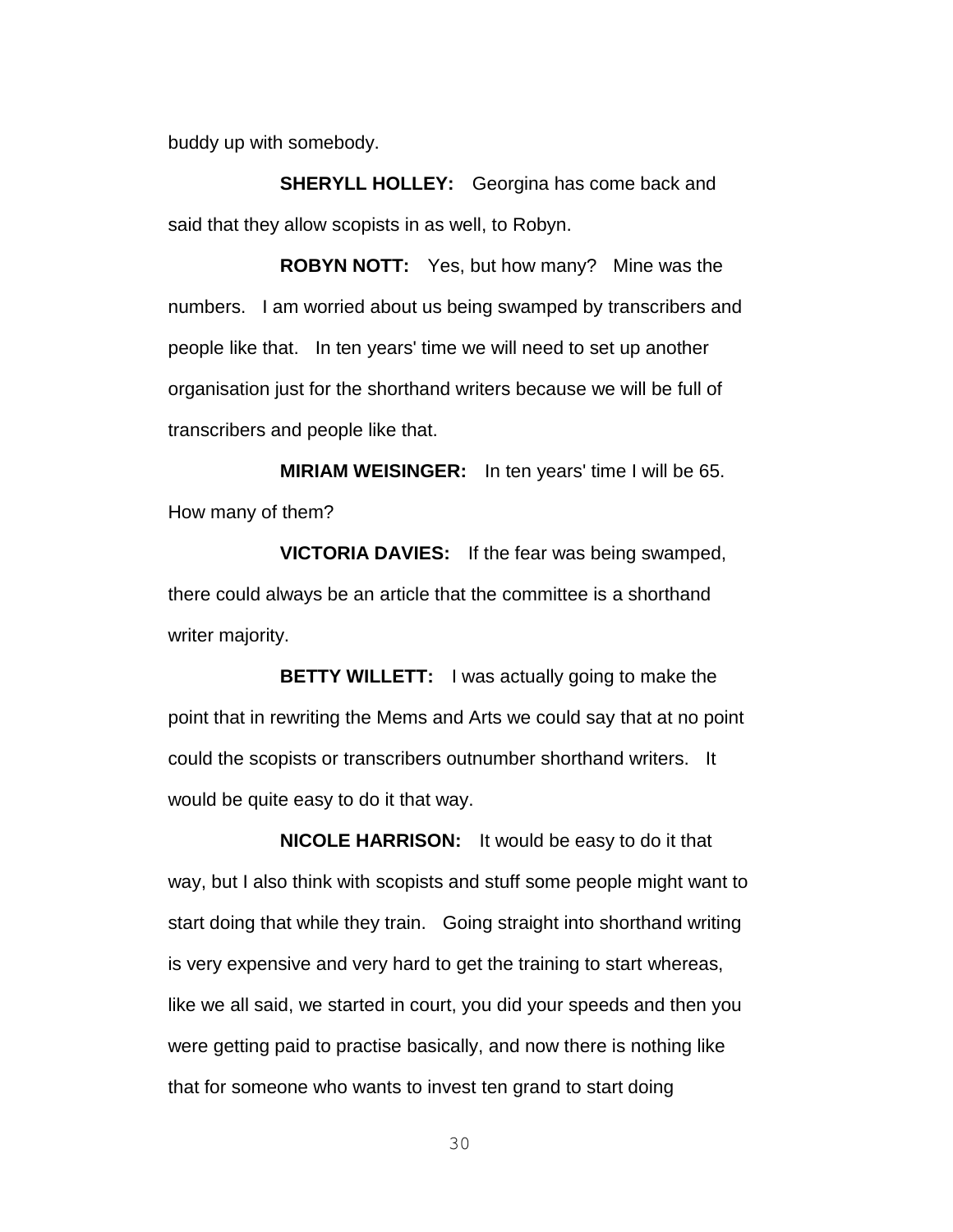buddy up with somebody.

**SHERYLL HOLLEY:** Georgina has come back and said that they allow scopists in as well, to Robyn.

**ROBYN NOTT:** Yes, but how many? Mine was the numbers. I am worried about us being swamped by transcribers and people like that. In ten years' time we will need to set up another organisation just for the shorthand writers because we will be full of transcribers and people like that.

**MIRIAM WEISINGER:** In ten years' time I will be 65. How many of them?

**VICTORIA DAVIES:** If the fear was being swamped, there could always be an article that the committee is a shorthand writer majority.

**BETTY WILLETT:** I was actually going to make the point that in rewriting the Mems and Arts we could say that at no point could the scopists or transcribers outnumber shorthand writers. It would be quite easy to do it that way.

**NICOLE HARRISON:** It would be easy to do it that way, but I also think with scopists and stuff some people might want to start doing that while they train. Going straight into shorthand writing is very expensive and very hard to get the training to start whereas, like we all said, we started in court, you did your speeds and then you were getting paid to practise basically, and now there is nothing like that for someone who wants to invest ten grand to start doing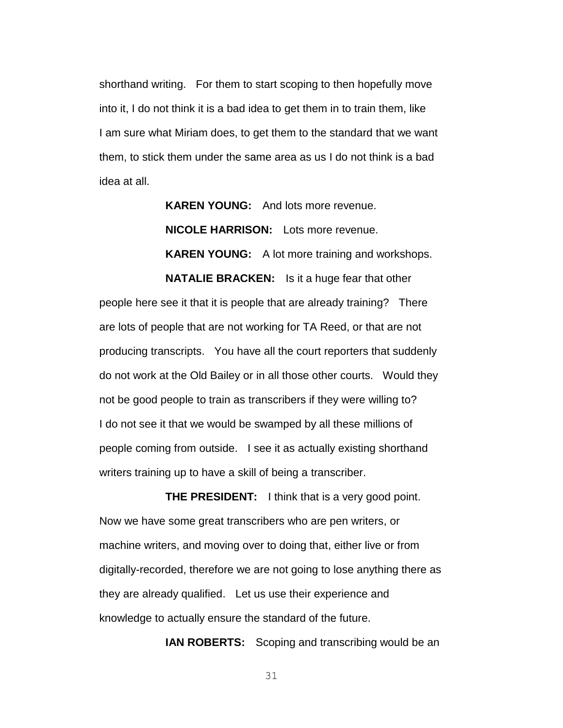shorthand writing. For them to start scoping to then hopefully move into it, I do not think it is a bad idea to get them in to train them, like I am sure what Miriam does, to get them to the standard that we want them, to stick them under the same area as us I do not think is a bad idea at all.

**KAREN YOUNG:** And lots more revenue.

**NICOLE HARRISON:** Lots more revenue.

**KAREN YOUNG:** A lot more training and workshops.

**NATALIE BRACKEN:** Is it a huge fear that other people here see it that it is people that are already training? There are lots of people that are not working for TA Reed, or that are not producing transcripts. You have all the court reporters that suddenly do not work at the Old Bailey or in all those other courts. Would they not be good people to train as transcribers if they were willing to? I do not see it that we would be swamped by all these millions of people coming from outside. I see it as actually existing shorthand writers training up to have a skill of being a transcriber.

**THE PRESIDENT:** I think that is a very good point. Now we have some great transcribers who are pen writers, or machine writers, and moving over to doing that, either live or from digitally-recorded, therefore we are not going to lose anything there as they are already qualified. Let us use their experience and knowledge to actually ensure the standard of the future.

**IAN ROBERTS:** Scoping and transcribing would be an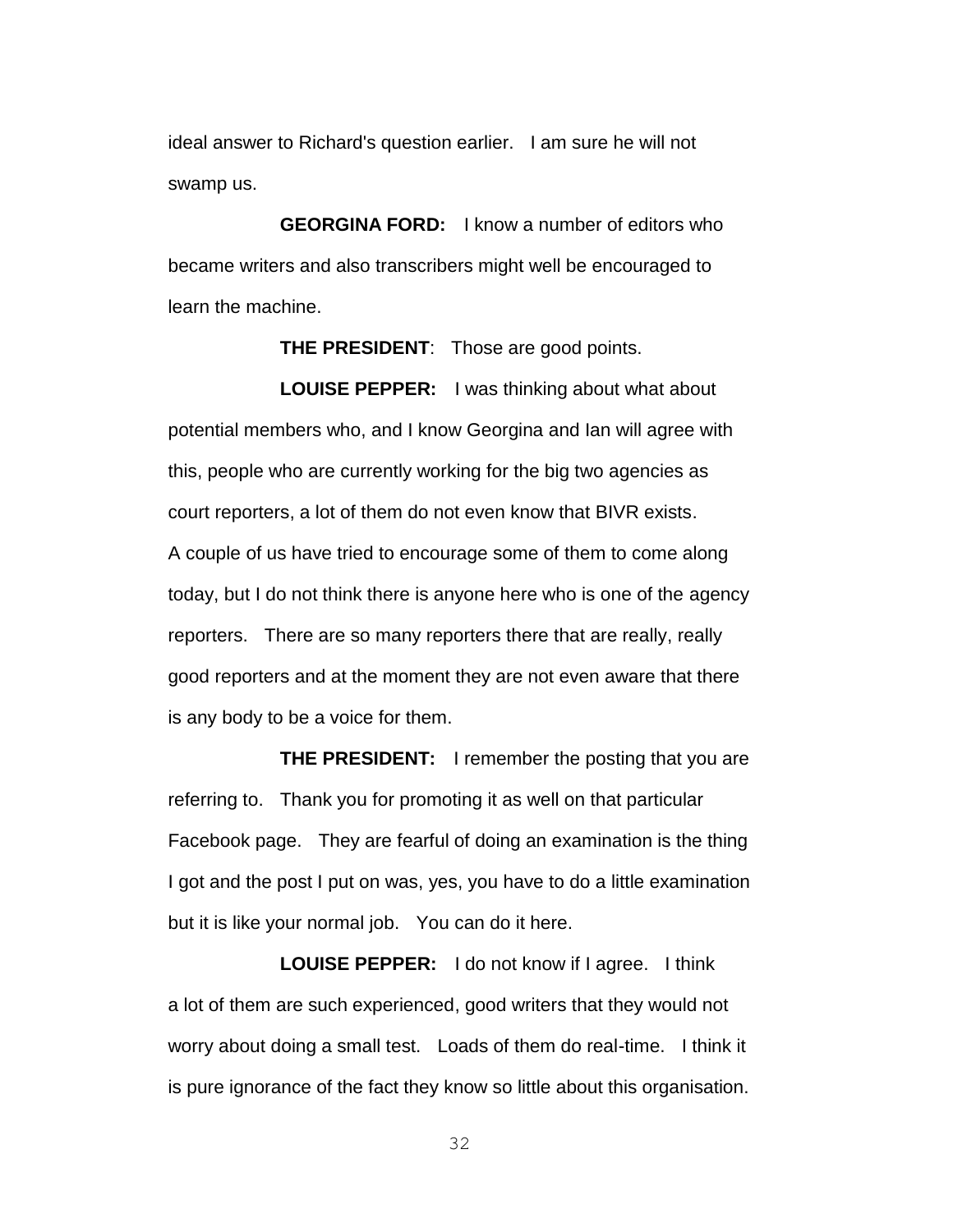ideal answer to Richard's question earlier. I am sure he will not swamp us.

**GEORGINA FORD:** I know a number of editors who became writers and also transcribers might well be encouraged to learn the machine.

**THE PRESIDENT**: Those are good points.

**LOUISE PEPPER:** I was thinking about what about potential members who, and I know Georgina and Ian will agree with this, people who are currently working for the big two agencies as court reporters, a lot of them do not even know that BIVR exists. A couple of us have tried to encourage some of them to come along today, but I do not think there is anyone here who is one of the agency reporters. There are so many reporters there that are really, really good reporters and at the moment they are not even aware that there is any body to be a voice for them.

**THE PRESIDENT:** I remember the posting that you are referring to. Thank you for promoting it as well on that particular Facebook page. They are fearful of doing an examination is the thing I got and the post I put on was, yes, you have to do a little examination but it is like your normal job. You can do it here.

**LOUISE PEPPER:** I do not know if I agree. I think a lot of them are such experienced, good writers that they would not worry about doing a small test. Loads of them do real-time. I think it is pure ignorance of the fact they know so little about this organisation.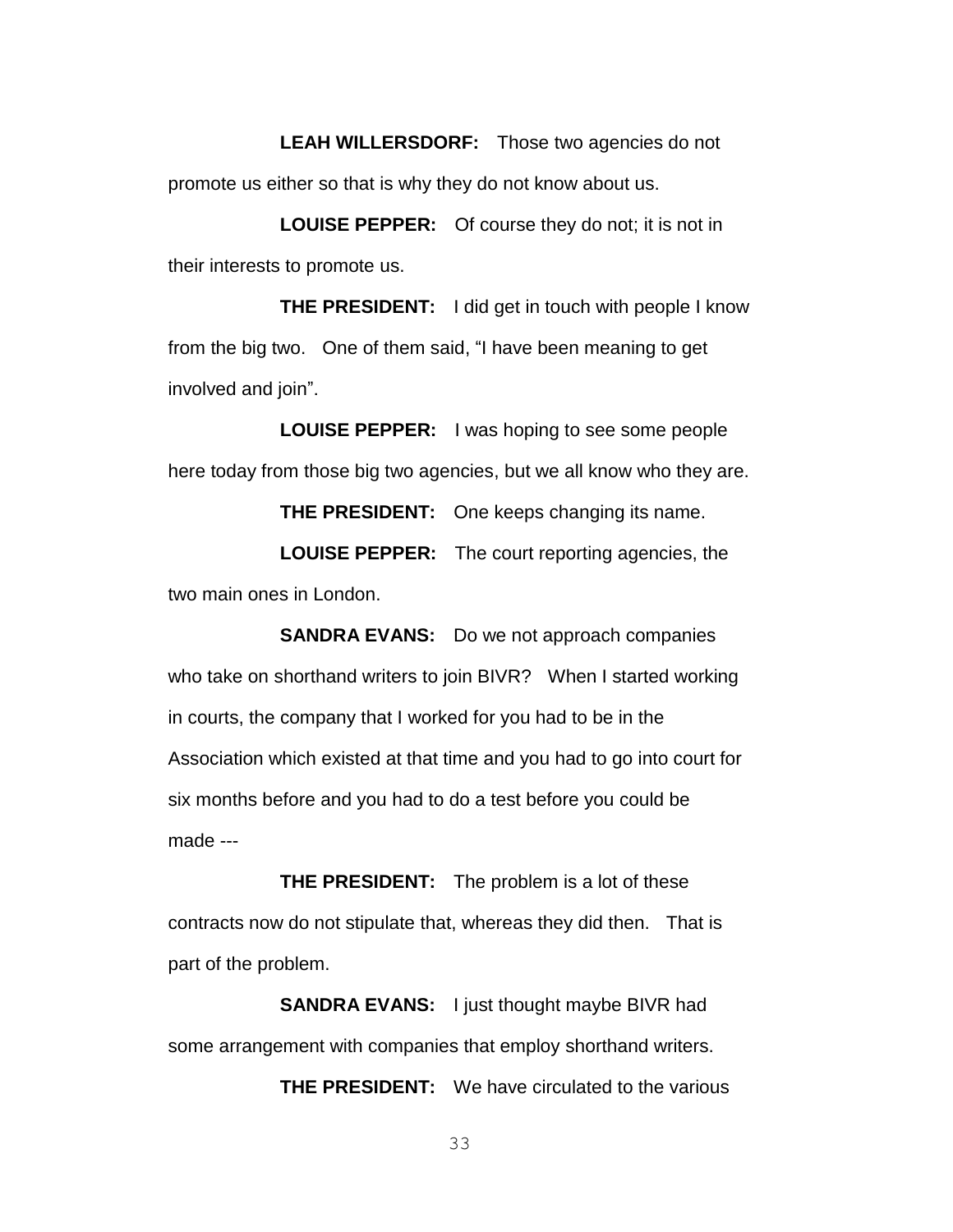**LEAH WILLERSDORF:** Those two agencies do not promote us either so that is why they do not know about us.

**LOUISE PEPPER:** Of course they do not; it is not in their interests to promote us.

**THE PRESIDENT:** I did get in touch with people I know from the big two. One of them said, "I have been meaning to get involved and join".

**LOUISE PEPPER:** I was hoping to see some people here today from those big two agencies, but we all know who they are.

**THE PRESIDENT:** One keeps changing its name.

**LOUISE PEPPER:** The court reporting agencies, the two main ones in London.

**SANDRA EVANS:** Do we not approach companies who take on shorthand writers to join BIVR? When I started working in courts, the company that I worked for you had to be in the Association which existed at that time and you had to go into court for six months before and you had to do a test before you could be made ---

**THE PRESIDENT:** The problem is a lot of these contracts now do not stipulate that, whereas they did then. That is part of the problem.

**SANDRA EVANS:** I just thought maybe BIVR had some arrangement with companies that employ shorthand writers.

**THE PRESIDENT:** We have circulated to the various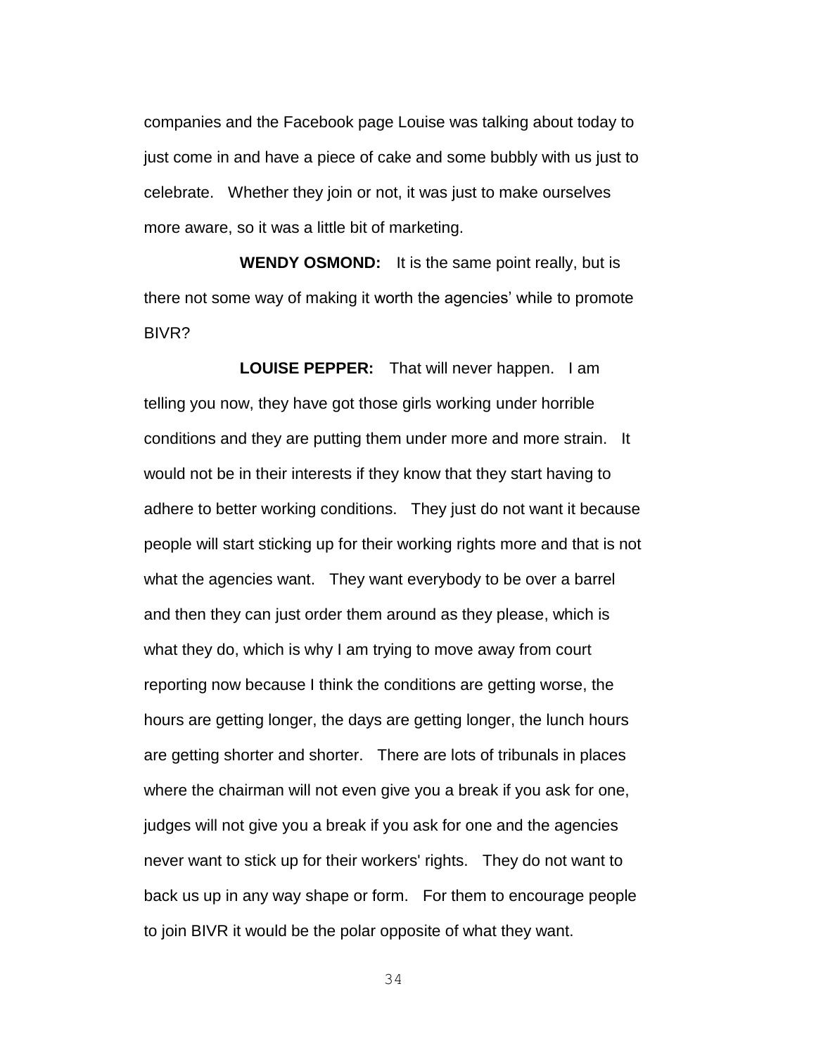companies and the Facebook page Louise was talking about today to just come in and have a piece of cake and some bubbly with us just to celebrate. Whether they join or not, it was just to make ourselves more aware, so it was a little bit of marketing.

**WENDY OSMOND:** It is the same point really, but is there not some way of making it worth the agencies' while to promote BIVR?

**LOUISE PEPPER:** That will never happen. I am telling you now, they have got those girls working under horrible conditions and they are putting them under more and more strain. It would not be in their interests if they know that they start having to adhere to better working conditions. They just do not want it because people will start sticking up for their working rights more and that is not what the agencies want. They want everybody to be over a barrel and then they can just order them around as they please, which is what they do, which is why I am trying to move away from court reporting now because I think the conditions are getting worse, the hours are getting longer, the days are getting longer, the lunch hours are getting shorter and shorter. There are lots of tribunals in places where the chairman will not even give you a break if you ask for one, judges will not give you a break if you ask for one and the agencies never want to stick up for their workers' rights. They do not want to back us up in any way shape or form. For them to encourage people to join BIVR it would be the polar opposite of what they want.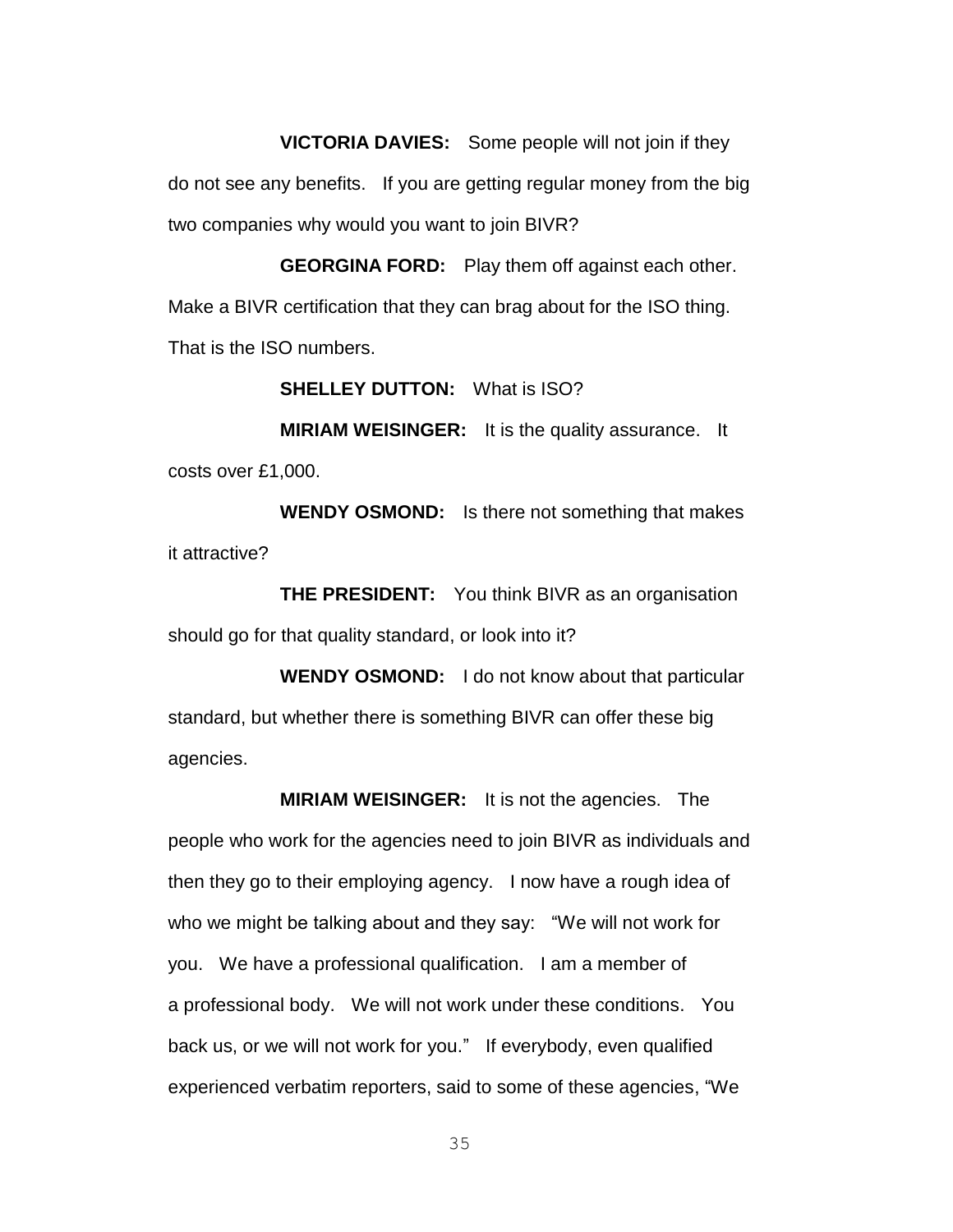**VICTORIA DAVIES:** Some people will not join if they do not see any benefits. If you are getting regular money from the big two companies why would you want to join BIVR?

**GEORGINA FORD:** Play them off against each other. Make a BIVR certification that they can brag about for the ISO thing. That is the ISO numbers.

**SHELLEY DUTTON:** What is ISO?

**MIRIAM WEISINGER:** It is the quality assurance. It costs over £1,000.

**WENDY OSMOND:** Is there not something that makes it attractive?

**THE PRESIDENT:** You think BIVR as an organisation should go for that quality standard, or look into it?

**WENDY OSMOND:** I do not know about that particular standard, but whether there is something BIVR can offer these big agencies.

**MIRIAM WEISINGER:** It is not the agencies. The people who work for the agencies need to join BIVR as individuals and then they go to their employing agency. I now have a rough idea of who we might be talking about and they say: "We will not work for you. We have a professional qualification. I am a member of a professional body. We will not work under these conditions. You back us, or we will not work for you." If everybody, even qualified experienced verbatim reporters, said to some of these agencies, "We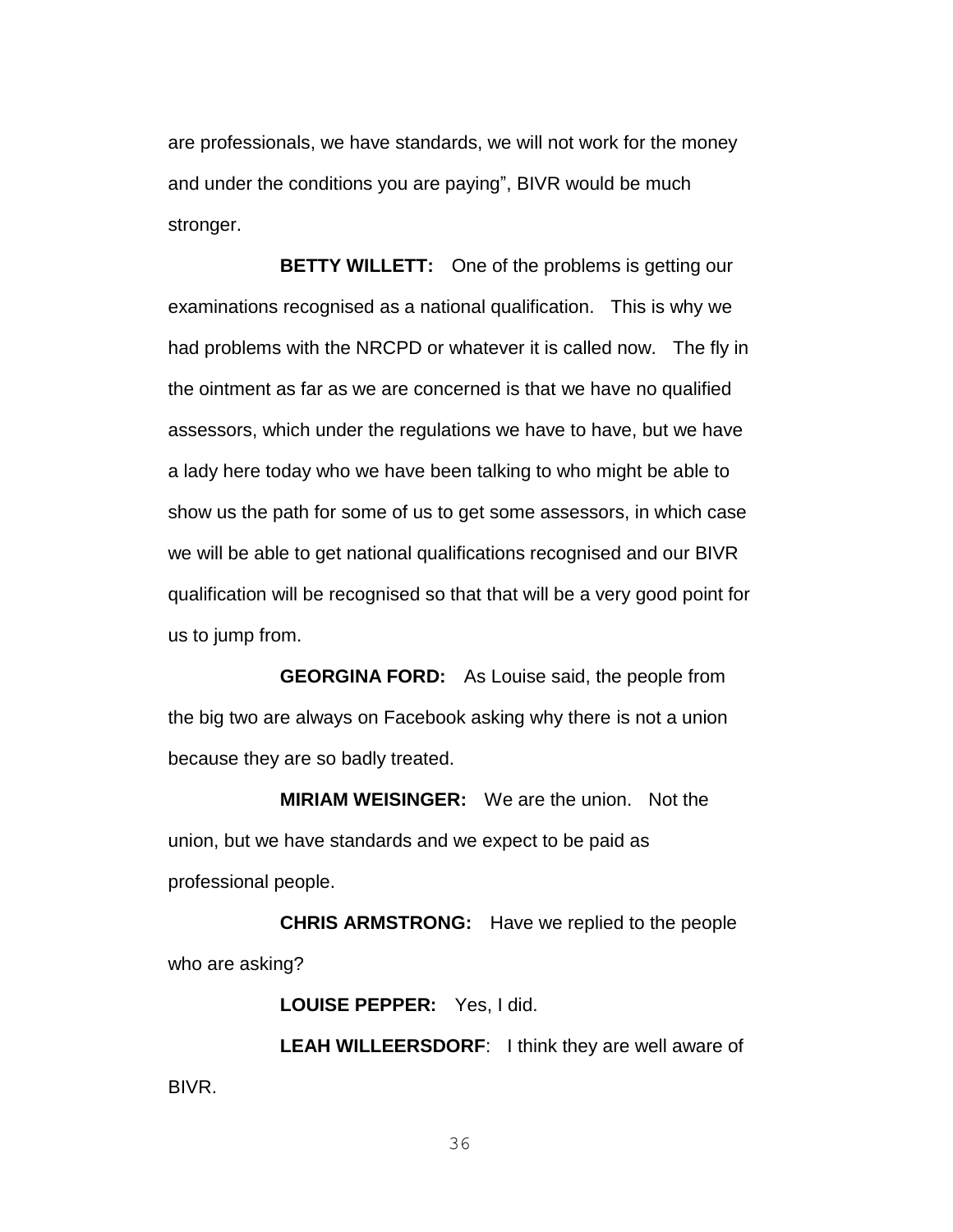are professionals, we have standards, we will not work for the money and under the conditions you are paying", BIVR would be much stronger.

**BETTY WILLETT:** One of the problems is getting our examinations recognised as a national qualification. This is why we had problems with the NRCPD or whatever it is called now. The fly in the ointment as far as we are concerned is that we have no qualified assessors, which under the regulations we have to have, but we have a lady here today who we have been talking to who might be able to show us the path for some of us to get some assessors, in which case we will be able to get national qualifications recognised and our BIVR qualification will be recognised so that that will be a very good point for us to jump from.

**GEORGINA FORD:** As Louise said, the people from the big two are always on Facebook asking why there is not a union because they are so badly treated.

**MIRIAM WEISINGER:** We are the union. Not the union, but we have standards and we expect to be paid as professional people.

**CHRIS ARMSTRONG:** Have we replied to the people who are asking?

**LOUISE PEPPER:** Yes, I did.

**LEAH WILLEERSDORF**: I think they are well aware of BIVR.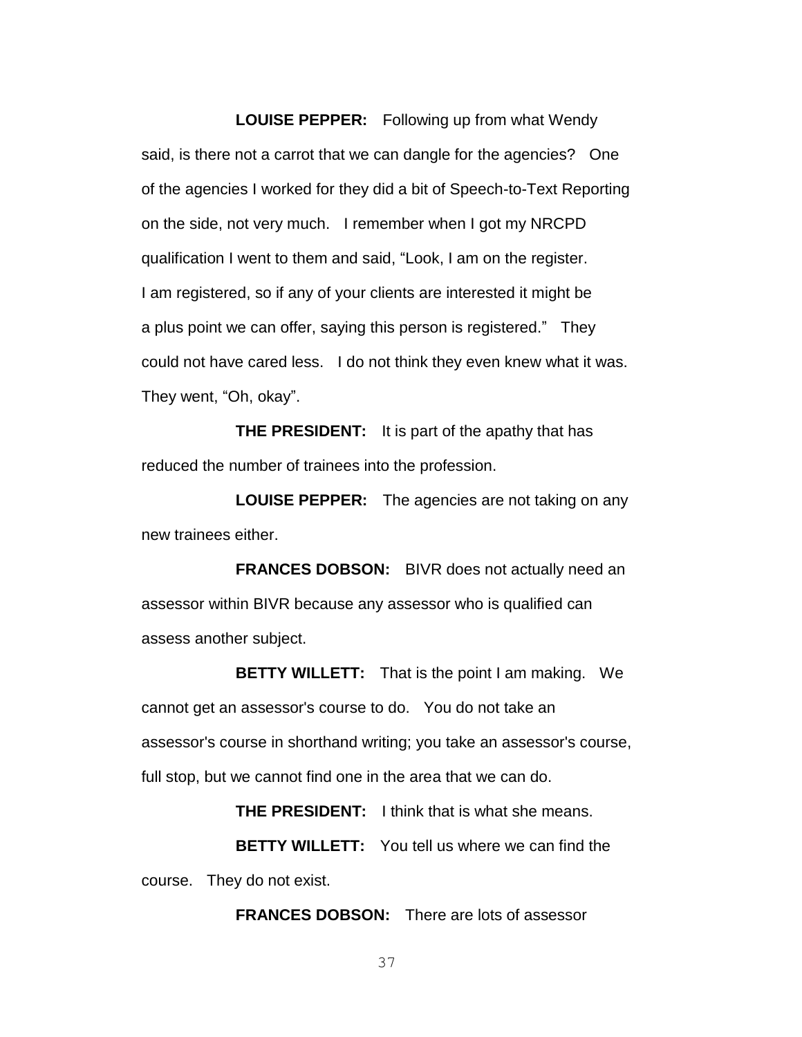**LOUISE PEPPER:** Following up from what Wendy said, is there not a carrot that we can dangle for the agencies? One of the agencies I worked for they did a bit of Speech-to-Text Reporting on the side, not very much. I remember when I got my NRCPD qualification I went to them and said, “Look, I am on the register. I am registered, so if any of your clients are interested it might be a plus point we can offer, saying this person is registered.” They could not have cared less. I do not think they even knew what it was. They went, “Oh, okay”.

**THE PRESIDENT:** It is part of the apathy that has reduced the number of trainees into the profession.

**LOUISE PEPPER:** The agencies are not taking on any new trainees either.

**FRANCES DOBSON:** BIVR does not actually need an assessor within BIVR because any assessor who is qualified can assess another subject.

**BETTY WILLETT:** That is the point I am making. We cannot get an assessor's course to do. You do not take an assessor's course in shorthand writing; you take an assessor's course, full stop, but we cannot find one in the area that we can do.

**THE PRESIDENT:** I think that is what she means.

**BETTY WILLETT:** You tell us where we can find the course. They do not exist.

**FRANCES DOBSON:** There are lots of assessor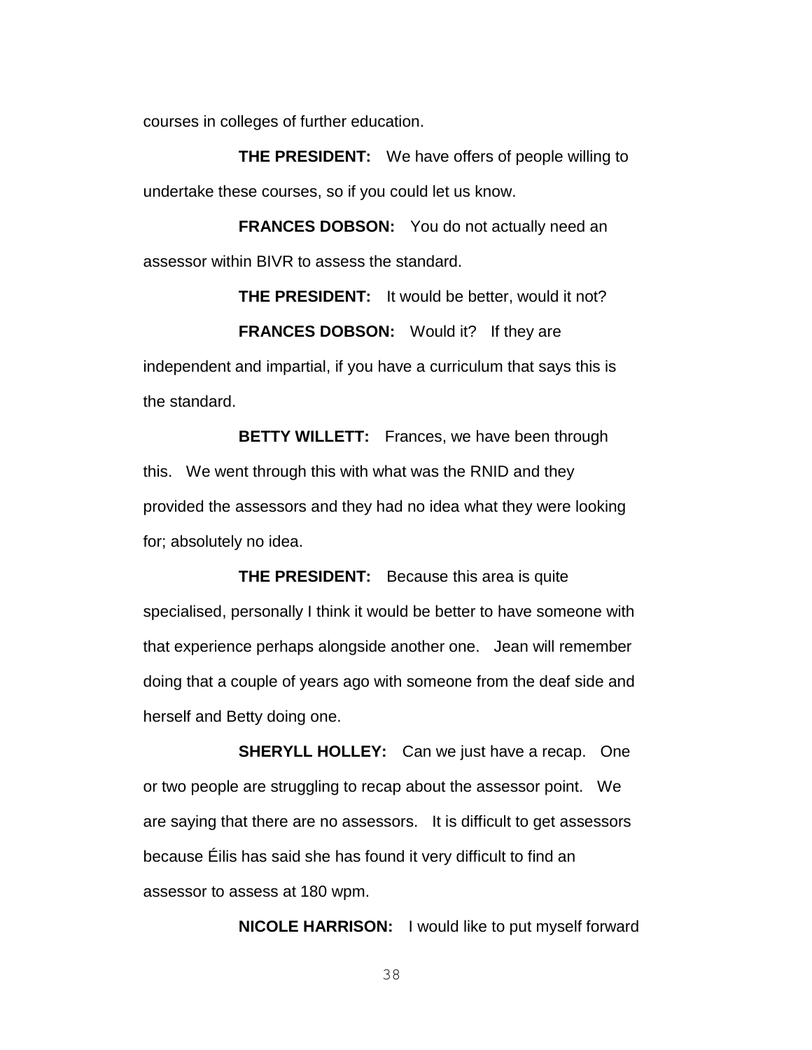courses in colleges of further education.

**THE PRESIDENT:** We have offers of people willing to undertake these courses, so if you could let us know.

**FRANCES DOBSON:** You do not actually need an assessor within BIVR to assess the standard.

**THE PRESIDENT:** It would be better, would it not?

**FRANCES DOBSON:** Would it? If they are independent and impartial, if you have a curriculum that says this is the standard.

**BETTY WILLETT:** Frances, we have been through this. We went through this with what was the RNID and they provided the assessors and they had no idea what they were looking for; absolutely no idea.

**THE PRESIDENT:** Because this area is quite specialised, personally I think it would be better to have someone with that experience perhaps alongside another one. Jean will remember doing that a couple of years ago with someone from the deaf side and herself and Betty doing one.

**SHERYLL HOLLEY:** Can we just have a recap. One or two people are struggling to recap about the assessor point. We are saying that there are no assessors. It is difficult to get assessors because Éilis has said she has found it very difficult to find an assessor to assess at 180 wpm.

**NICOLE HARRISON:** I would like to put myself forward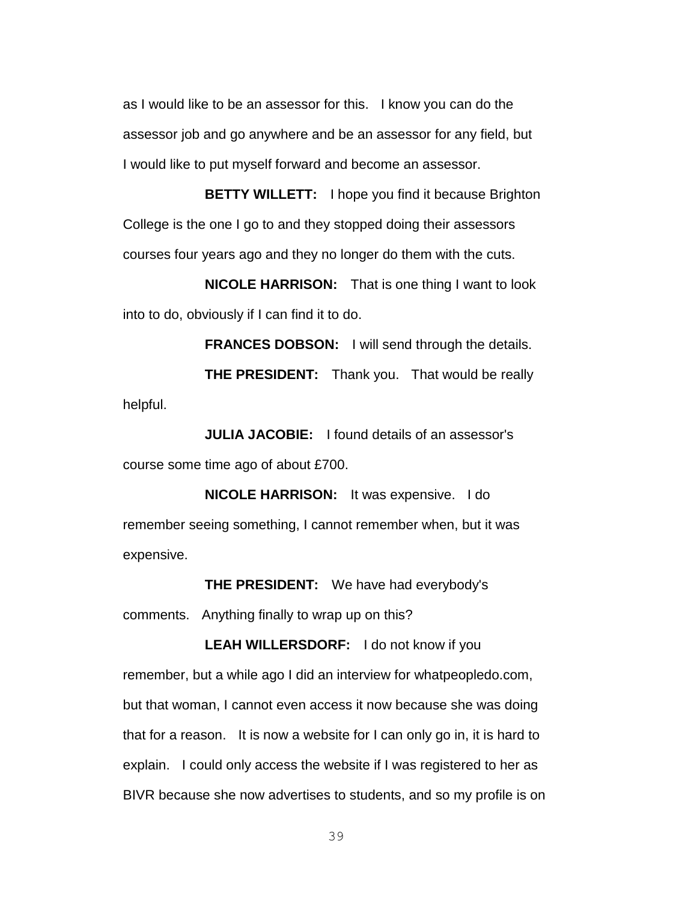as I would like to be an assessor for this. I know you can do the assessor job and go anywhere and be an assessor for any field, but I would like to put myself forward and become an assessor.

**BETTY WILLETT:** I hope you find it because Brighton College is the one I go to and they stopped doing their assessors courses four years ago and they no longer do them with the cuts.

**NICOLE HARRISON:** That is one thing I want to look into to do, obviously if I can find it to do.

**FRANCES DOBSON:** I will send through the details.

**THE PRESIDENT:** Thank you. That would be really helpful.

**JULIA JACOBIE:** I found details of an assessor's course some time ago of about £700.

**NICOLE HARRISON:** It was expensive. I do remember seeing something, I cannot remember when, but it was expensive.

**THE PRESIDENT:** We have had everybody's comments. Anything finally to wrap up on this?

**LEAH WILLERSDORF:** I do not know if you remember, but a while ago I did an interview for whatpeopledo.com, but that woman, I cannot even access it now because she was doing that for a reason. It is now a website for I can only go in, it is hard to explain. I could only access the website if I was registered to her as BIVR because she now advertises to students, and so my profile is on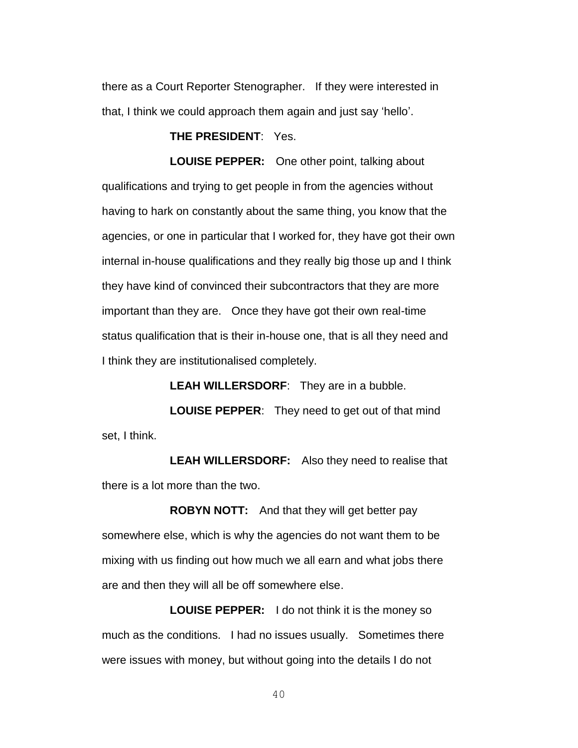there as a Court Reporter Stenographer. If they were interested in that, I think we could approach them again and just say 'hello'.

**THE PRESIDENT**: Yes.

**LOUISE PEPPER:** One other point, talking about qualifications and trying to get people in from the agencies without having to hark on constantly about the same thing, you know that the agencies, or one in particular that I worked for, they have got their own internal in-house qualifications and they really big those up and I think they have kind of convinced their subcontractors that they are more important than they are. Once they have got their own real-time status qualification that is their in-house one, that is all they need and I think they are institutionalised completely.

**LEAH WILLERSDORF**: They are in a bubble.

**LOUISE PEPPER**: They need to get out of that mind set, I think.

**LEAH WILLERSDORF:** Also they need to realise that there is a lot more than the two.

**ROBYN NOTT:** And that they will get better pay somewhere else, which is why the agencies do not want them to be mixing with us finding out how much we all earn and what jobs there are and then they will all be off somewhere else.

**LOUISE PEPPER:** I do not think it is the money so much as the conditions. I had no issues usually. Sometimes there were issues with money, but without going into the details I do not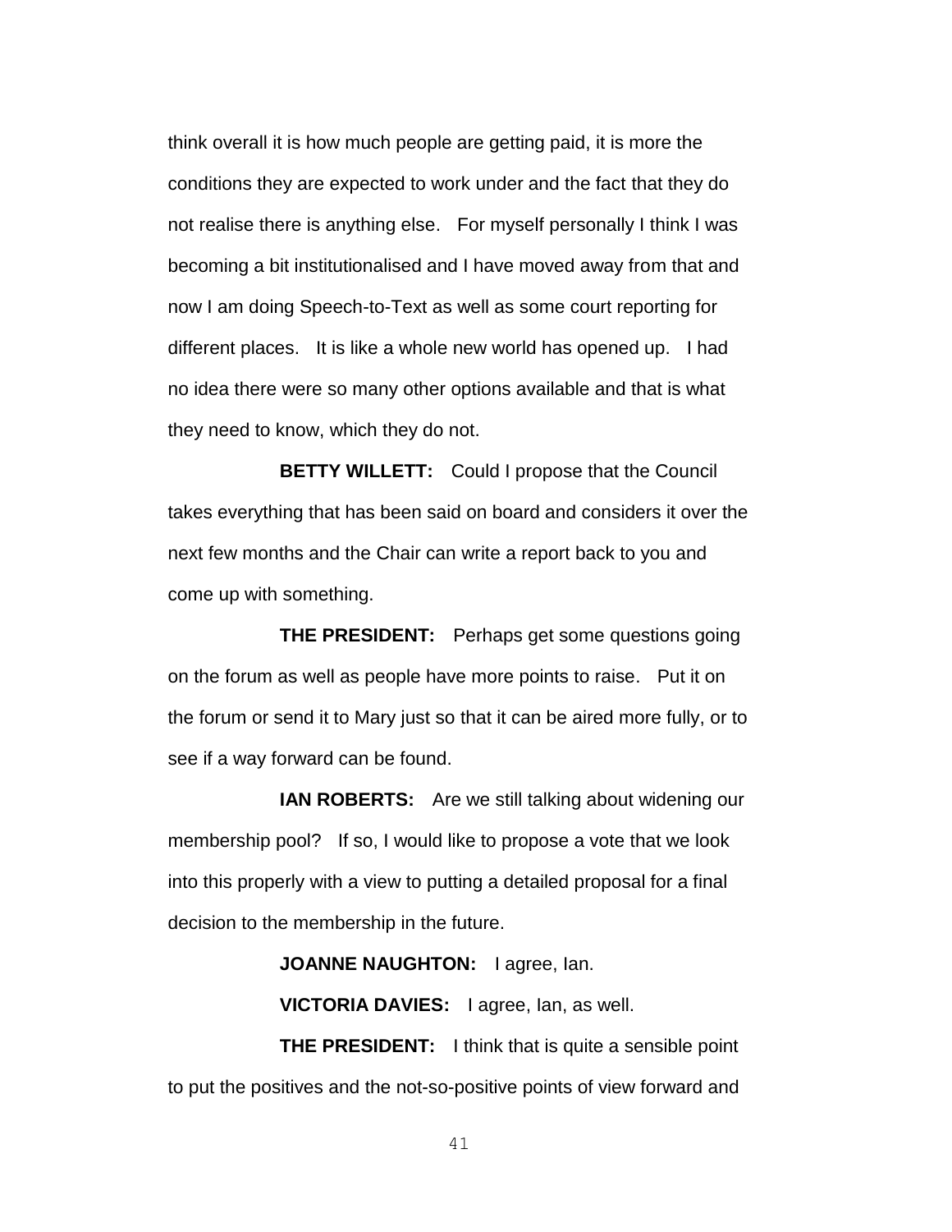think overall it is how much people are getting paid, it is more the conditions they are expected to work under and the fact that they do not realise there is anything else. For myself personally I think I was becoming a bit institutionalised and I have moved away from that and now I am doing Speech-to-Text as well as some court reporting for different places. It is like a whole new world has opened up. I had no idea there were so many other options available and that is what they need to know, which they do not.

**BETTY WILLETT:** Could I propose that the Council takes everything that has been said on board and considers it over the next few months and the Chair can write a report back to you and come up with something.

**THE PRESIDENT:** Perhaps get some questions going on the forum as well as people have more points to raise. Put it on the forum or send it to Mary just so that it can be aired more fully, or to see if a way forward can be found.

**IAN ROBERTS:** Are we still talking about widening our membership pool? If so, I would like to propose a vote that we look into this properly with a view to putting a detailed proposal for a final decision to the membership in the future.

**JOANNE NAUGHTON:** I agree, Ian.

**VICTORIA DAVIES:** I agree, Ian, as well.

**THE PRESIDENT:** I think that is quite a sensible point to put the positives and the not-so-positive points of view forward and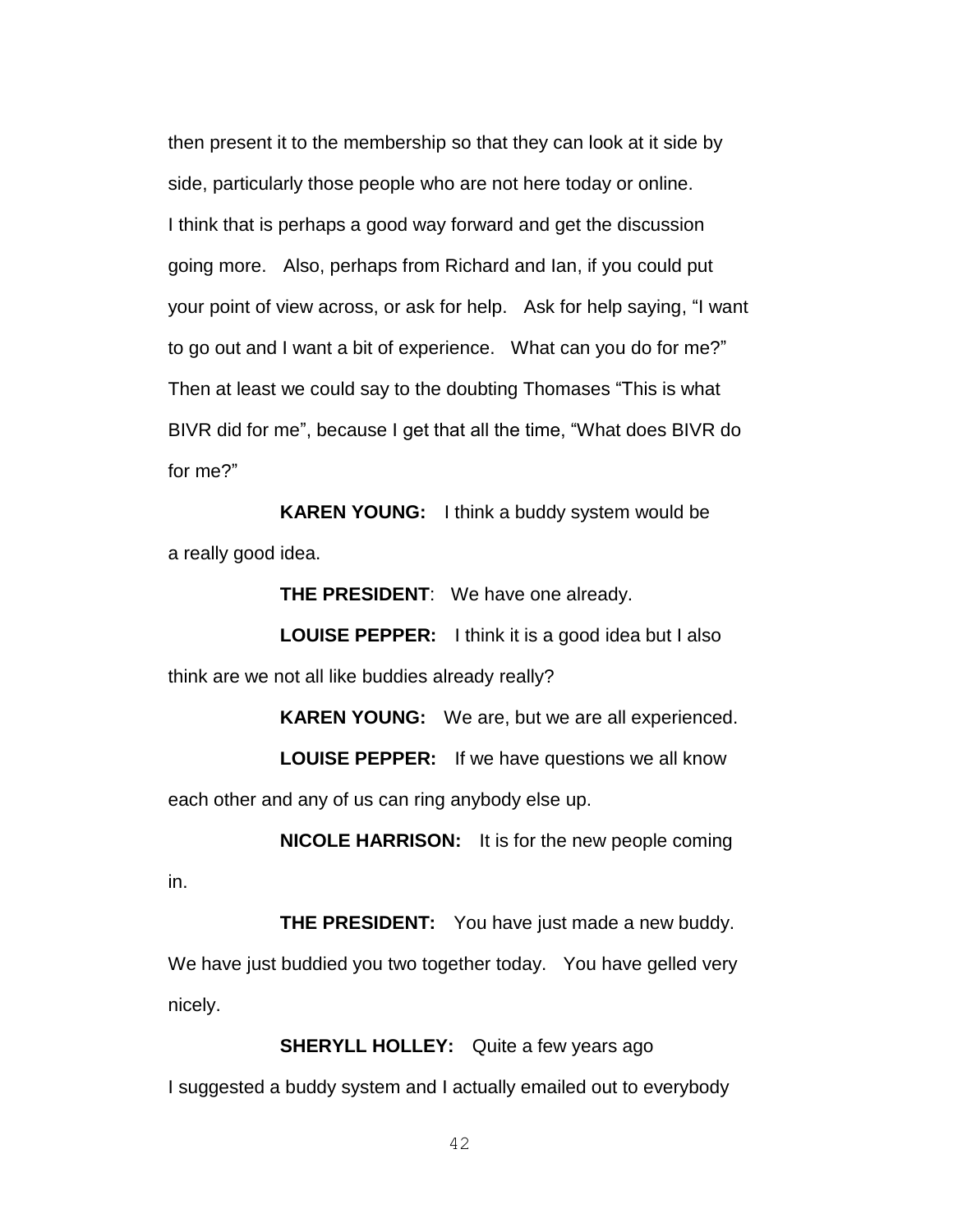then present it to the membership so that they can look at it side by side, particularly those people who are not here today or online. I think that is perhaps a good way forward and get the discussion going more. Also, perhaps from Richard and Ian, if you could put your point of view across, or ask for help. Ask for help saying, "I want to go out and I want a bit of experience. What can you do for me?" Then at least we could say to the doubting Thomases "This is what BIVR did for me", because I get that all the time, "What does BIVR do for me?"

**KAREN YOUNG:** I think a buddy system would be a really good idea.

**THE PRESIDENT**: We have one already.

**LOUISE PEPPER:** I think it is a good idea but I also think are we not all like buddies already really?

**KAREN YOUNG:** We are, but we are all experienced.

**LOUISE PEPPER:** If we have questions we all know each other and any of us can ring anybody else up.

**NICOLE HARRISON:** It is for the new people coming in.

**THE PRESIDENT:** You have just made a new buddy. We have just buddied you two together today. You have gelled very nicely.

**SHERYLL HOLLEY:** Quite a few years ago I suggested a buddy system and I actually emailed out to everybody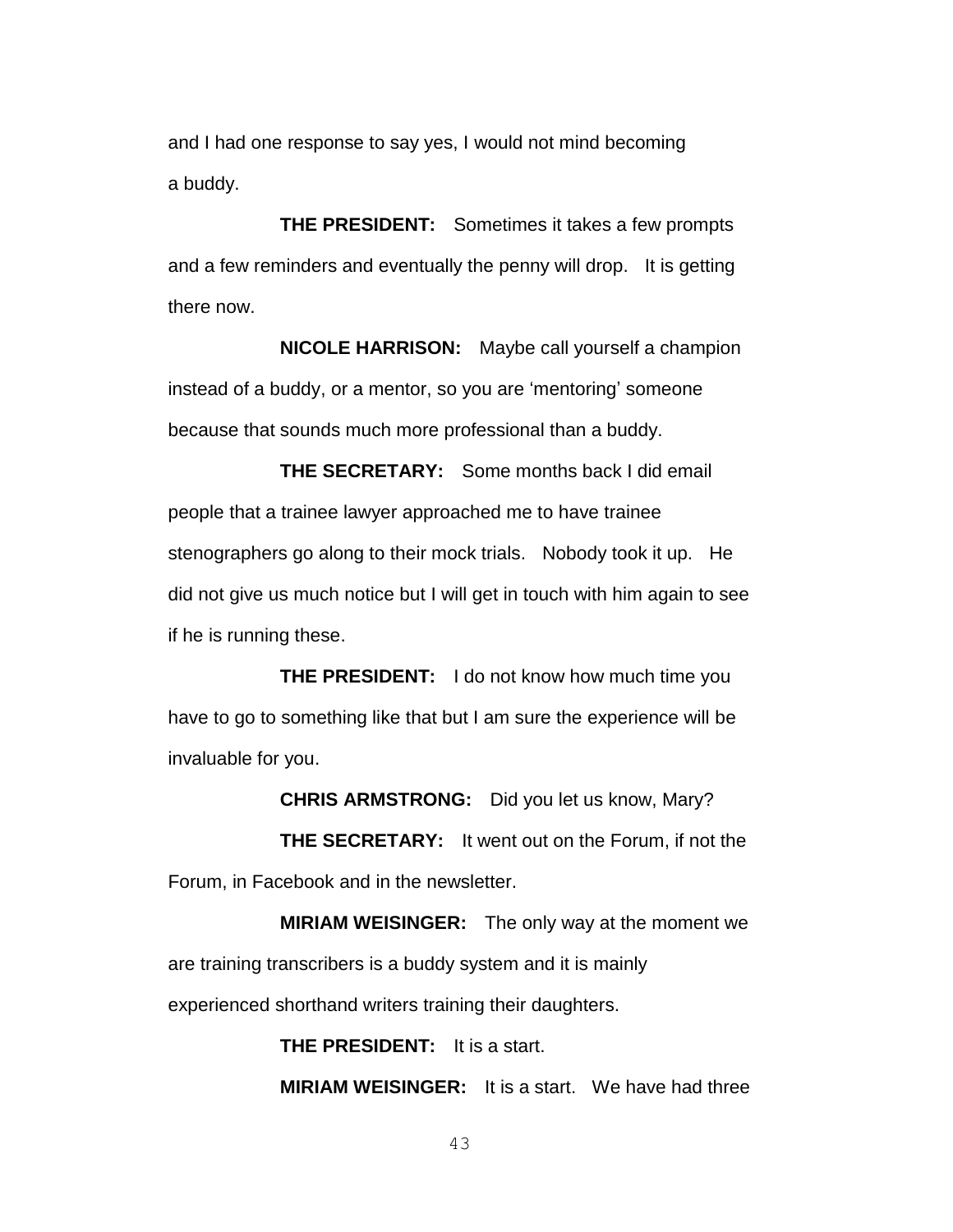and I had one response to say yes, I would not mind becoming a buddy.

**THE PRESIDENT:** Sometimes it takes a few prompts and a few reminders and eventually the penny will drop. It is getting there now.

**NICOLE HARRISON:** Maybe call yourself a champion instead of a buddy, or a mentor, so you are 'mentoring' someone because that sounds much more professional than a buddy.

**THE SECRETARY:** Some months back I did email people that a trainee lawyer approached me to have trainee stenographers go along to their mock trials. Nobody took it up. He did not give us much notice but I will get in touch with him again to see if he is running these.

**THE PRESIDENT:** I do not know how much time you have to go to something like that but I am sure the experience will be invaluable for you.

**CHRIS ARMSTRONG:** Did you let us know, Mary?

**THE SECRETARY:** It went out on the Forum, if not the Forum, in Facebook and in the newsletter.

**MIRIAM WEISINGER:** The only way at the moment we are training transcribers is a buddy system and it is mainly experienced shorthand writers training their daughters.

**THE PRESIDENT:** It is a start.

**MIRIAM WEISINGER:** It is a start. We have had three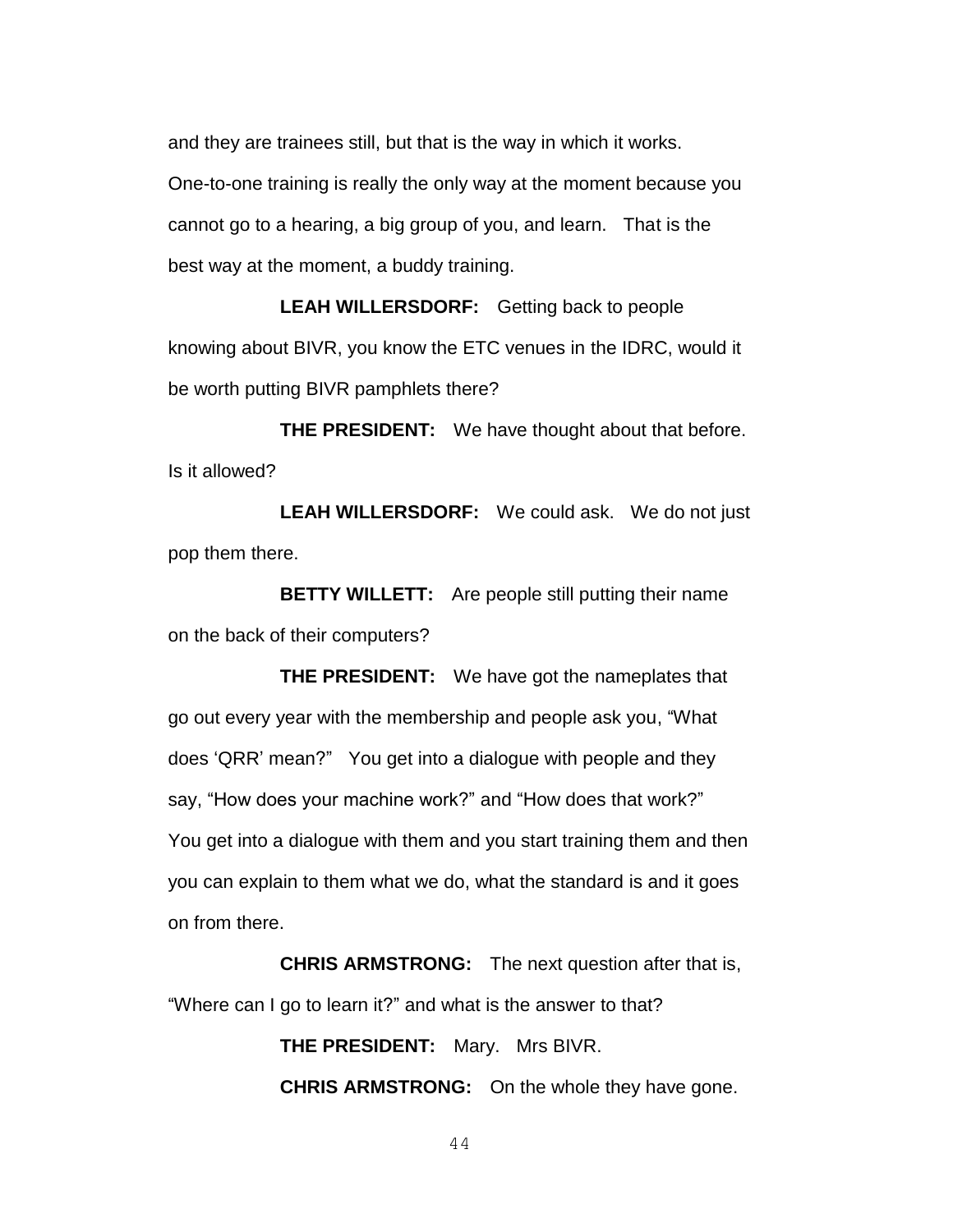and they are trainees still, but that is the way in which it works. One-to-one training is really the only way at the moment because you cannot go to a hearing, a big group of you, and learn. That is the best way at the moment, a buddy training.

**LEAH WILLERSDORF:** Getting back to people knowing about BIVR, you know the ETC venues in the IDRC, would it be worth putting BIVR pamphlets there?

**THE PRESIDENT:** We have thought about that before. Is it allowed?

**LEAH WILLERSDORF:** We could ask. We do not just pop them there.

**BETTY WILLETT:** Are people still putting their name on the back of their computers?

**THE PRESIDENT:** We have got the nameplates that go out every year with the membership and people ask you, "What does 'QRR' mean?" You get into a dialogue with people and they say, "How does your machine work?" and "How does that work?" You get into a dialogue with them and you start training them and then you can explain to them what we do, what the standard is and it goes on from there.

**CHRIS ARMSTRONG:** The next question after that is, "Where can I go to learn it?" and what is the answer to that?

**THE PRESIDENT:** Mary. Mrs BIVR.

**CHRIS ARMSTRONG:** On the whole they have gone.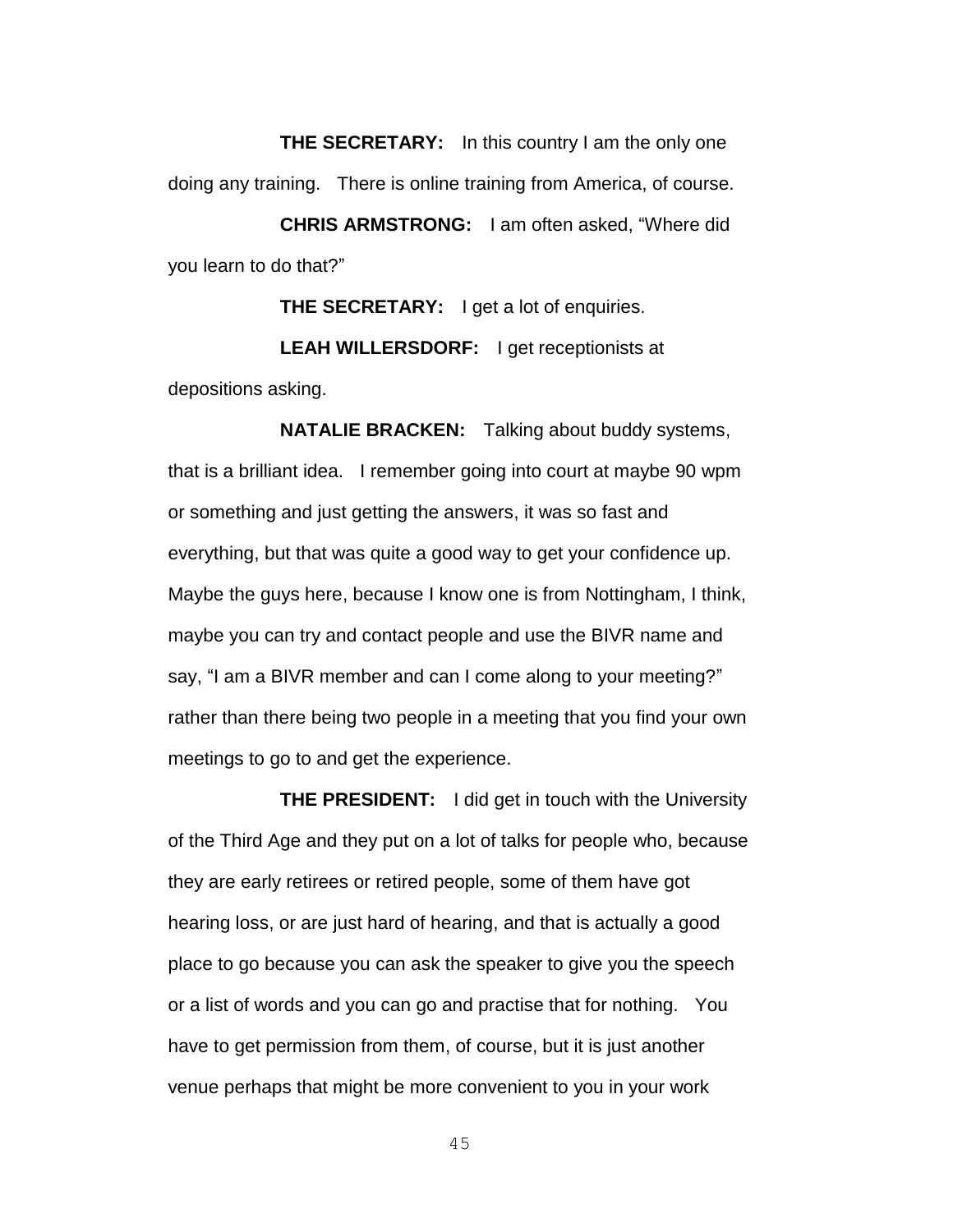**THE SECRETARY:** In this country I am the only one doing any training. There is online training from America, of course.

**CHRIS ARMSTRONG:** I am often asked, “Where did you learn to do that?”

**THE SECRETARY:** I get a lot of enquiries.

**LEAH WILLERSDORF:** I get receptionists at depositions asking.

**NATALIE BRACKEN:** Talking about buddy systems, that is a brilliant idea. I remember going into court at maybe 90 wpm or something and just getting the answers, it was so fast and everything, but that was quite a good way to get your confidence up. Maybe the guys here, because I know one is from Nottingham, I think, maybe you can try and contact people and use the BIVR name and say, “I am a BIVR member and can I come along to your meeting?” rather than there being two people in a meeting that you find your own meetings to go to and get the experience.

**THE PRESIDENT:** I did get in touch with the University of the Third Age and they put on a lot of talks for people who, because they are early retirees or retired people, some of them have got hearing loss, or are just hard of hearing, and that is actually a good place to go because you can ask the speaker to give you the speech or a list of words and you can go and practise that for nothing. You have to get permission from them, of course, but it is just another venue perhaps that might be more convenient to you in your work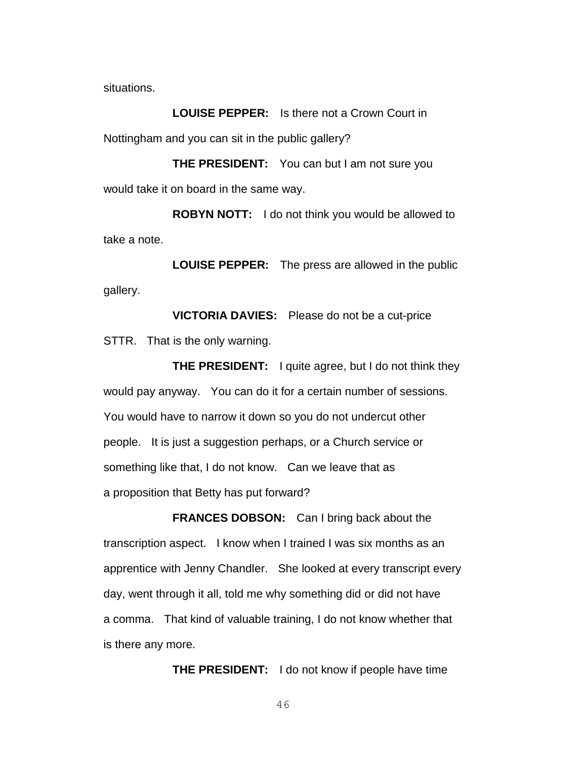situations.

**LOUISE PEPPER:** Is there not a Crown Court in Nottingham and you can sit in the public gallery?

**THE PRESIDENT:** You can but I am not sure you would take it on board in the same way.

**ROBYN NOTT:** I do not think you would be allowed to take a note.

**LOUISE PEPPER:** The press are allowed in the public gallery.

**VICTORIA DAVIES:** Please do not be a cut-price STTR. That is the only warning.

**THE PRESIDENT:** I quite agree, but I do not think they would pay anyway. You can do it for a certain number of sessions. You would have to narrow it down so you do not undercut other people. It is just a suggestion perhaps, or a Church service or something like that, I do not know. Can we leave that as a proposition that Betty has put forward?

**FRANCES DOBSON:** Can I bring back about the transcription aspect. I know when I trained I was six months as an apprentice with Jenny Chandler. She looked at every transcript every day, went through it all, told me why something did or did not have a comma. That kind of valuable training, I do not know whether that is there any more.

**THE PRESIDENT:** I do not know if people have time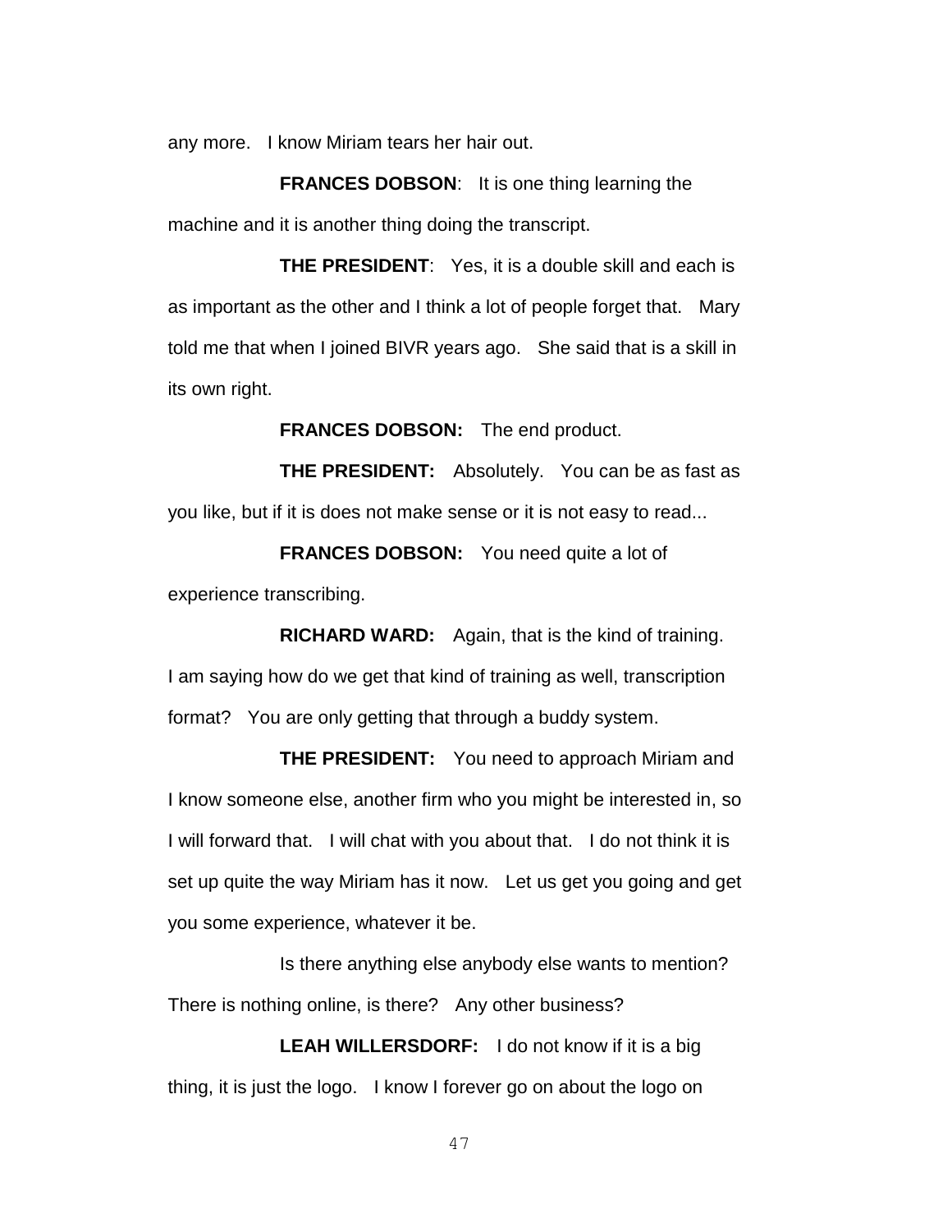any more. I know Miriam tears her hair out.

**FRANCES DOBSON**: It is one thing learning the machine and it is another thing doing the transcript.

**THE PRESIDENT**: Yes, it is a double skill and each is as important as the other and I think a lot of people forget that. Mary told me that when I joined BIVR years ago. She said that is a skill in its own right.

**FRANCES DOBSON:** The end product.

**THE PRESIDENT:** Absolutely. You can be as fast as you like, but if it is does not make sense or it is not easy to read...

**FRANCES DOBSON:** You need quite a lot of experience transcribing.

**RICHARD WARD:** Again, that is the kind of training. I am saying how do we get that kind of training as well, transcription format? You are only getting that through a buddy system.

**THE PRESIDENT:** You need to approach Miriam and I know someone else, another firm who you might be interested in, so I will forward that. I will chat with you about that. I do not think it is set up quite the way Miriam has it now. Let us get you going and get you some experience, whatever it be.

Is there anything else anybody else wants to mention? There is nothing online, is there? Any other business?

**LEAH WILLERSDORF:** I do not know if it is a big thing, it is just the logo. I know I forever go on about the logo on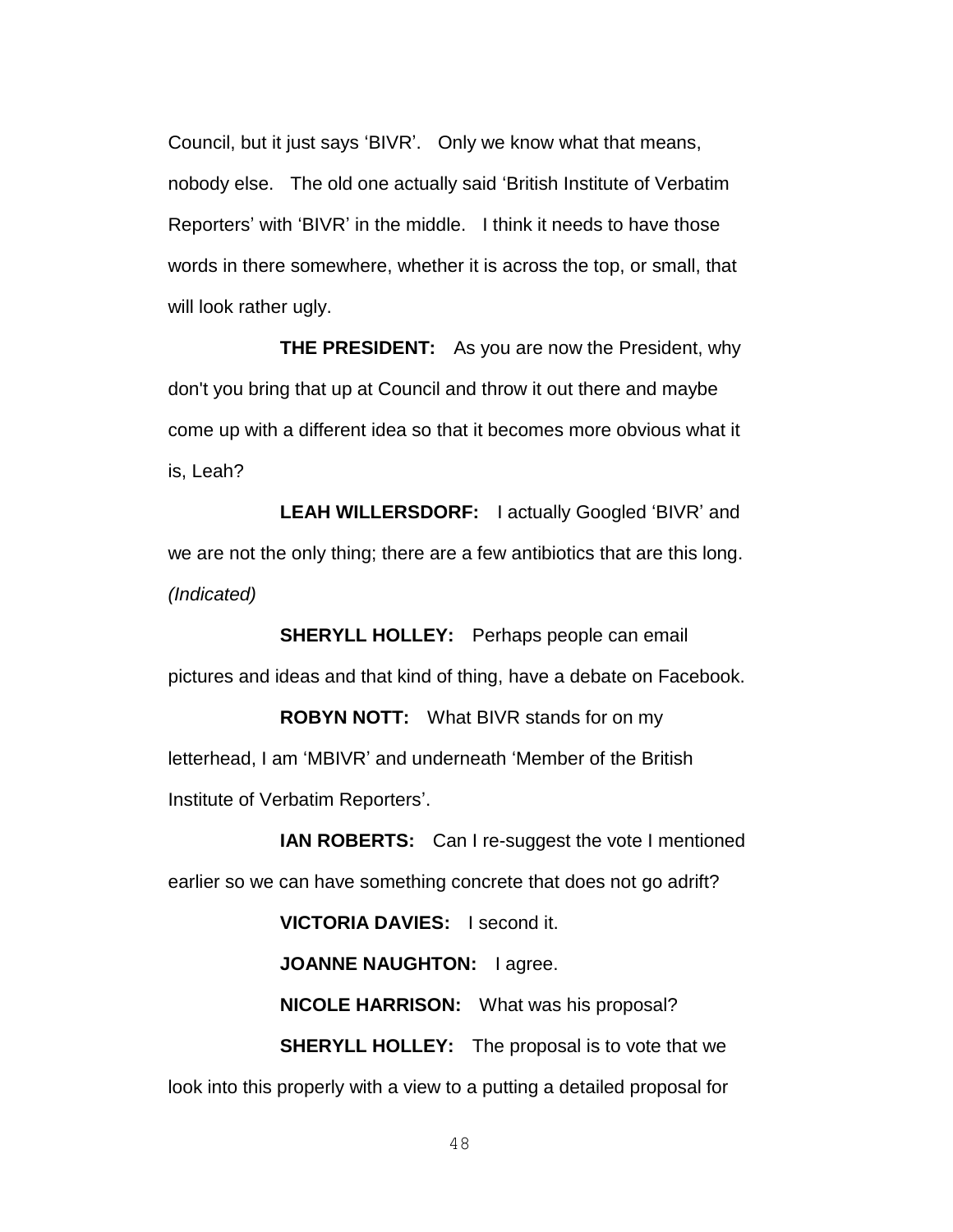Council, but it just says 'BIVR'. Only we know what that means, nobody else. The old one actually said 'British Institute of Verbatim Reporters' with 'BIVR' in the middle. I think it needs to have those words in there somewhere, whether it is across the top, or small, that will look rather ugly.

**THE PRESIDENT:** As you are now the President, why don't you bring that up at Council and throw it out there and maybe come up with a different idea so that it becomes more obvious what it is, Leah?

**LEAH WILLERSDORF:** I actually Googled 'BIVR' and we are not the only thing; there are a few antibiotics that are this long. *(Indicated)*

**SHERYLL HOLLEY:** Perhaps people can email pictures and ideas and that kind of thing, have a debate on Facebook.

**ROBYN NOTT:** What BIVR stands for on my letterhead, I am 'MBIVR' and underneath 'Member of the British Institute of Verbatim Reporters'.

**IAN ROBERTS:** Can I re-suggest the vote I mentioned earlier so we can have something concrete that does not go adrift?

**VICTORIA DAVIES:** I second it.

**JOANNE NAUGHTON:** I agree.

**NICOLE HARRISON:** What was his proposal?

**SHERYLL HOLLEY:** The proposal is to vote that we look into this properly with a view to a putting a detailed proposal for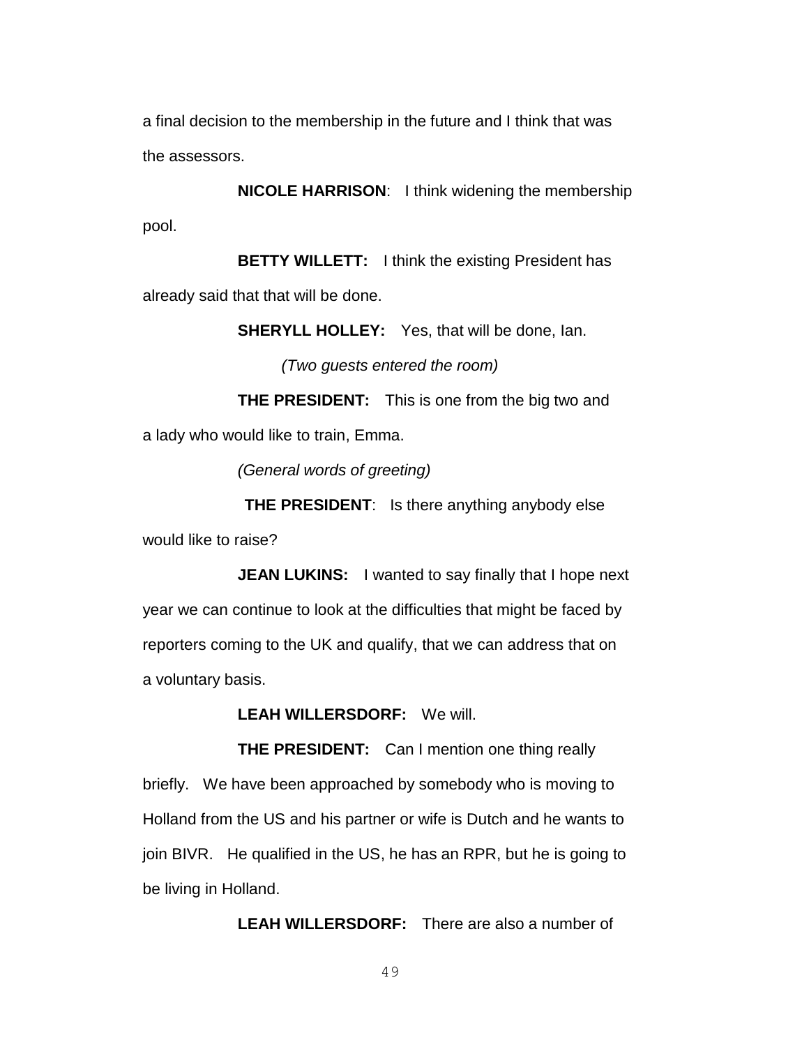a final decision to the membership in the future and I think that was the assessors.

**NICOLE HARRISON**: I think widening the membership pool.

**BETTY WILLETT:** I think the existing President has already said that that will be done.

**SHERYLL HOLLEY:** Yes, that will be done, Ian.

*(Two guests entered the room)*

**THE PRESIDENT:** This is one from the big two and a lady who would like to train, Emma.

*(General words of greeting)*

**THE PRESIDENT**: Is there anything anybody else would like to raise?

**JEAN LUKINS:** I wanted to say finally that I hope next year we can continue to look at the difficulties that might be faced by reporters coming to the UK and qualify, that we can address that on a voluntary basis.

**LEAH WILLERSDORF:** We will.

**THE PRESIDENT:** Can I mention one thing really briefly. We have been approached by somebody who is moving to Holland from the US and his partner or wife is Dutch and he wants to join BIVR. He qualified in the US, he has an RPR, but he is going to be living in Holland.

**LEAH WILLERSDORF:** There are also a number of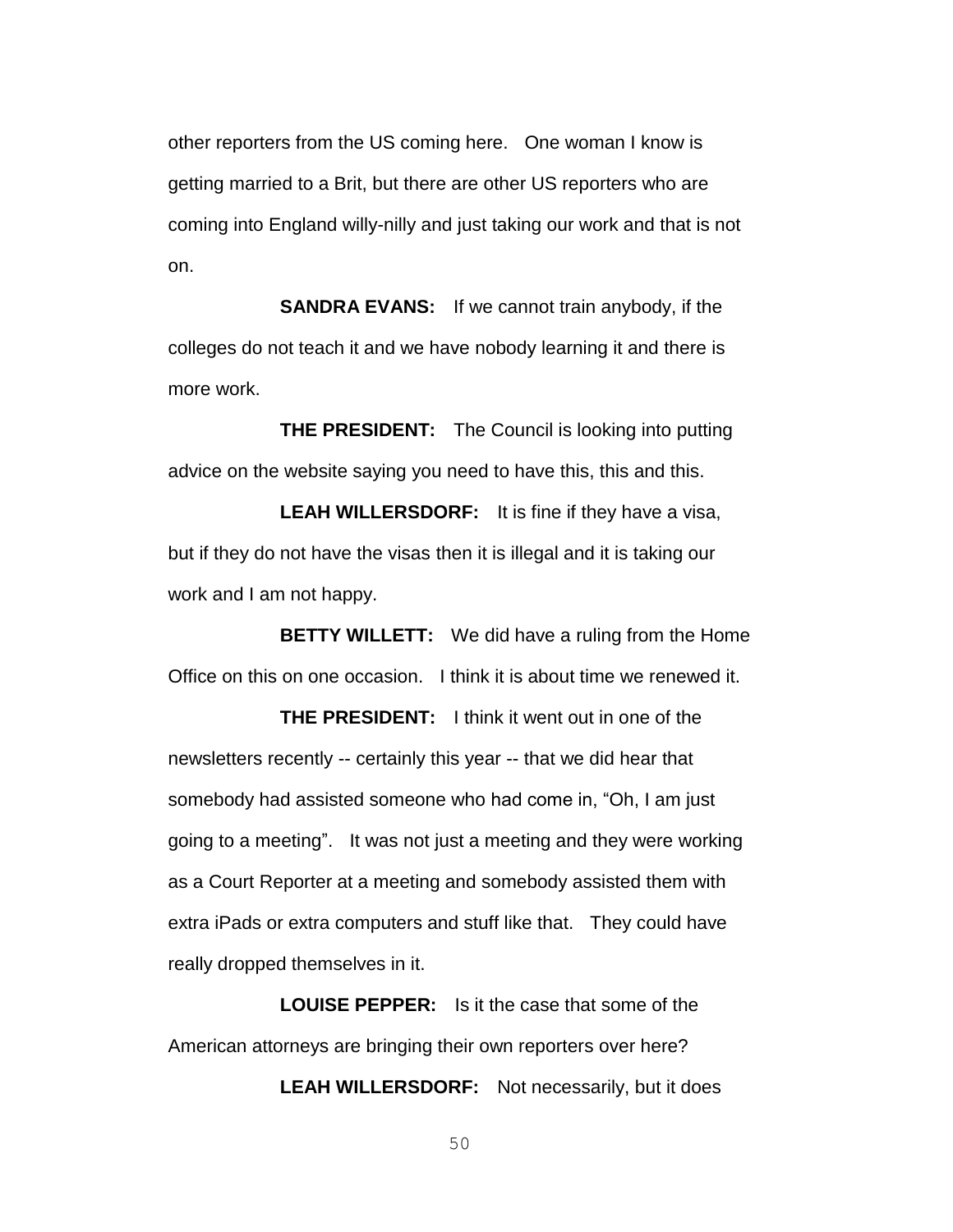other reporters from the US coming here. One woman I know is getting married to a Brit, but there are other US reporters who are coming into England willy-nilly and just taking our work and that is not on.

**SANDRA EVANS:** If we cannot train anybody, if the colleges do not teach it and we have nobody learning it and there is more work.

**THE PRESIDENT:** The Council is looking into putting advice on the website saying you need to have this, this and this.

**LEAH WILLERSDORF:** It is fine if they have a visa, but if they do not have the visas then it is illegal and it is taking our work and I am not happy.

**BETTY WILLETT:** We did have a ruling from the Home Office on this on one occasion. I think it is about time we renewed it.

**THE PRESIDENT:** I think it went out in one of the newsletters recently -- certainly this year -- that we did hear that somebody had assisted someone who had come in, "Oh, I am just going to a meeting". It was not just a meeting and they were working as a Court Reporter at a meeting and somebody assisted them with extra iPads or extra computers and stuff like that. They could have really dropped themselves in it.

**LOUISE PEPPER:** Is it the case that some of the American attorneys are bringing their own reporters over here?

**LEAH WILLERSDORF:** Not necessarily, but it does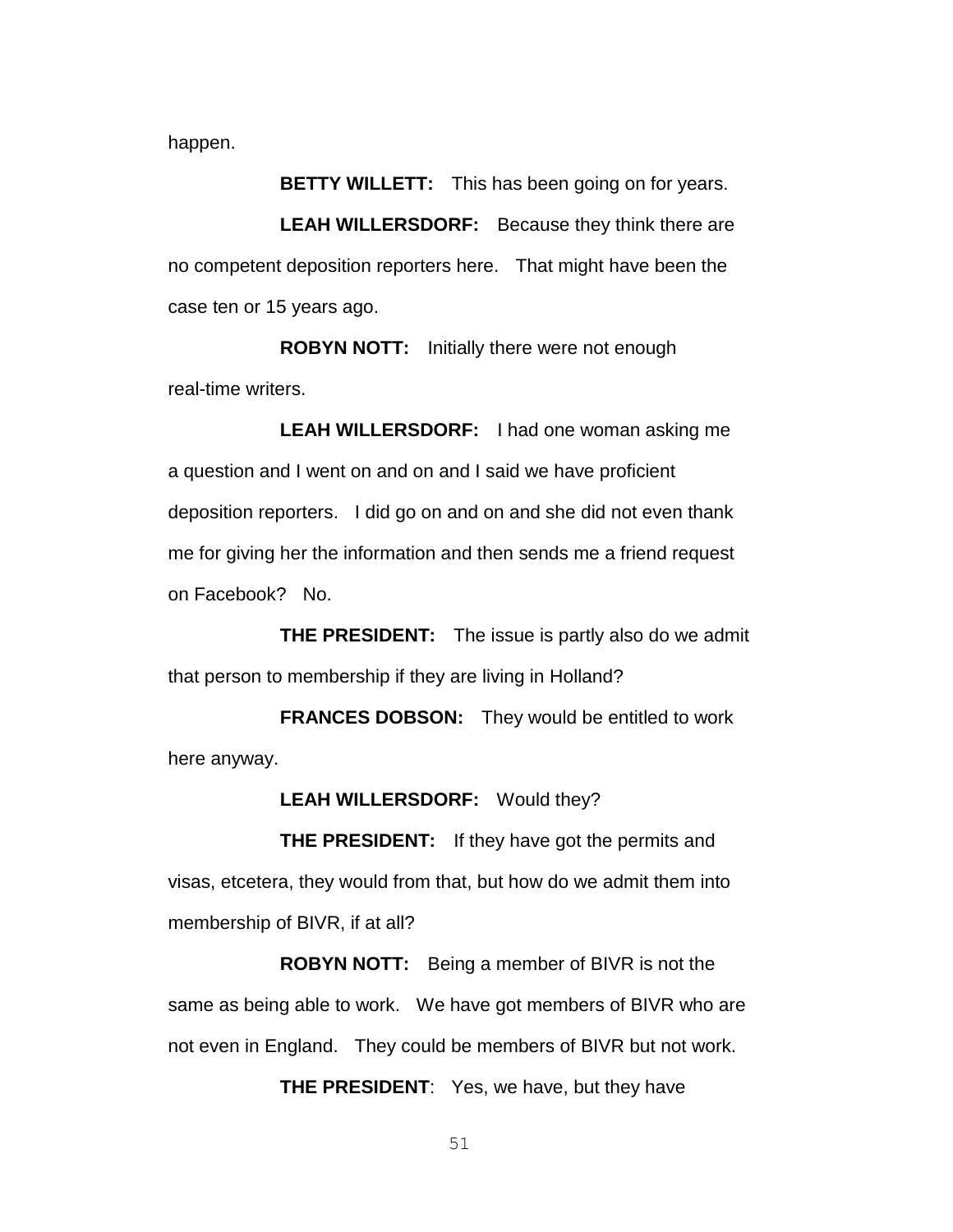happen.

**BETTY WILLETT:** This has been going on for years.

**LEAH WILLERSDORF:** Because they think there are no competent deposition reporters here. That might have been the case ten or 15 years ago.

**ROBYN NOTT:** Initially there were not enough real-time writers.

**LEAH WILLERSDORF:** I had one woman asking me a question and I went on and on and I said we have proficient deposition reporters. I did go on and on and she did not even thank me for giving her the information and then sends me a friend request on Facebook? No.

**THE PRESIDENT:** The issue is partly also do we admit that person to membership if they are living in Holland?

**FRANCES DOBSON:** They would be entitled to work here anyway.

**LEAH WILLERSDORF:** Would they?

**THE PRESIDENT:** If they have got the permits and visas, etcetera, they would from that, but how do we admit them into membership of BIVR, if at all?

**ROBYN NOTT:** Being a member of BIVR is not the same as being able to work. We have got members of BIVR who are not even in England. They could be members of BIVR but not work.

**THE PRESIDENT**: Yes, we have, but they have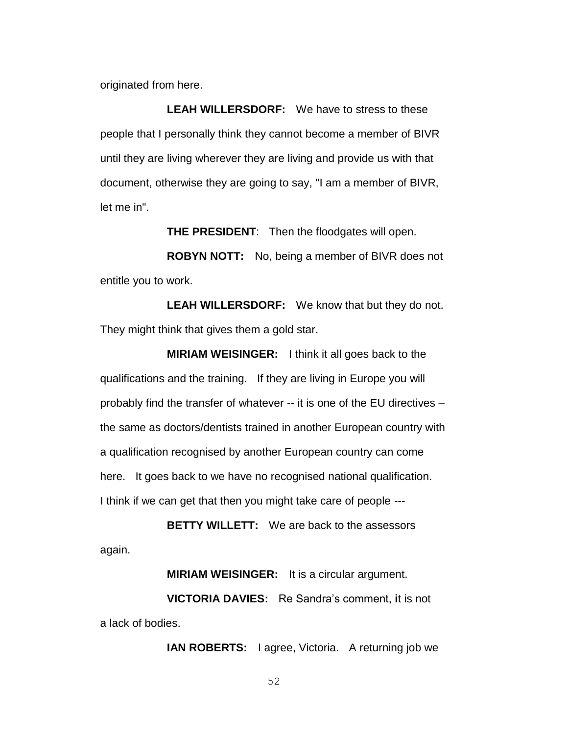originated from here.

**LEAH WILLERSDORF:** We have to stress to these people that I personally think they cannot become a member of BIVR until they are living wherever they are living and provide us with that document, otherwise they are going to say, "I am a member of BIVR, let me in".

**THE PRESIDENT**: Then the floodgates will open.

**ROBYN NOTT:** No, being a member of BIVR does not entitle you to work.

**LEAH WILLERSDORF:** We know that but they do not. They might think that gives them a gold star.

**MIRIAM WEISINGER:** I think it all goes back to the qualifications and the training. If they are living in Europe you will probably find the transfer of whatever -- it is one of the EU directives – the same as doctors/dentists trained in another European country with a qualification recognised by another European country can come here. It goes back to we have no recognised national qualification. I think if we can get that then you might take care of people ---

**BETTY WILLETT:** We are back to the assessors again.

**MIRIAM WEISINGER:** It is a circular argument.

**VICTORIA DAVIES:** Re Sandra's comment, **i**t is not a lack of bodies.

**IAN ROBERTS:** I agree, Victoria. A returning job we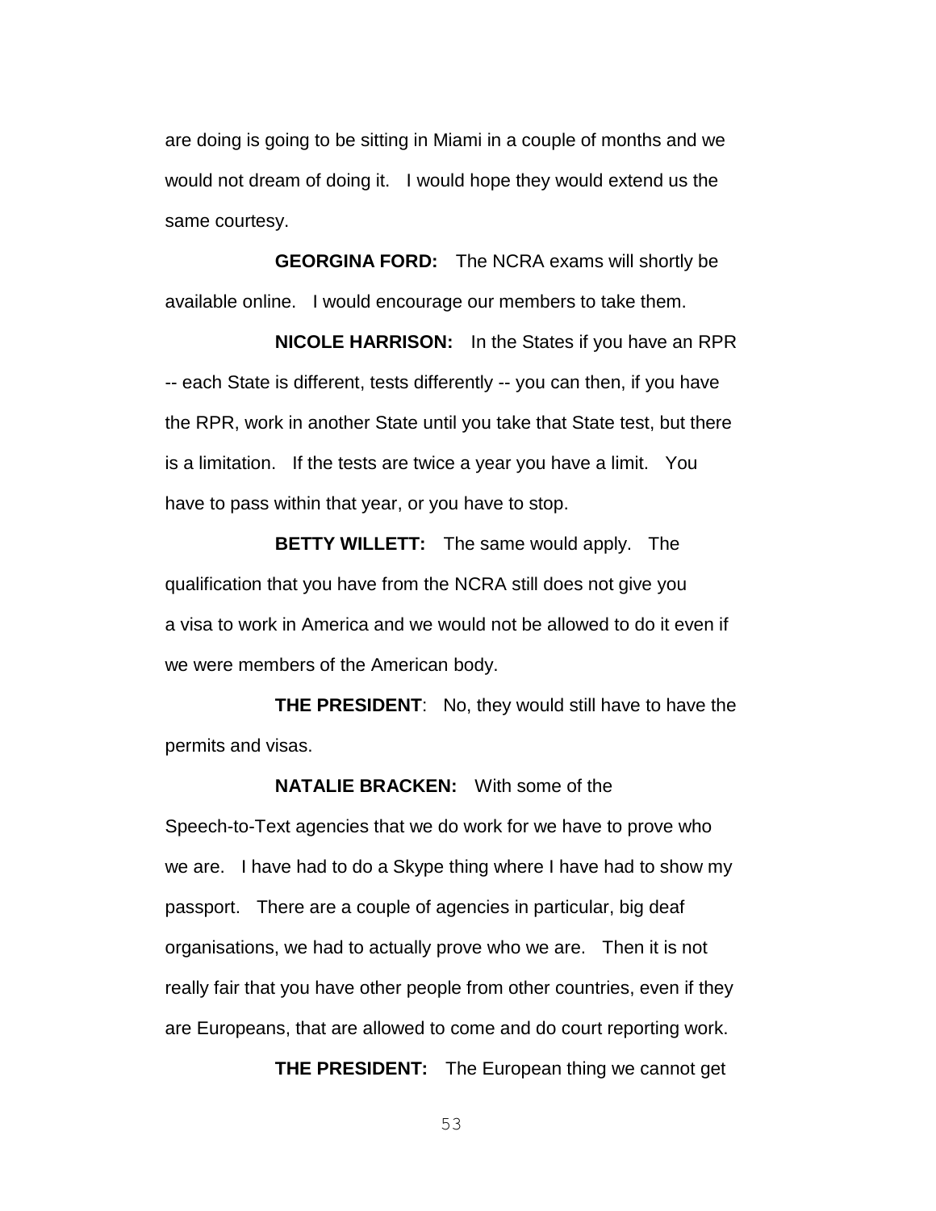are doing is going to be sitting in Miami in a couple of months and we would not dream of doing it. I would hope they would extend us the same courtesy.

**GEORGINA FORD:** The NCRA exams will shortly be available online. I would encourage our members to take them.

**NICOLE HARRISON:** In the States if you have an RPR -- each State is different, tests differently -- you can then, if you have the RPR, work in another State until you take that State test, but there is a limitation. If the tests are twice a year you have a limit. You have to pass within that year, or you have to stop.

**BETTY WILLETT:** The same would apply. The qualification that you have from the NCRA still does not give you a visa to work in America and we would not be allowed to do it even if we were members of the American body.

**THE PRESIDENT**: No, they would still have to have the permits and visas.

**NATALIE BRACKEN:** With some of the Speech-to-Text agencies that we do work for we have to prove who we are. I have had to do a Skype thing where I have had to show my passport. There are a couple of agencies in particular, big deaf organisations, we had to actually prove who we are. Then it is not really fair that you have other people from other countries, even if they are Europeans, that are allowed to come and do court reporting work.

**THE PRESIDENT:** The European thing we cannot get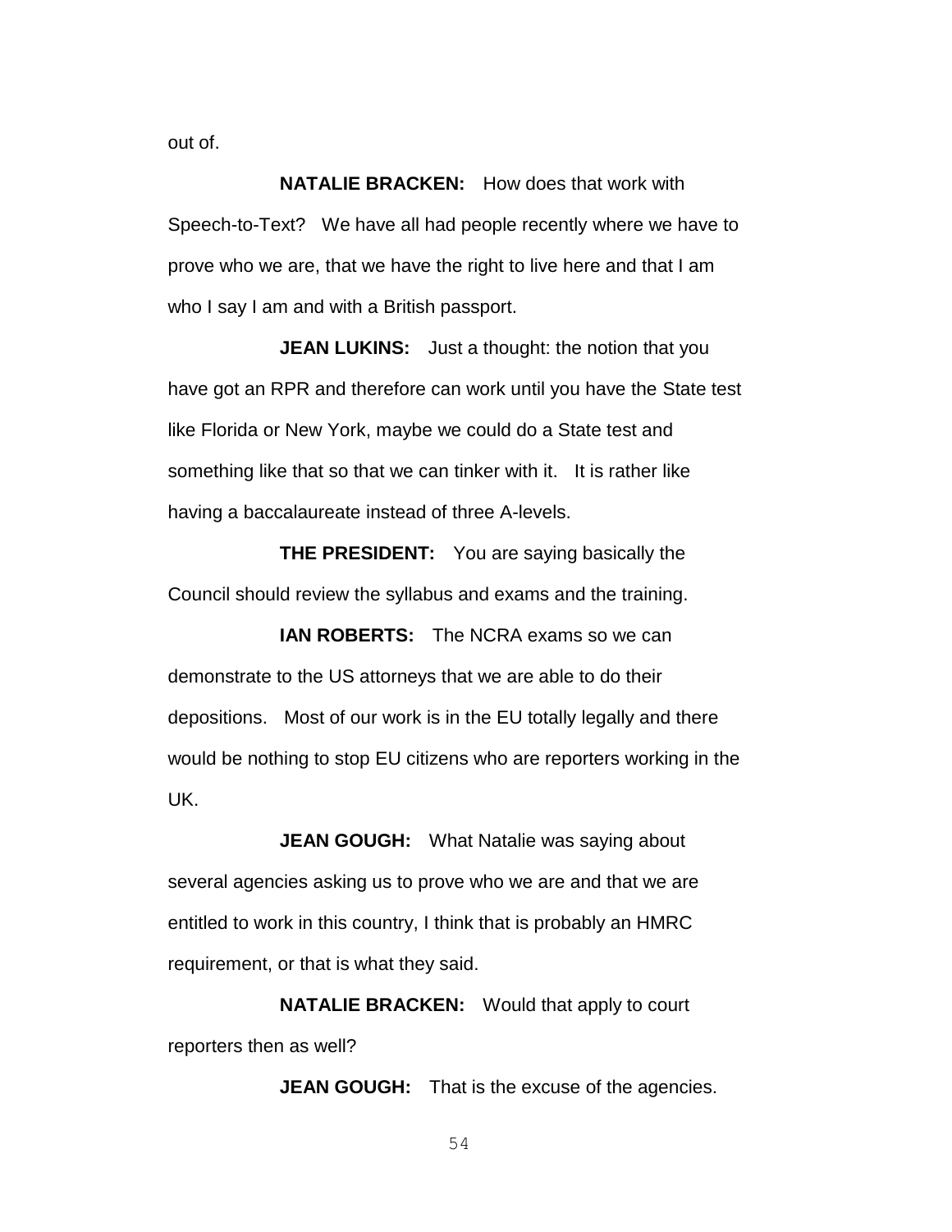out of.

**NATALIE BRACKEN:** How does that work with Speech-to-Text? We have all had people recently where we have to prove who we are, that we have the right to live here and that I am who I say I am and with a British passport.

**JEAN LUKINS:** Just a thought: the notion that you have got an RPR and therefore can work until you have the State test like Florida or New York, maybe we could do a State test and something like that so that we can tinker with it. It is rather like having a baccalaureate instead of three A-levels.

**THE PRESIDENT:** You are saying basically the Council should review the syllabus and exams and the training.

**IAN ROBERTS:** The NCRA exams so we can demonstrate to the US attorneys that we are able to do their depositions. Most of our work is in the EU totally legally and there would be nothing to stop EU citizens who are reporters working in the UK.

**JEAN GOUGH:** What Natalie was saying about several agencies asking us to prove who we are and that we are entitled to work in this country, I think that is probably an HMRC requirement, or that is what they said.

**NATALIE BRACKEN:** Would that apply to court reporters then as well?

**JEAN GOUGH:** That is the excuse of the agencies.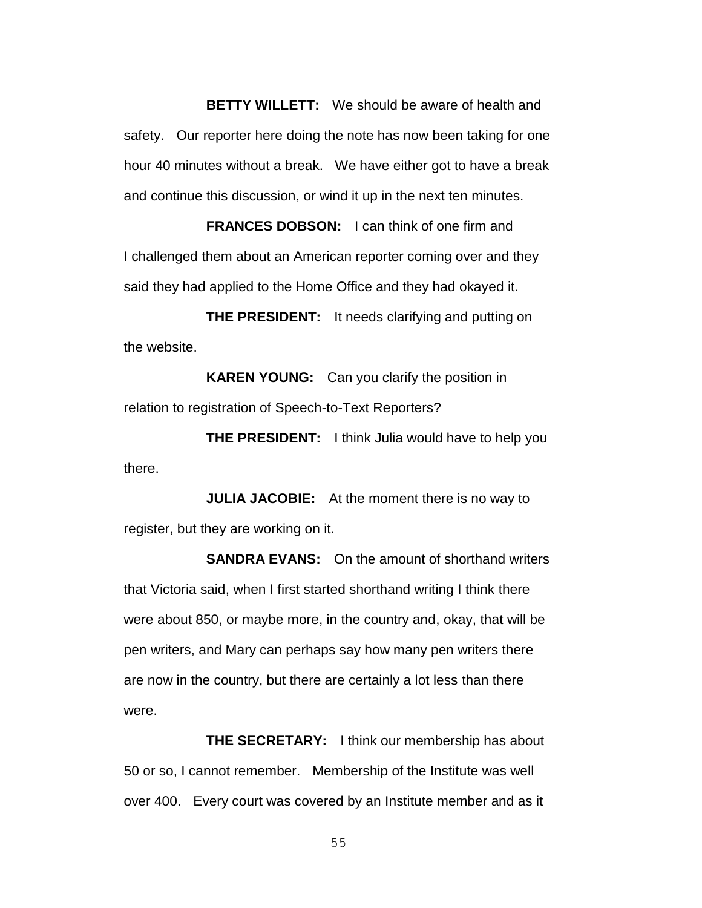**BETTY WILLETT:** We should be aware of health and safety. Our reporter here doing the note has now been taking for one hour 40 minutes without a break. We have either got to have a break and continue this discussion, or wind it up in the next ten minutes.

**FRANCES DOBSON:** I can think of one firm and I challenged them about an American reporter coming over and they said they had applied to the Home Office and they had okayed it.

**THE PRESIDENT:** It needs clarifying and putting on the website.

**KAREN YOUNG:** Can you clarify the position in relation to registration of Speech-to-Text Reporters?

**THE PRESIDENT:** I think Julia would have to help you there.

**JULIA JACOBIE:** At the moment there is no way to register, but they are working on it.

**SANDRA EVANS:** On the amount of shorthand writers that Victoria said, when I first started shorthand writing I think there were about 850, or maybe more, in the country and, okay, that will be pen writers, and Mary can perhaps say how many pen writers there are now in the country, but there are certainly a lot less than there were.

**THE SECRETARY:** I think our membership has about 50 or so, I cannot remember. Membership of the Institute was well over 400. Every court was covered by an Institute member and as it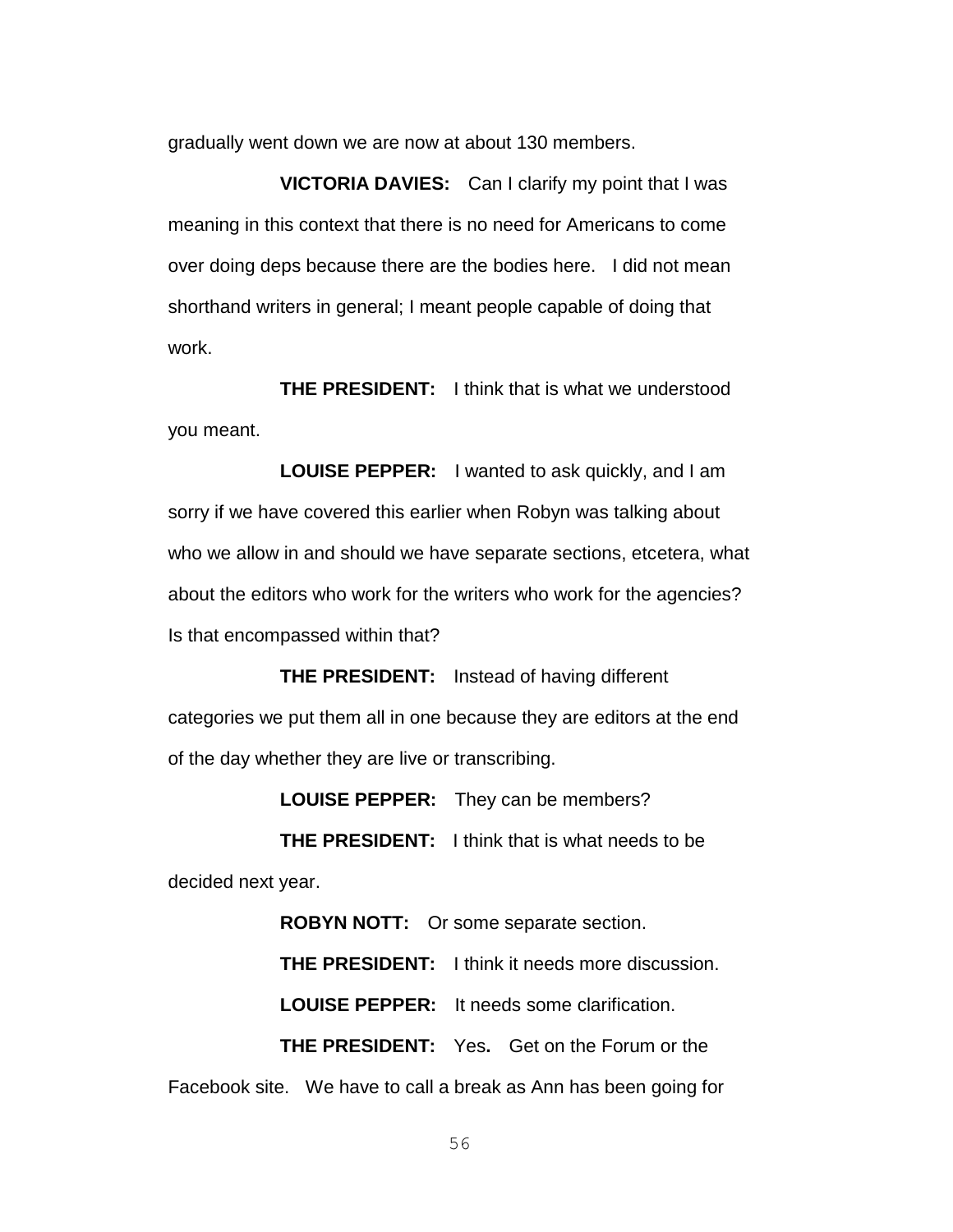gradually went down we are now at about 130 members.

**VICTORIA DAVIES:** Can I clarify my point that I was meaning in this context that there is no need for Americans to come over doing deps because there are the bodies here. I did not mean shorthand writers in general; I meant people capable of doing that work.

**THE PRESIDENT:** I think that is what we understood you meant.

**LOUISE PEPPER:** I wanted to ask quickly, and I am sorry if we have covered this earlier when Robyn was talking about who we allow in and should we have separate sections, etcetera, what about the editors who work for the writers who work for the agencies? Is that encompassed within that?

**THE PRESIDENT:** Instead of having different categories we put them all in one because they are editors at the end of the day whether they are live or transcribing.

**LOUISE PEPPER:** They can be members?

**THE PRESIDENT:** I think that is what needs to be decided next year.

**ROBYN NOTT:** Or some separate section.

**THE PRESIDENT:** I think it needs more discussion.

**LOUISE PEPPER:** It needs some clarification.

**THE PRESIDENT:** Yes**.** Get on the Forum or the Facebook site. We have to call a break as Ann has been going for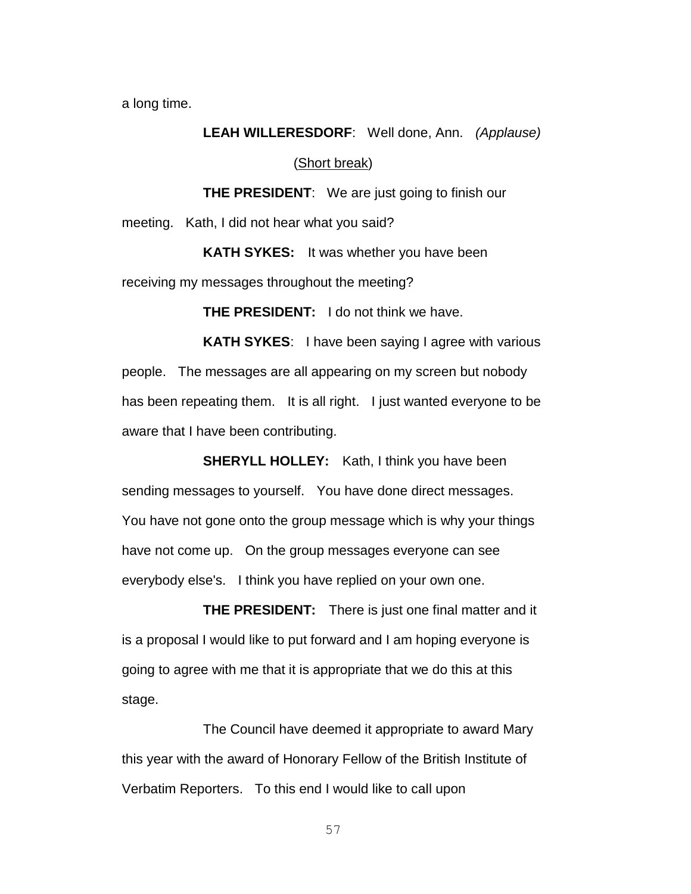a long time.

**LEAH WILLERESDORF**: Well done, Ann. *(Applause)*

(Short break)

**THE PRESIDENT**: We are just going to finish our meeting. Kath, I did not hear what you said?

**KATH SYKES:** It was whether you have been receiving my messages throughout the meeting?

**THE PRESIDENT:** I do not think we have.

**KATH SYKES**: I have been saying I agree with various people. The messages are all appearing on my screen but nobody has been repeating them. It is all right. I just wanted everyone to be aware that I have been contributing.

**SHERYLL HOLLEY:** Kath, I think you have been sending messages to yourself. You have done direct messages. You have not gone onto the group message which is why your things have not come up. On the group messages everyone can see everybody else's. I think you have replied on your own one.

**THE PRESIDENT:** There is just one final matter and it is a proposal I would like to put forward and I am hoping everyone is going to agree with me that it is appropriate that we do this at this stage.

The Council have deemed it appropriate to award Mary this year with the award of Honorary Fellow of the British Institute of Verbatim Reporters. To this end I would like to call upon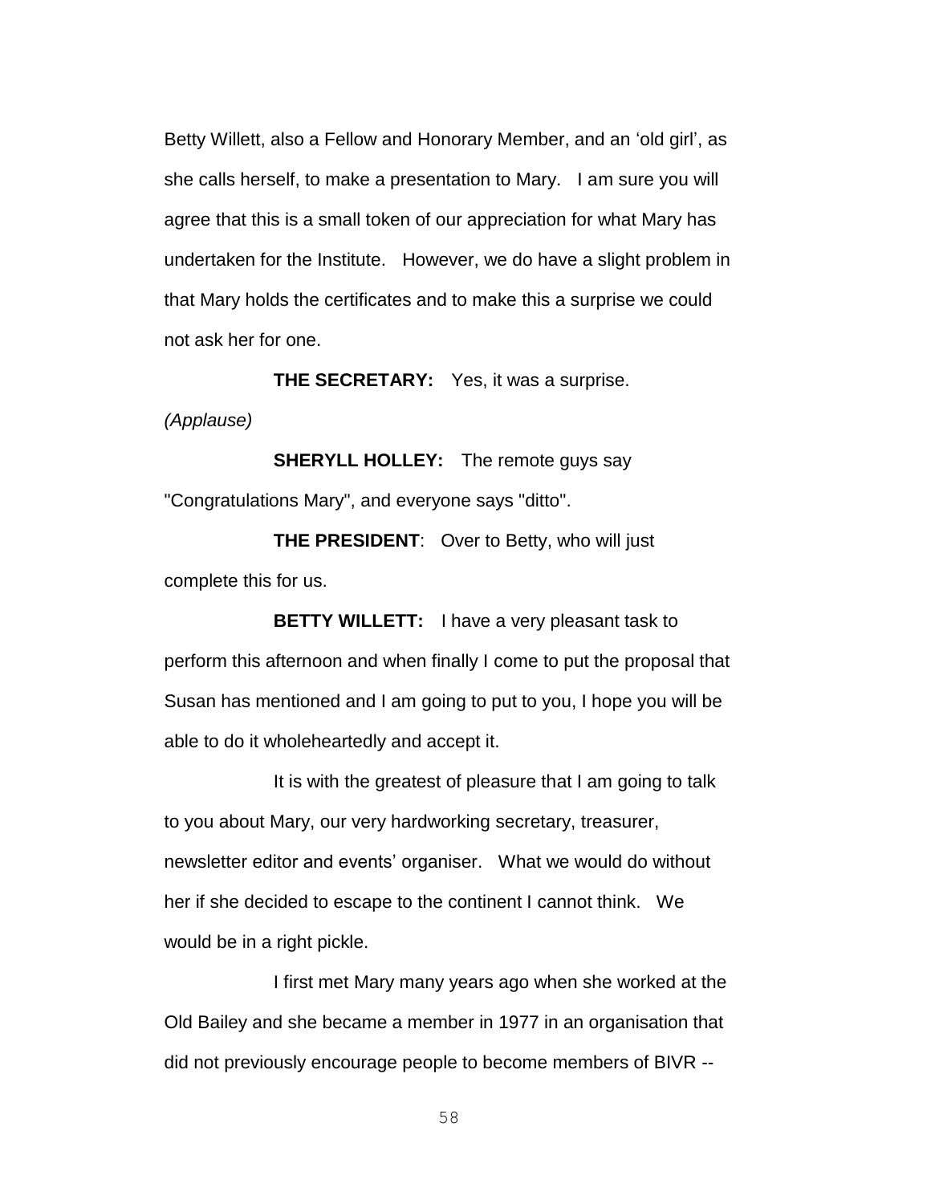Betty Willett, also a Fellow and Honorary Member, and an 'old girl', as she calls herself, to make a presentation to Mary. I am sure you will agree that this is a small token of our appreciation for what Mary has undertaken for the Institute. However, we do have a slight problem in that Mary holds the certificates and to make this a surprise we could not ask her for one.

**THE SECRETARY:** Yes, it was a surprise.

*(Applause)*

**SHERYLL HOLLEY:** The remote guys say "Congratulations Mary", and everyone says "ditto".

**THE PRESIDENT**: Over to Betty, who will just complete this for us.

**BETTY WILLETT:** I have a very pleasant task to perform this afternoon and when finally I come to put the proposal that Susan has mentioned and I am going to put to you, I hope you will be able to do it wholeheartedly and accept it.

It is with the greatest of pleasure that I am going to talk to you about Mary, our very hardworking secretary, treasurer, newsletter editor and events' organiser. What we would do without her if she decided to escape to the continent I cannot think. We would be in a right pickle.

I first met Mary many years ago when she worked at the Old Bailey and she became a member in 1977 in an organisation that did not previously encourage people to become members of BIVR --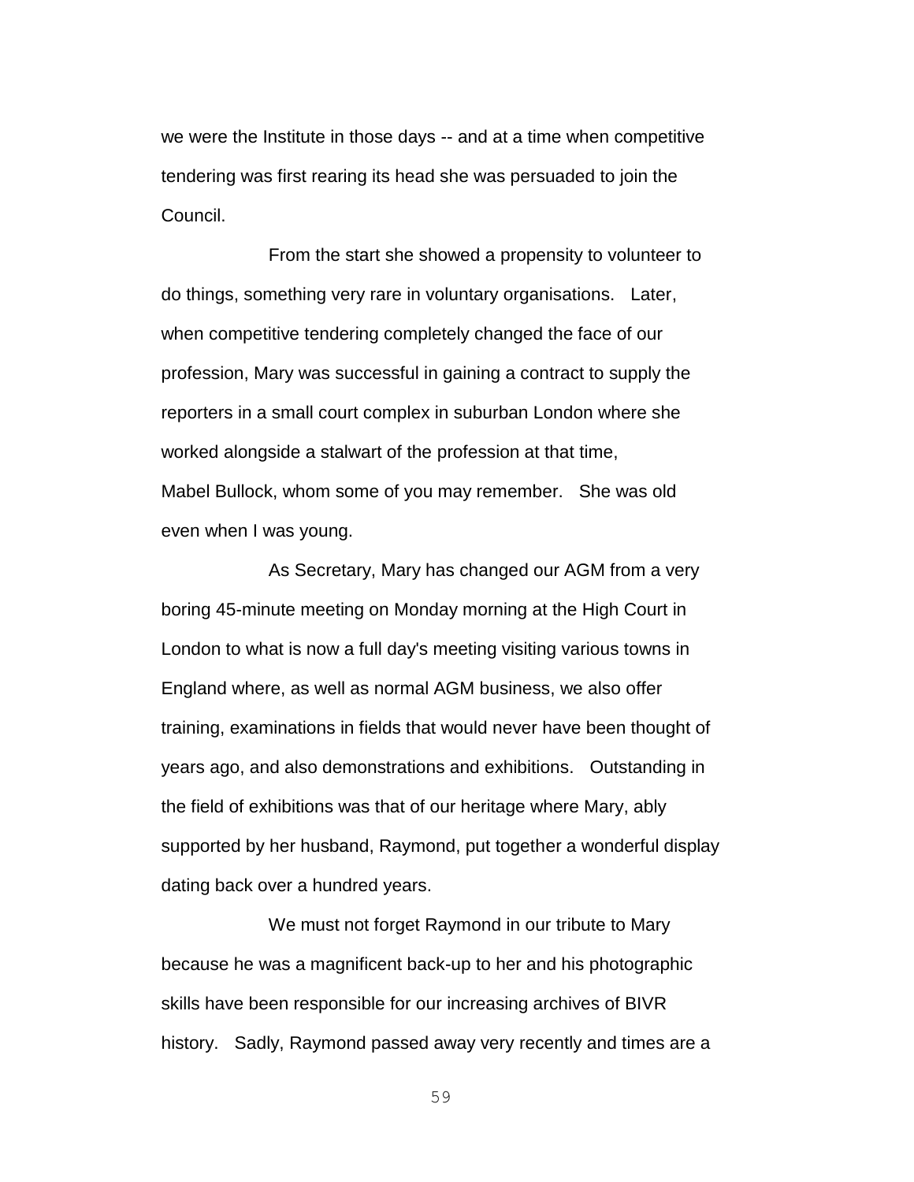we were the Institute in those days -- and at a time when competitive tendering was first rearing its head she was persuaded to join the Council.

From the start she showed a propensity to volunteer to do things, something very rare in voluntary organisations. Later, when competitive tendering completely changed the face of our profession, Mary was successful in gaining a contract to supply the reporters in a small court complex in suburban London where she worked alongside a stalwart of the profession at that time, Mabel Bullock, whom some of you may remember. She was old even when I was young.

As Secretary, Mary has changed our AGM from a very boring 45-minute meeting on Monday morning at the High Court in London to what is now a full day's meeting visiting various towns in England where, as well as normal AGM business, we also offer training, examinations in fields that would never have been thought of years ago, and also demonstrations and exhibitions. Outstanding in the field of exhibitions was that of our heritage where Mary, ably supported by her husband, Raymond, put together a wonderful display dating back over a hundred years.

We must not forget Raymond in our tribute to Mary because he was a magnificent back-up to her and his photographic skills have been responsible for our increasing archives of BIVR history. Sadly, Raymond passed away very recently and times are a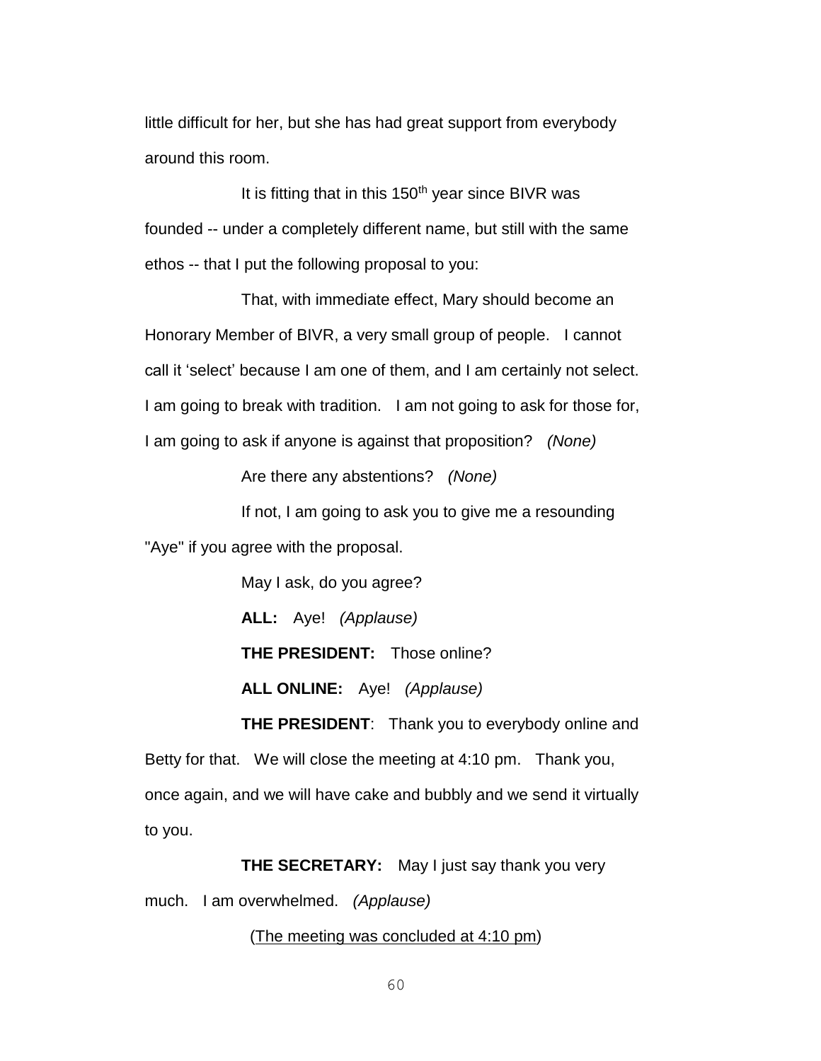little difficult for her, but she has had great support from everybody around this room.

It is fitting that in this 150th year since BIVR was founded -- under a completely different name, but still with the same ethos -- that I put the following proposal to you:

That, with immediate effect, Mary should become an Honorary Member of BIVR, a very small group of people. I cannot call it 'select' because I am one of them, and I am certainly not select. I am going to break with tradition. I am not going to ask for those for, I am going to ask if anyone is against that proposition? *(None)*

Are there any abstentions? *(None)*

If not, I am going to ask you to give me a resounding "Aye" if you agree with the proposal.

May I ask, do you agree?

**ALL:** Aye! *(Applause)*

**THE PRESIDENT:** Those online?

**ALL ONLINE:** Aye! *(Applause)*

**THE PRESIDENT**: Thank you to everybody online and Betty for that. We will close the meeting at 4:10 pm. Thank you, once again, and we will have cake and bubbly and we send it virtually to you.

**THE SECRETARY:** May I just say thank you very much. I am overwhelmed. *(Applause)*

(<u>The meeting was concluded at 4:10 pm</u>)